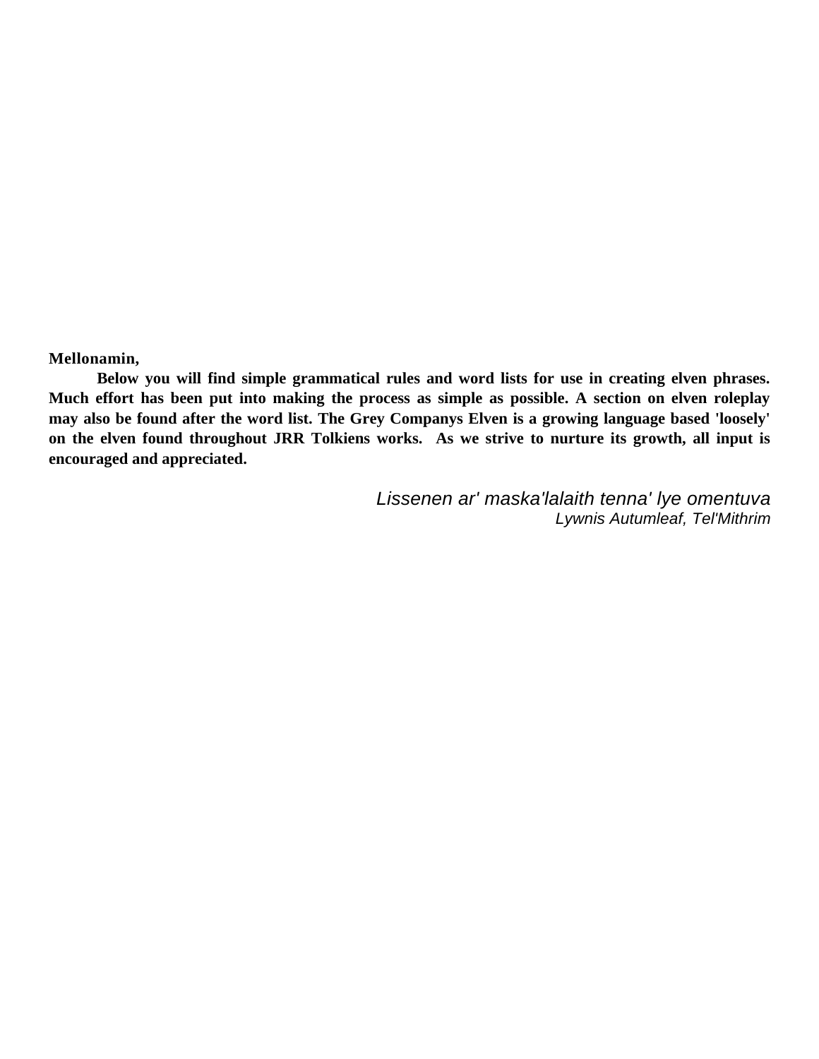**Mellonamin,**

**Below you will find simple grammatical rules and word lists for use in creating elven phrases. Much effort has been put into making the process as simple as possible. A section on elven roleplay may also be found after the word list. The Grey Companys Elven is a growing language based 'loosely' on the elven found throughout JRR Tolkiens works. As we strive to nurture its growth, all input is encouraged and appreciated.**

*Lissenen ar' maska'lalaith tenna' lye omentuva*
*Lywnis Autumleaf, Tel'Mithrim*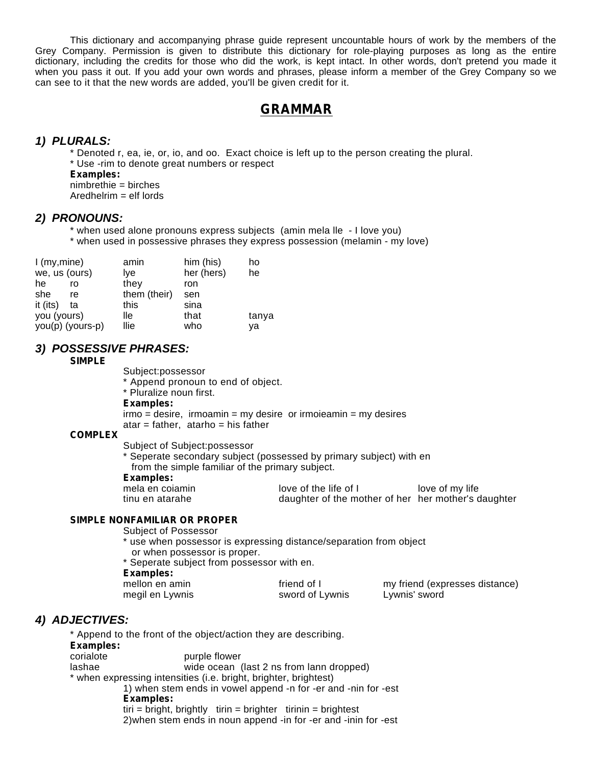This dictionary and accompanying phrase guide represent uncountable hours of work by the members of the Grey Company. Permission is given to distribute this dictionary for role-playing purposes as long as the entire dictionary, including the credits for those who did the work, is kept intact. In other words, don't pretend you made it when you pass it out. If you add your own words and phrases, please inform a member of the Grey Company so we can see to it that the new words are added, you'll be given credit for it.

# GRAMMAR

## *1) PLURALS:*

* Denoted r, ea, ie, or, io, and oo. Exact choice is left up to the person creating the plural.
* Use -rim to denote great numbers or respect

**Examples:**
nimbrethie = birches
Aredhelrim = elf lords

## *2) PRONOUNS:*

* when used alone pronouns express subjects (amin mela lle - I love you)
* when used in possessive phrases they express possession (melamin - my love)

| | | | |
|---|---|---|---|
| I (my,mine) | amin | him (his) | ho |
| we, us (ours) | lye | her (hers) | he |
| he ro | they | ron | |
| she re | them (their) | sen | |
| it (its) ta | this | sina | |
| you (yours) | lle | that | tanya |
| you(p) (yours-p) | llie | who | ya |

## *3) POSSESSIVE PHRASES:*

**SIMPLE**

Subject:possessor
* Append pronoun to end of object.
* Pluralize noun first.

**Examples:**
irmo = desire, irmoamin = my desire or irmoieamin = my desires
atar = father, atarho = his father

**COMPLEX**

Subject of Subject:possessor
* Seperate secondary subject (possessed by primary subject) with en from the simple familiar of the primary subject.

**Examples:**

| | | |
|---|---|---|
| mela en coiamin | love of the life of I | love of my life |
| tinu en atarahe | daughter of the mother of her | her mother's daughter |

**SIMPLE NONFAMILIAR OR PROPER**

Subject of Possessor
* use when possessor is expressing distance/separation from object or when possessor is proper.
* Seperate subject from possessor with en.

**Examples:**

| | | |
|---|---|---|
| mellon en amin | friend of I | my friend (expresses distance) |
| megil en Lywnis | sword of Lywnis | Lywnis' sword |

## *4) ADJECTIVES:*

* Append to the front of the object/action they are describing.

**Examples:**

| | |
|---|---|
| corialote | purple flower |
| lashae | wide ocean (last 2 ns from lann dropped) |

* when expressing intensities (i.e. bright, brighter, brightest)

1) when stem ends in vowel append -n for -er and -nin for -est

**Examples:**
tiri = bright, brightly tirin = brighter tirinin = brightest

2)when stem ends in noun append -in for -er and -inin for -est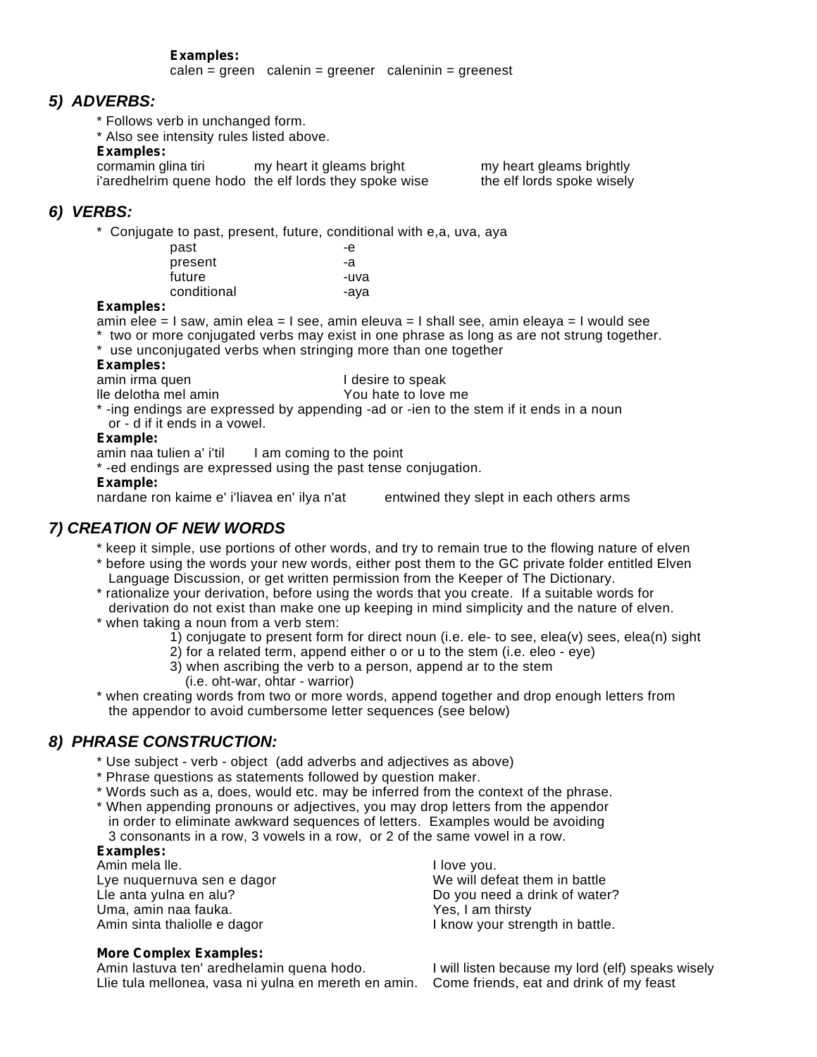**Examples:**
calen = green   calenin = greener   caleninin = greenest

## 5)  ADVERBS:

* Follows verb in unchanged form.
* Also see intensity rules listed above.

**Examples:**

| | | |
|---|---|---|
| cormamin glina tiri | my heart it gleams bright | my heart gleams brightly |
| i'aredhelrim quene hodo | the elf lords they spoke wise | the elf lords spoke wisely |

## 6)  VERBS:

* Conjugate to past, present, future, conditional with e,a, uva, aya

| | |
|---|---|
| past | -e |
| present | -a |
| future | -uva |
| conditional | -aya |

**Examples:**
amin elee = I saw, amin elea = I see, amin eleuva = I shall see, amin eleaya = I would see
* two or more conjugated verbs may exist in one phrase as long as are not strung together.
* use unconjugated verbs when stringing more than one together

**Examples:**

| | |
|---|---|
| amin irma quen | I desire to speak |
| lle delotha mel amin | You hate to love me |

* -ing endings are expressed by appending -ad or -ien to the stem if it ends in a noun or - d if it ends in a vowel.

**Example:**
amin naa tulien a' i'til      I am coming to the point
* -ed endings are expressed using the past tense conjugation.

**Example:**
nardane ron kaime e' i'liavea en' ilya n'at      entwined they slept in each others arms

## 7) CREATION OF NEW WORDS

* keep it simple, use portions of other words, and try to remain true to the flowing nature of elven
* before using the words your new words, either post them to the GC private folder entitled Elven Language Discussion, or get written permission from the Keeper of The Dictionary.
* rationalize your derivation, before using the words that you create.  If a suitable words for derivation do not exist than make one up keeping in mind simplicity and the nature of elven.
* when taking a noun from a verb stem:
    1) conjugate to present form for direct noun (i.e. ele- to see, elea(v) sees, elea(n) sight
    2) for a related term, append either o or u to the stem (i.e. eleo - eye)
    3) when ascribing the verb to a person, append ar to the stem (i.e. oht-war, ohtar - warrior)
* when creating words from two or more words, append together and drop enough letters from the appendor to avoid cumbersome letter sequences (see below)

## 8)  PHRASE CONSTRUCTION:

* Use subject - verb - object  (add adverbs and adjectives as above)
* Phrase questions as statements followed by question maker.
* Words such as a, does, would etc. may be inferred from the context of the phrase.
* When appending pronouns or adjectives, you may drop letters from the appendor in order to eliminate awkward sequences of letters.  Examples would be avoiding 3 consonants in a row, 3 vowels in a row,  or 2 of the same vowel in a row.

**Examples:**

| | |
|---|---|
| Amin mela lle. | I love you. |
| Lye nuquernuva sen e dagor | We will defeat them in battle |
| Lle anta yulna en alu? | Do you need a drink of water? |
| Uma, amin naa fauka. | Yes, I am thirsty |
| Amin sinta thaliolle e dagor | I know your strength in battle. |

**More Complex Examples:**

| | |
|---|---|
| Amin lastuva ten' aredhelamin quena hodo. | I will listen because my lord (elf) speaks wisely |
| Llie tula mellonea, vasa ni yulna en mereth en amin. | Come friends, eat and drink of my feast |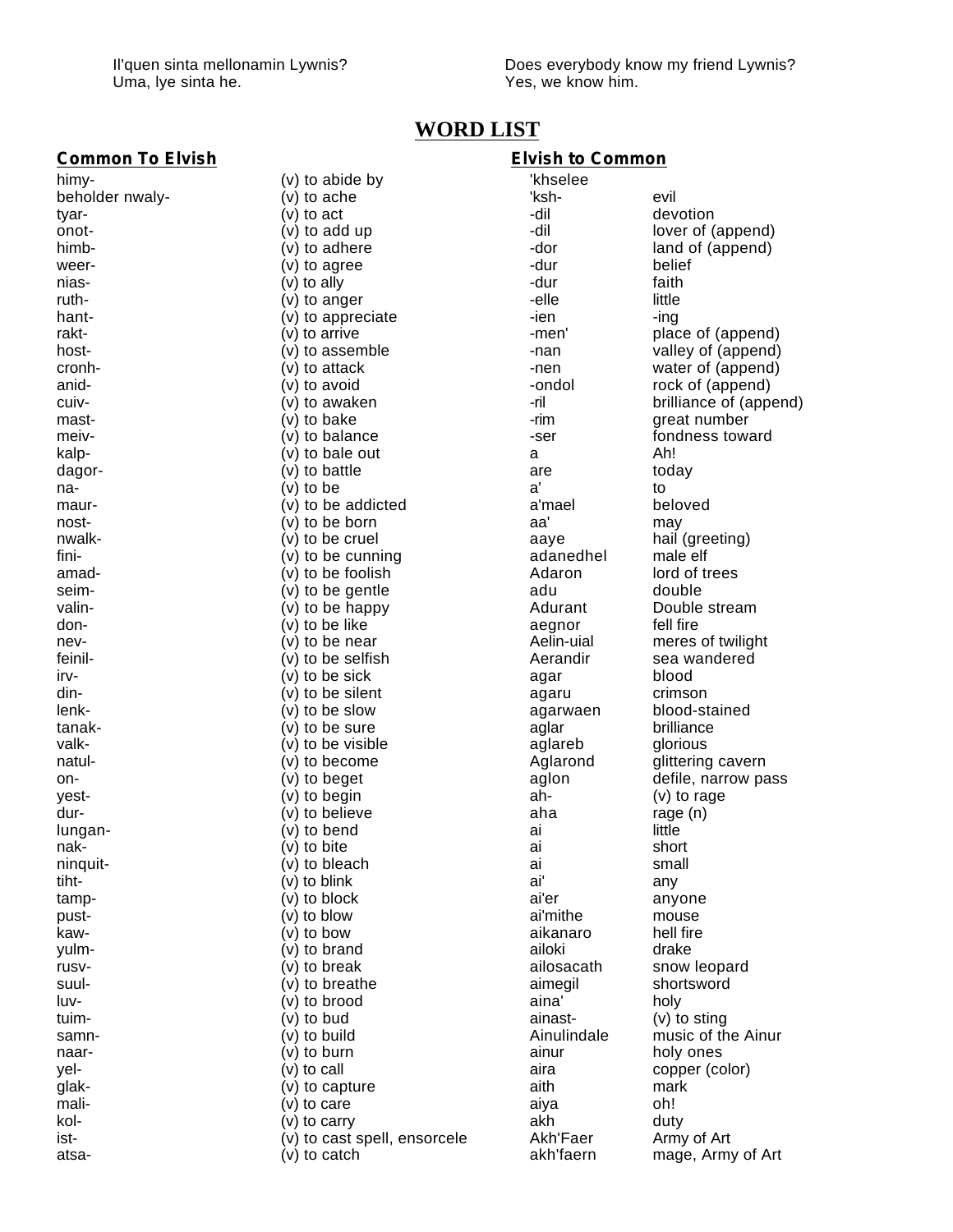| | |
|---|---|
| Il'quen sinta mellonamin Lywnis? | Does everybody know my friend Lywnis? |
| Uma, lye sinta he. | Yes, we know him. |

# WORD LIST

## Common To Elvish

| | |
|---|---|
| himy- | (v) to abide by |
| beholder nwaly- | (v) to ache |
| tyar- | (v) to act |
| onot- | (v) to add up |
| himb- | (v) to adhere |
| weer- | (v) to agree |
| nias- | (v) to ally |
| ruth- | (v) to anger |
| hant- | (v) to appreciate |
| rakt- | (v) to arrive |
| host- | (v) to assemble |
| cronh- | (v) to attack |
| anid- | (v) to avoid |
| cuiv- | (v) to awaken |
| mast- | (v) to bake |
| meiv- | (v) to balance |
| kalp- | (v) to bale out |
| dagor- | (v) to battle |
| na- | (v) to be |
| maur- | (v) to be addicted |
| nost- | (v) to be born |
| nwalk- | (v) to be cruel |
| fini- | (v) to be cunning |
| amad- | (v) to be foolish |
| seim- | (v) to be gentle |
| valin- | (v) to be happy |
| don- | (v) to be like |
| nev- | (v) to be near |
| feinil- | (v) to be selfish |
| irv- | (v) to be sick |
| din- | (v) to be silent |
| lenk- | (v) to be slow |
| tanak- | (v) to be sure |
| valk- | (v) to be visible |
| natul- | (v) to become |
| on- | (v) to beget |
| yest- | (v) to begin |
| dur- | (v) to believe |
| lungan- | (v) to bend |
| nak- | (v) to bite |
| ninquit- | (v) to bleach |
| tiht- | (v) to blink |
| tamp- | (v) to block |
| pust- | (v) to blow |
| kaw- | (v) to bow |
| yulm- | (v) to brand |
| rusv- | (v) to break |
| suul- | (v) to breathe |
| luv- | (v) to brood |
| tuim- | (v) to bud |
| samn- | (v) to build |
| naar- | (v) to burn |
| yel- | (v) to call |
| glak- | (v) to capture |
| mali- | (v) to care |
| kol- | (v) to carry |
| ist- | (v) to cast spell, ensorcele |
| atsa- | (v) to catch |

## Elvish to Common

| | |
|---|---|
| 'khselee | |
| 'ksh- | evil |
| -dil | devotion |
| -dil | lover of (append) |
| -dor | land of (append) |
| -dur | belief |
| -dur | faith |
| -elle | little |
| -ien | -ing |
| -men' | place of (append) |
| -nan | valley of (append) |
| -nen | water of (append) |
| -ondol | rock of (append) |
| -ril | brilliance of (append) |
| -rim | great number |
| -ser | fondness toward |
| a | Ah! |
| are | today |
| a' | to |
| a'mael | beloved |
| aa' | may |
| aaye | hail (greeting) |
| adanedhel | male elf |
| Adaron | lord of trees |
| adu | double |
| Adurant | Double stream |
| aegnor | fell fire |
| Aelin-uial | meres of twilight |
| Aerandir | sea wandered |
| agar | blood |
| agaru | crimson |
| agarwaen | blood-stained |
| aglar | brilliance |
| aglareb | glorious |
| Aglarond | glittering cavern |
| aglon | defile, narrow pass |
| ah- | (v) to rage |
| aha | rage (n) |
| ai | little |
| ai | short |
| ai | small |
| ai' | any |
| ai'er | anyone |
| ai'mithe | mouse |
| aikanaro | hell fire |
| ailoki | drake |
| ailosacath | snow leopard |
| aimegil | shortsword |
| aina' | holy |
| ainast- | (v) to sting |
| Ainulindale | music of the Ainur |
| ainur | holy ones |
| aira | copper (color) |
| aith | mark |
| aiya | oh! |
| akh | duty |
| Akh'Faer | Army of Art |
| akh'faern | mage, Army of Art |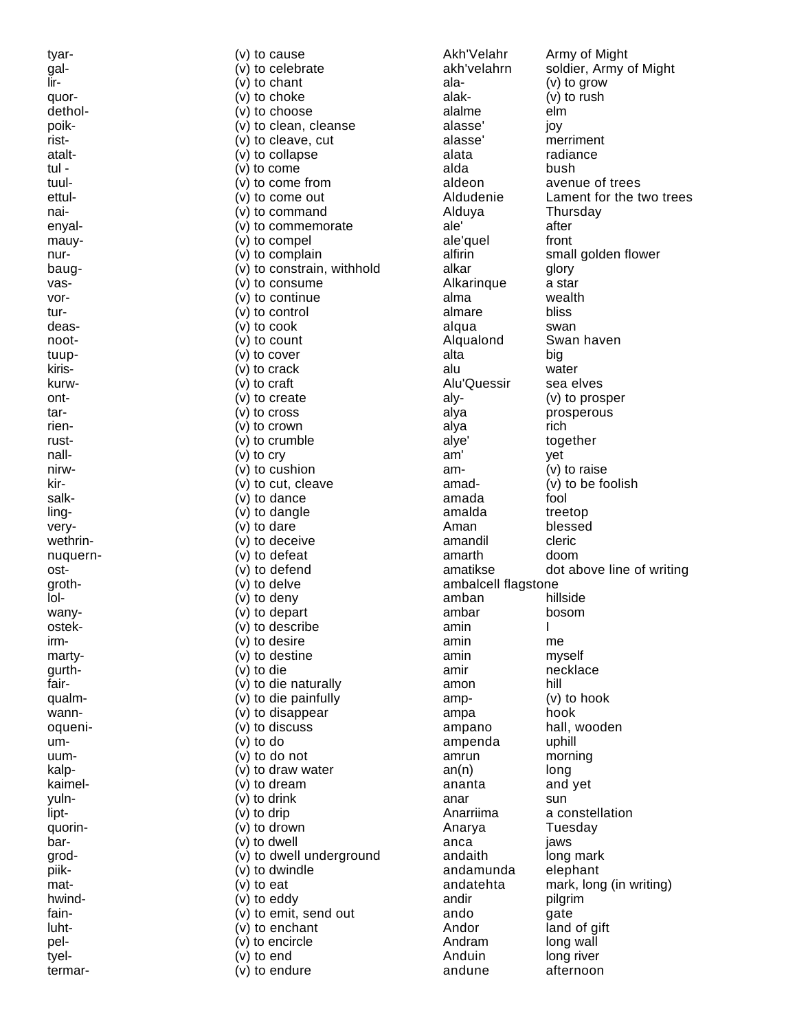| | | | |
|---|---|---|---|
| tyar- | (v) to cause | Akh'Velahr | Army of Might |
| gal- | (v) to celebrate | akh'velahrn | soldier, Army of Might |
| lir- | (v) to chant | ala- | (v) to grow |
| quor- | (v) to choke | alak- | (v) to rush |
| dethol- | (v) to choose | alalme | elm |
| poik- | (v) to clean, cleanse | alasse' | joy |
| rist- | (v) to cleave, cut | alasse' | merriment |
| atalt- | (v) to collapse | alata | radiance |
| tul - | (v) to come | alda | bush |
| tuul- | (v) to come from | aldeon | avenue of trees |
| ettul- | (v) to come out | Aldudenie | Lament for the two trees |
| nai- | (v) to command | Alduya | Thursday |
| enyal- | (v) to commemorate | ale' | after |
| mauy- | (v) to compel | ale'quel | front |
| nur- | (v) to complain | alfirin | small golden flower |
| baug- | (v) to constrain, withhold | alkar | glory |
| vas- | (v) to consume | Alkarinque | a star |
| vor- | (v) to continue | alma | wealth |
| tur- | (v) to control | almare | bliss |
| deas- | (v) to cook | alqua | swan |
| noot- | (v) to count | Alqualond | Swan haven |
| tuup- | (v) to cover | alta | big |
| kiris- | (v) to crack | alu | water |
| kurw- | (v) to craft | Alu'Quessir | sea elves |
| ont- | (v) to create | aly- | (v) to prosper |
| tar- | (v) to cross | alya | prosperous |
| rien- | (v) to crown | alya | rich |
| rust- | (v) to crumble | alye' | together |
| nall- | (v) to cry | am' | yet |
| nirw- | (v) to cushion | am- | (v) to raise |
| kir- | (v) to cut, cleave | amad- | (v) to be foolish |
| salk- | (v) to dance | amada | fool |
| ling- | (v) to dangle | amalda | treetop |
| very- | (v) to dare | Aman | blessed |
| wethrin- | (v) to deceive | amandil | cleric |
| nuquern- | (v) to defeat | amarth | doom |
| ost- | (v) to defend | amatikse | dot above line of writing |
| groth- | (v) to delve | ambalcell | flagstone |
| lol- | (v) to deny | amban | hillside |
| wany- | (v) to depart | ambar | bosom |
| ostek- | (v) to describe | amin | I |
| irm- | (v) to desire | amin | me |
| marty- | (v) to destine | amin | myself |
| gurth- | (v) to die | amir | necklace |
| fair- | (v) to die naturally | amon | hill |
| qualm- | (v) to die painfully | amp- | (v) to hook |
| wann- | (v) to disappear | ampa | hook |
| oqueni- | (v) to discuss | ampano | hall, wooden |
| um- | (v) to do | ampenda | uphill |
| uum- | (v) to do not | amrun | morning |
| kalp- | (v) to draw water | an(n) | long |
| kaimel- | (v) to dream | ananta | and yet |
| yuln- | (v) to drink | anar | sun |
| lipt- | (v) to drip | Anarriima | a constellation |
| quorin- | (v) to drown | Anarya | Tuesday |
| bar- | (v) to dwell | anca | jaws |
| grod- | (v) to dwell underground | andaith | long mark |
| piik- | (v) to dwindle | andamunda | elephant |
| mat- | (v) to eat | andatehta | mark, long (in writing) |
| hwind- | (v) to eddy | andir | pilgrim |
| fain- | (v) to emit, send out | ando | gate |
| luht- | (v) to enchant | Andor | land of gift |
| pel- | (v) to encircle | Andram | long wall |
| tyel- | (v) to end | Anduin | long river |
| termar- | (v) to endure | andune | afternoon |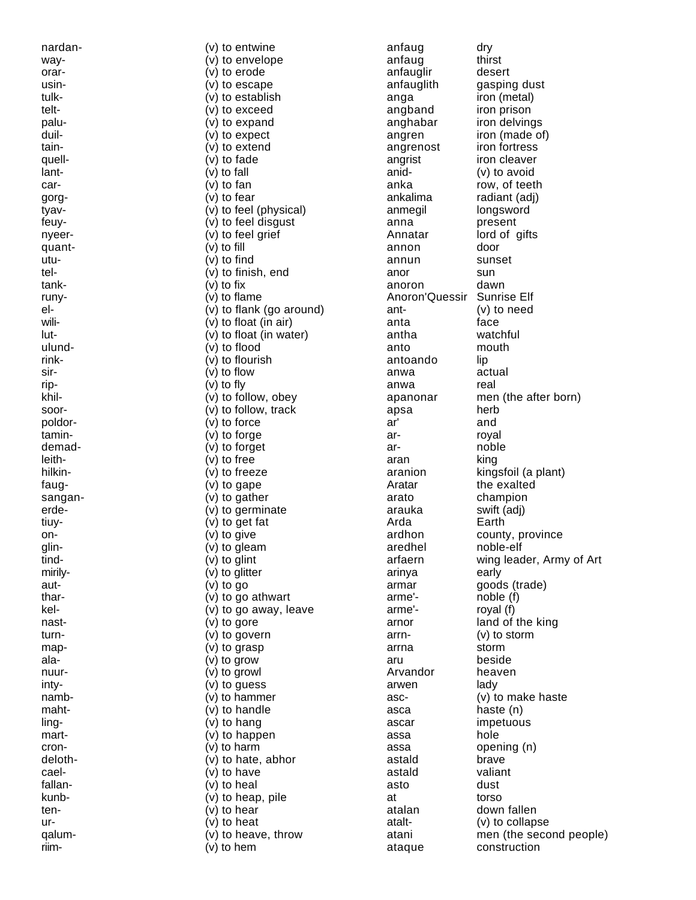| | | | |
|---|---|---|---|
| nardan- | (v) to entwine | anfaug | dry |
| way- | (v) to envelope | anfaug | thirst |
| orar- | (v) to erode | anfauglir | desert |
| usin- | (v) to escape | anfauglith | gasping dust |
| tulk- | (v) to establish | anga | iron (metal) |
| telt- | (v) to exceed | angband | iron prison |
| palu- | (v) to expand | anghabar | iron delvings |
| duil- | (v) to expect | angren | iron (made of) |
| tain- | (v) to extend | angrenost | iron fortress |
| quell- | (v) to fade | angrist | iron cleaver |
| lant- | (v) to fall | anid- | (v) to avoid |
| car- | (v) to fan | anka | row, of teeth |
| gorg- | (v) to fear | ankalima | radiant (adj) |
| tyav- | (v) to feel (physical) | anmegil | longsword |
| feuy- | (v) to feel disgust | anna | present |
| nyeer- | (v) to feel grief | Annatar | lord of gifts |
| quant- | (v) to fill | annon | door |
| utu- | (v) to find | annun | sunset |
| tel- | (v) to finish, end | anor | sun |
| tank- | (v) to fix | anoron | dawn |
| runy- | (v) to flame | Anoron'Quessir | Sunrise Elf |
| el- | (v) to flank (go around) | ant- | (v) to need |
| wili- | (v) to float (in air) | anta | face |
| lut- | (v) to float (in water) | antha | watchful |
| ulund- | (v) to flood | anto | mouth |
| rink- | (v) to flourish | antoando | lip |
| sir- | (v) to flow | anwa | actual |
| rip- | (v) to fly | anwa | real |
| khil- | (v) to follow, obey | apanonar | men (the after born) |
| soor- | (v) to follow, track | apsa | herb |
| poldor- | (v) to force | ar' | and |
| tamin- | (v) to forge | ar- | royal |
| demad- | (v) to forget | ar- | noble |
| leith- | (v) to free | aran | king |
| hilkin- | (v) to freeze | aranion | kingsfoil (a plant) |
| faug- | (v) to gape | Aratar | the exalted |
| sangan- | (v) to gather | arato | champion |
| erde- | (v) to germinate | arauka | swift (adj) |
| tiuy- | (v) to get fat | Arda | Earth |
| on- | (v) to give | ardhon | county, province |
| glin- | (v) to gleam | aredhel | noble-elf |
| tind- | (v) to glint | arfaern | wing leader, Army of Art |
| mirily- | (v) to glitter | arinya | early |
| aut- | (v) to go | armar | goods (trade) |
| thar- | (v) to go athwart | arme'- | noble (f) |
| kel- | (v) to go away, leave | arme'- | royal (f) |
| nast- | (v) to gore | arnor | land of the king |
| turn- | (v) to govern | arrn- | (v) to storm |
| map- | (v) to grasp | arrna | storm |
| ala- | (v) to grow | aru | beside |
| nuur- | (v) to growl | Arvandor | heaven |
| inty- | (v) to guess | arwen | lady |
| namb- | (v) to hammer | asc- | (v) to make haste |
| maht- | (v) to handle | asca | haste (n) |
| ling- | (v) to hang | ascar | impetuous |
| mart- | (v) to happen | assa | hole |
| cron- | (v) to harm | assa | opening (n) |
| deloth- | (v) to hate, abhor | astald | brave |
| cael- | (v) to have | astald | valiant |
| fallan- | (v) to heal | asto | dust |
| kunb- | (v) to heap, pile | at | torso |
| ten- | (v) to hear | atalan | down fallen |
| ur- | (v) to heat | atalt- | (v) to collapse |
| qalum- | (v) to heave, throw | atani | men (the second people) |
| riim- | (v) to hem | ataque | construction |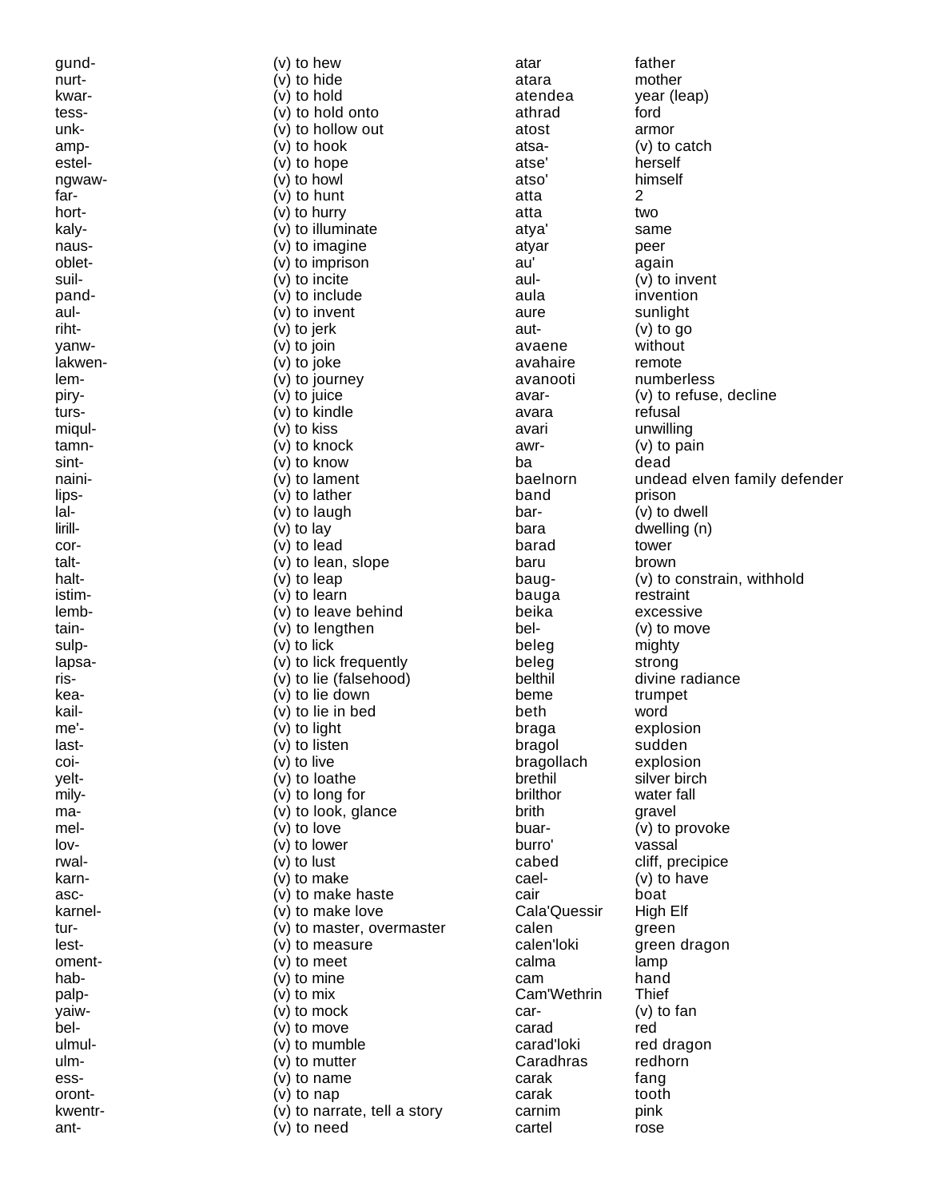| | |
|---|---|
| gund- | (v) to hew |
| nurt- | (v) to hide |
| kwar- | (v) to hold |
| tess- | (v) to hold onto |
| unk- | (v) to hollow out |
| amp- | (v) to hook |
| estel- | (v) to hope |
| ngwaw- | (v) to howl |
| far- | (v) to hunt |
| hort- | (v) to hurry |
| kaly- | (v) to illuminate |
| naus- | (v) to imagine |
| oblet- | (v) to imprison |
| suil- | (v) to incite |
| pand- | (v) to include |
| aul- | (v) to invent |
| riht- | (v) to jerk |
| yanw- | (v) to join |
| lakwen- | (v) to joke |
| lem- | (v) to journey |
| piry- | (v) to juice |
| turs- | (v) to kindle |
| miqul- | (v) to kiss |
| tamn- | (v) to knock |
| sint- | (v) to know |
| naini- | (v) to lament |
| lips- | (v) to lather |
| lal- | (v) to laugh |
| lirill- | (v) to lay |
| cor- | (v) to lead |
| talt- | (v) to lean, slope |
| halt- | (v) to leap |
| istim- | (v) to learn |
| lemb- | (v) to leave behind |
| tain- | (v) to lengthen |
| sulp- | (v) to lick |
| lapsa- | (v) to lick frequently |
| ris- | (v) to lie (falsehood) |
| kea- | (v) to lie down |
| kail- | (v) to lie in bed |
| me'- | (v) to light |
| last- | (v) to listen |
| coi- | (v) to live |
| yelt- | (v) to loathe |
| mily- | (v) to long for |
| ma- | (v) to look, glance |
| mel- | (v) to love |
| lov- | (v) to lower |
| rwal- | (v) to lust |
| karn- | (v) to make |
| asc- | (v) to make haste |
| karnel- | (v) to make love |
| tur- | (v) to master, overmaster |
| lest- | (v) to measure |
| oment- | (v) to meet |
| hab- | (v) to mine |
| palp- | (v) to mix |
| yaiw- | (v) to mock |
| bel- | (v) to move |
| ulmul- | (v) to mumble |
| ulm- | (v) to mutter |
| ess- | (v) to name |
| oront- | (v) to nap |
| kwentr- | (v) to narrate, tell a story |
| ant- | (v) to need |
| atar | father |
| atara | mother |
| atendea | year (leap) |
| athrad | ford |
| atost | armor |
| atsa- | (v) to catch |
| atse' | herself |
| atso' | himself |
| atta | 2 |
| atta | two |
| atya' | same |
| atyar | peer |
| au' | again |
| aul- | (v) to invent |
| aula | invention |
| aure | sunlight |
| aut- | (v) to go |
| avaene | without |
| avahaire | remote |
| avanooti | numberless |
| avar- | (v) to refuse, decline |
| avara | refusal |
| avari | unwilling |
| awr- | (v) to pain |
| ba | dead |
| baelnorn | undead elven family defender |
| band | prison |
| bar- | (v) to dwell |
| bara | dwelling (n) |
| barad | tower |
| baru | brown |
| baug- | (v) to constrain, withhold |
| bauga | restraint |
| beika | excessive |
| bel- | (v) to move |
| beleg | mighty |
| beleg | strong |
| belthil | divine radiance |
| beme | trumpet |
| beth | word |
| braga | explosion |
| bragol | sudden |
| bragollach | explosion |
| brethil | silver birch |
| brilthor | water fall |
| brith | gravel |
| buar- | (v) to provoke |
| burro' | vassal |
| cabed | cliff, precipice |
| cael- | (v) to have |
| cair | boat |
| Cala'Quessir | High Elf |
| calen | green |
| calen'loki | green dragon |
| calma | lamp |
| cam | hand |
| Cam'Wethrin | Thief |
| car- | (v) to fan |
| carad | red |
| carad'loki | red dragon |
| Caradhras | redhorn |
| carak | fang |
| carak | tooth |
| carnim | pink |
| cartel | rose |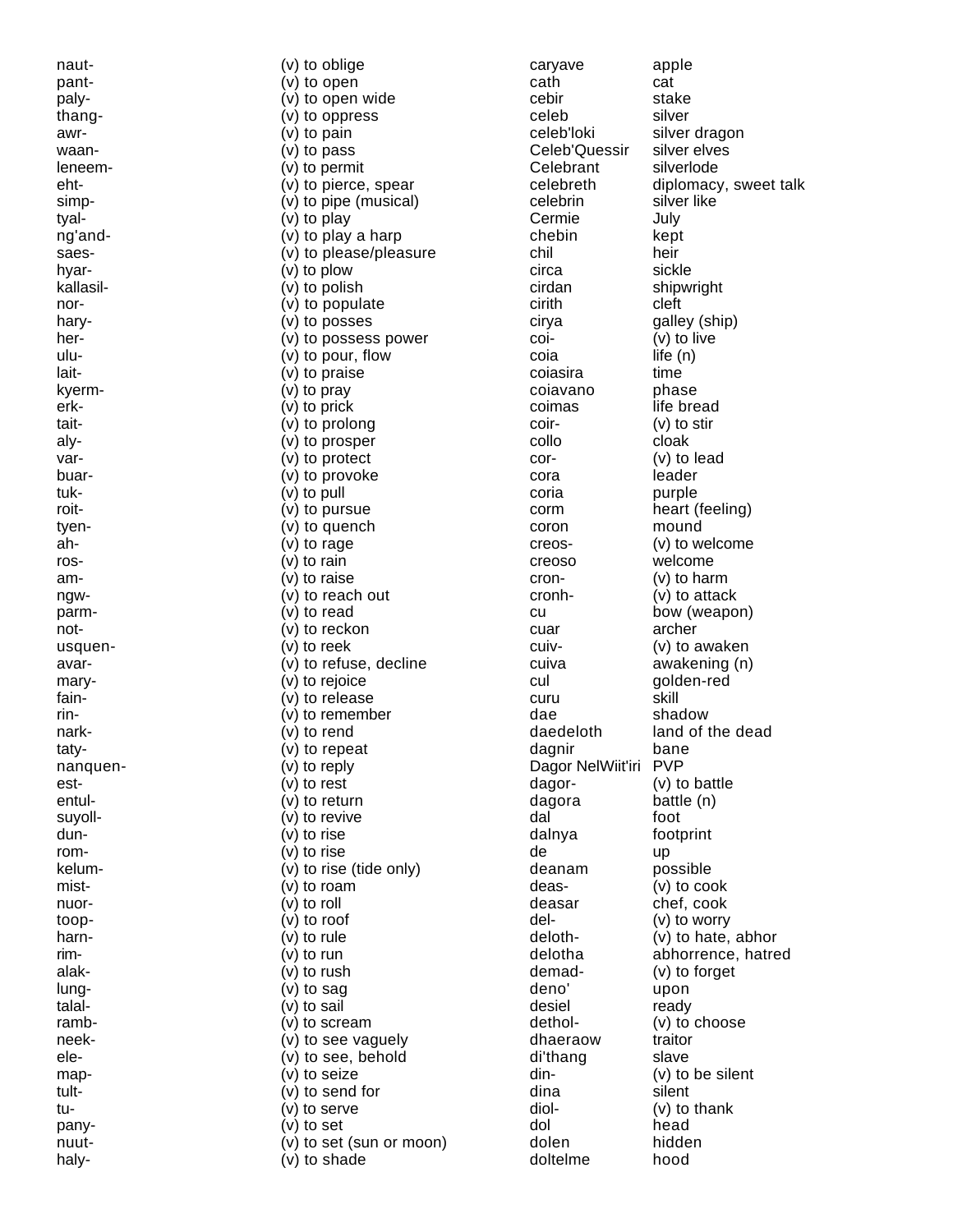| | | | |
|---|---|---|---|
| naut- | (v) to oblige | caryave | apple |
| pant- | (v) to open | cath | cat |
| paly- | (v) to open wide | cebir | stake |
| thang- | (v) to oppress | celeb | silver |
| awr- | (v) to pain | celeb'loki | silver dragon |
| waan- | (v) to pass | Celeb'Quessir | silver elves |
| leneem- | (v) to permit | Celebrant | silverlode |
| eht- | (v) to pierce, spear | celebreth | diplomacy, sweet talk |
| simp- | (v) to pipe (musical) | celebrin | silver like |
| tyal- | (v) to play | Cermie | July |
| ng'and- | (v) to play a harp | chebin | kept |
| saes- | (v) to please/pleasure | chil | heir |
| hyar- | (v) to plow | circa | sickle |
| kallasil- | (v) to polish | cirdan | shipwright |
| nor- | (v) to populate | cirith | cleft |
| hary- | (v) to posses | cirya | galley (ship) |
| her- | (v) to possess power | coi- | (v) to live |
| ulu- | (v) to pour, flow | coia | life (n) |
| lait- | (v) to praise | coiasira | time |
| kyerm- | (v) to pray | coiavano | phase |
| erk- | (v) to prick | coimas | life bread |
| tait- | (v) to prolong | coir- | (v) to stir |
| aly- | (v) to prosper | collo | cloak |
| var- | (v) to protect | cor- | (v) to lead |
| buar- | (v) to provoke | cora | leader |
| tuk- | (v) to pull | coria | purple |
| roit- | (v) to pursue | corm | heart (feeling) |
| tyen- | (v) to quench | coron | mound |
| ah- | (v) to rage | creos- | (v) to welcome |
| ros- | (v) to rain | creoso | welcome |
| am- | (v) to raise | cron- | (v) to harm |
| ngw- | (v) to reach out | cronh- | (v) to attack |
| parm- | (v) to read | cu | bow (weapon) |
| not- | (v) to reckon | cuar | archer |
| usquen- | (v) to reek | cuiv- | (v) to awaken |
| avar- | (v) to refuse, decline | cuiva | awakening (n) |
| mary- | (v) to rejoice | cul | golden-red |
| fain- | (v) to release | curu | skill |
| rin- | (v) to remember | dae | shadow |
| nark- | (v) to rend | daedeloth | land of the dead |
| taty- | (v) to repeat | dagnir | bane |
| nanquen- | (v) to reply | Dagor NelWiit'iri | PVP |
| est- | (v) to rest | dagor- | (v) to battle |
| entul- | (v) to return | dagora | battle (n) |
| suyoll- | (v) to revive | dal | foot |
| dun- | (v) to rise | dalnya | footprint |
| rom- | (v) to rise | de | up |
| kelum- | (v) to rise (tide only) | deanam | possible |
| mist- | (v) to roam | deas- | (v) to cook |
| nuor- | (v) to roll | deasar | chef, cook |
| toop- | (v) to roof | del- | (v) to worry |
| harn- | (v) to rule | deloth- | (v) to hate, abhor |
| rim- | (v) to run | delotha | abhorrence, hatred |
| alak- | (v) to rush | demad- | (v) to forget |
| lung- | (v) to sag | deno' | upon |
| talal- | (v) to sail | desiel | ready |
| ramb- | (v) to scream | dethol- | (v) to choose |
| neek- | (v) to see vaguely | dhaeraow | traitor |
| ele- | (v) to see, behold | di'thang | slave |
| map- | (v) to seize | din- | (v) to be silent |
| tult- | (v) to send for | dina | silent |
| tu- | (v) to serve | diol- | (v) to thank |
| pany- | (v) to set | dol | head |
| nuut- | (v) to set (sun or moon) | dolen | hidden |
| haly- | (v) to shade | doltelme | hood |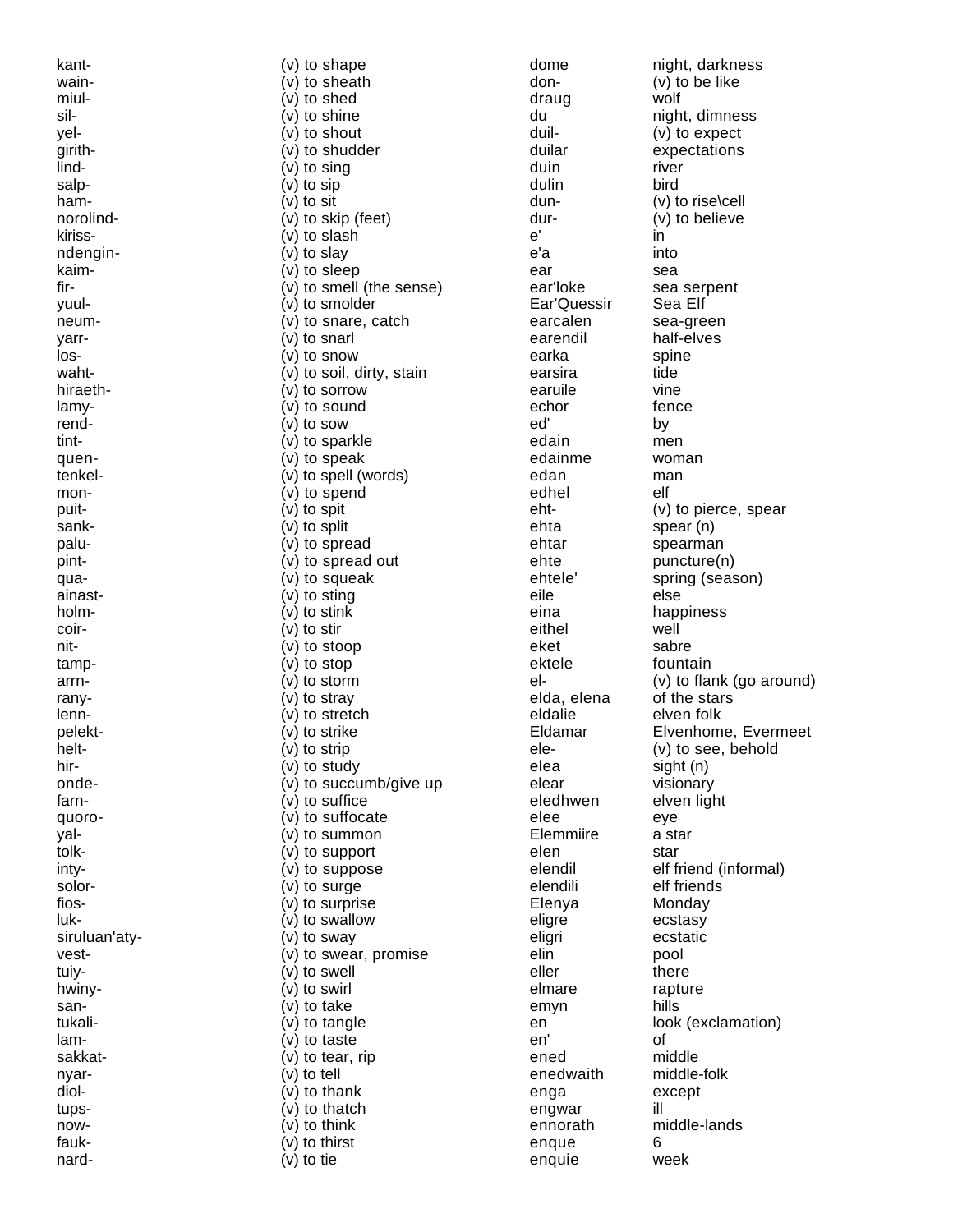| | | | |
|---|---|---|---|
| kant- | (v) to shape | dome | night, darkness |
| wain- | (v) to sheath | don- | (v) to be like |
| miul- | (v) to shed | draug | wolf |
| sil- | (v) to shine | du | night, dimness |
| yel- | (v) to shout | duil- | (v) to expect |
| girith- | (v) to shudder | duilar | expectations |
| lind- | (v) to sing | duin | river |
| salp- | (v) to sip | dulin | bird |
| ham- | (v) to sit | dun- | (v) to rise\cell |
| norolind- | (v) to skip (feet) | dur- | (v) to believe |
| kiriss- | (v) to slash | e' | in |
| ndengin- | (v) to slay | e'a | into |
| kaim- | (v) to sleep | ear | sea |
| fir- | (v) to smell (the sense) | ear'loke | sea serpent |
| yuul- | (v) to smolder | Ear'Quessir | Sea Elf |
| neum- | (v) to snare, catch | earcalen | sea-green |
| yarr- | (v) to snarl | earendil | half-elves |
| los- | (v) to snow | earka | spine |
| waht- | (v) to soil, dirty, stain | earsira | tide |
| hiraeth- | (v) to sorrow | earuile | vine |
| lamy- | (v) to sound | echor | fence |
| rend- | (v) to sow | ed' | by |
| tint- | (v) to sparkle | edain | men |
| quen- | (v) to speak | edainme | woman |
| tenkel- | (v) to spell (words) | edan | man |
| mon- | (v) to spend | edhel | elf |
| puit- | (v) to spit | eht- | (v) to pierce, spear |
| sank- | (v) to split | ehta | spear (n) |
| palu- | (v) to spread | ehtar | spearman |
| pint- | (v) to spread out | ehte | puncture(n) |
| qua- | (v) to squeak | ehtele' | spring (season) |
| ainast- | (v) to sting | eile | else |
| holm- | (v) to stink | eina | happiness |
| coir- | (v) to stir | eithel | well |
| nit- | (v) to stoop | eket | sabre |
| tamp- | (v) to stop | ektele | fountain |
| arrn- | (v) to storm | el- | (v) to flank (go around) |
| rany- | (v) to stray | elda, elena | of the stars |
| lenn- | (v) to stretch | eldalie | elven folk |
| pelekt- | (v) to strike | Eldamar | Elvenhome, Evermeet |
| helt- | (v) to strip | ele- | (v) to see, behold |
| hir- | (v) to study | elea | sight (n) |
| onde- | (v) to succumb/give up | elear | visionary |
| farn- | (v) to suffice | eledhwen | elven light |
| quoro- | (v) to suffocate | elee | eye |
| yal- | (v) to summon | Elemmiire | a star |
| tolk- | (v) to support | elen | star |
| inty- | (v) to suppose | elendil | elf friend (informal) |
| solor- | (v) to surge | elendili | elf friends |
| fios- | (v) to surprise | Elenya | Monday |
| luk- | (v) to swallow | eligre | ecstasy |
| siruluan'aty- | (v) to sway | eligri | ecstatic |
| vest- | (v) to swear, promise | elin | pool |
| tuiy- | (v) to swell | eller | there |
| hwiny- | (v) to swirl | elmare | rapture |
| san- | (v) to take | emyn | hills |
| tukali- | (v) to tangle | en | look (exclamation) |
| lam- | (v) to taste | en' | of |
| sakkat- | (v) to tear, rip | ened | middle |
| nyar- | (v) to tell | enedwaith | middle-folk |
| diol- | (v) to thank | enga | except |
| tups- | (v) to thatch | engwar | ill |
| now- | (v) to think | ennorath | middle-lands |
| fauk- | (v) to thirst | enque | 6 |
| nard- | (v) to tie | enquie | week |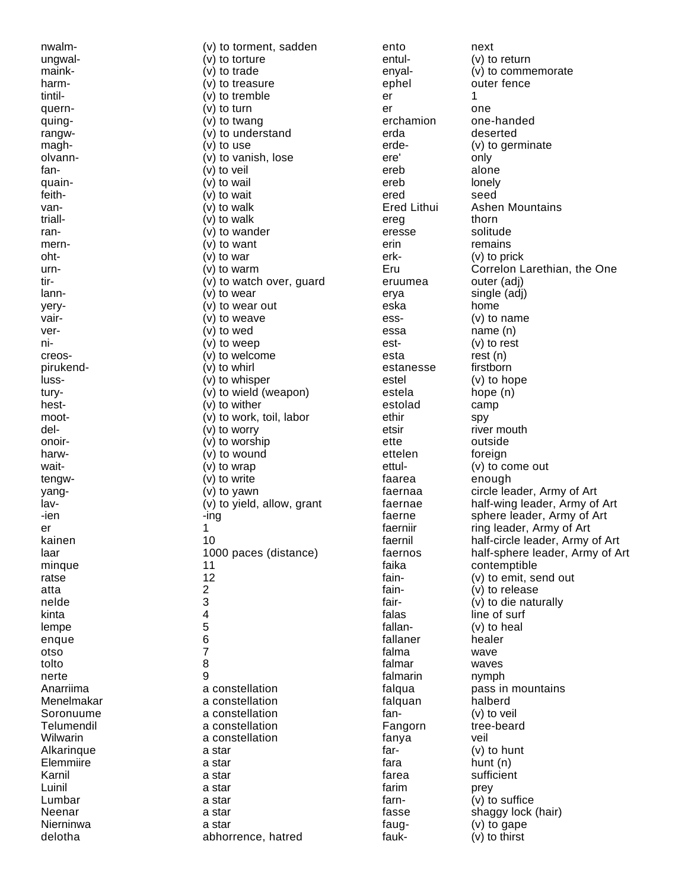| | |
|---|---|
| nwalm- | (v) to torment, sadden |
| ungwal- | (v) to torture |
| maink- | (v) to trade |
| harm- | (v) to treasure |
| tintil- | (v) to tremble |
| quern- | (v) to turn |
| quing- | (v) to twang |
| rangw- | (v) to understand |
| magh- | (v) to use |
| olvann- | (v) to vanish, lose |
| fan- | (v) to veil |
| quain- | (v) to wail |
| feith- | (v) to wait |
| van- | (v) to walk |
| triall- | (v) to walk |
| ran- | (v) to wander |
| mern- | (v) to want |
| oht- | (v) to war |
| urn- | (v) to warm |
| tir- | (v) to watch over, guard |
| lann- | (v) to wear |
| yery- | (v) to wear out |
| vair- | (v) to weave |
| ver- | (v) to wed |
| ni- | (v) to weep |
| creos- | (v) to welcome |
| pirukend- | (v) to whirl |
| luss- | (v) to whisper |
| tury- | (v) to wield (weapon) |
| hest- | (v) to wither |
| moot- | (v) to work, toil, labor |
| del- | (v) to worry |
| onoir- | (v) to worship |
| harw- | (v) to wound |
| wait- | (v) to wrap |
| tengw- | (v) to write |
| yang- | (v) to yawn |
| lav- | (v) to yield, allow, grant |
| -ien | -ing |
| er | 1 |
| kainen | 10 |
| laar | 1000 paces (distance) |
| minque | 11 |
| ratse | 12 |
| atta | 2 |
| nelde | 3 |
| kinta | 4 |
| lempe | 5 |
| enque | 6 |
| otso | 7 |
| tolto | 8 |
| nerte | 9 |
| Anarriima | a constellation |
| Menelmakar | a constellation |
| Soronuume | a constellation |
| Telumendil | a constellation |
| Wilwarin | a constellation |
| Alkarinque | a star |
| Elemmiire | a star |
| Karnil | a star |
| Luinil | a star |
| Lumbar | a star |
| Neenar | a star |
| Nierninwa | a star |
| delotha | abhorrence, hatred |
| ento | next |
| entul- | (v) to return |
| enyal- | (v) to commemorate |
| ephel | outer fence |
| er | 1 |
| er | one |
| erchamion | one-handed |
| erda | deserted |
| erde- | (v) to germinate |
| ere' | only |
| ereb | alone |
| ereb | lonely |
| ered | seed |
| Ered Lithui | Ashen Mountains |
| ereg | thorn |
| eresse | solitude |
| erin | remains |
| erk- | (v) to prick |
| Eru | Correlon Larethian, the One |
| eruumea | outer (adj) |
| erya | single (adj) |
| eska | home |
| ess- | (v) to name |
| essa | name (n) |
| est- | (v) to rest |
| esta | rest (n) |
| estanesse | firstborn |
| estel | (v) to hope |
| estela | hope (n) |
| estolad | camp |
| ethir | spy |
| etsir | river mouth |
| ette | outside |
| ettelen | foreign |
| ettul- | (v) to come out |
| faarea | enough |
| faernaa | circle leader, Army of Art |
| faernae | half-wing leader, Army of Art |
| faerne | sphere leader, Army of Art |
| faerniir | ring leader, Army of Art |
| faernil | half-circle leader, Army of Art |
| faernos | half-sphere leader, Army of Art |
| faika | contemptible |
| fain- | (v) to emit, send out |
| fain- | (v) to release |
| fair- | (v) to die naturally |
| falas | line of surf |
| fallan- | (v) to heal |
| fallaner | healer |
| falma | wave |
| falmar | waves |
| falmarin | nymph |
| falqua | pass in mountains |
| falquan | halberd |
| fan- | (v) to veil |
| Fangorn | tree-beard |
| fanya | veil |
| far- | (v) to hunt |
| fara | hunt (n) |
| farea | sufficient |
| farim | prey |
| farn- | (v) to suffice |
| fasse | shaggy lock (hair) |
| faug- | (v) to gape |
| fauk- | (v) to thirst |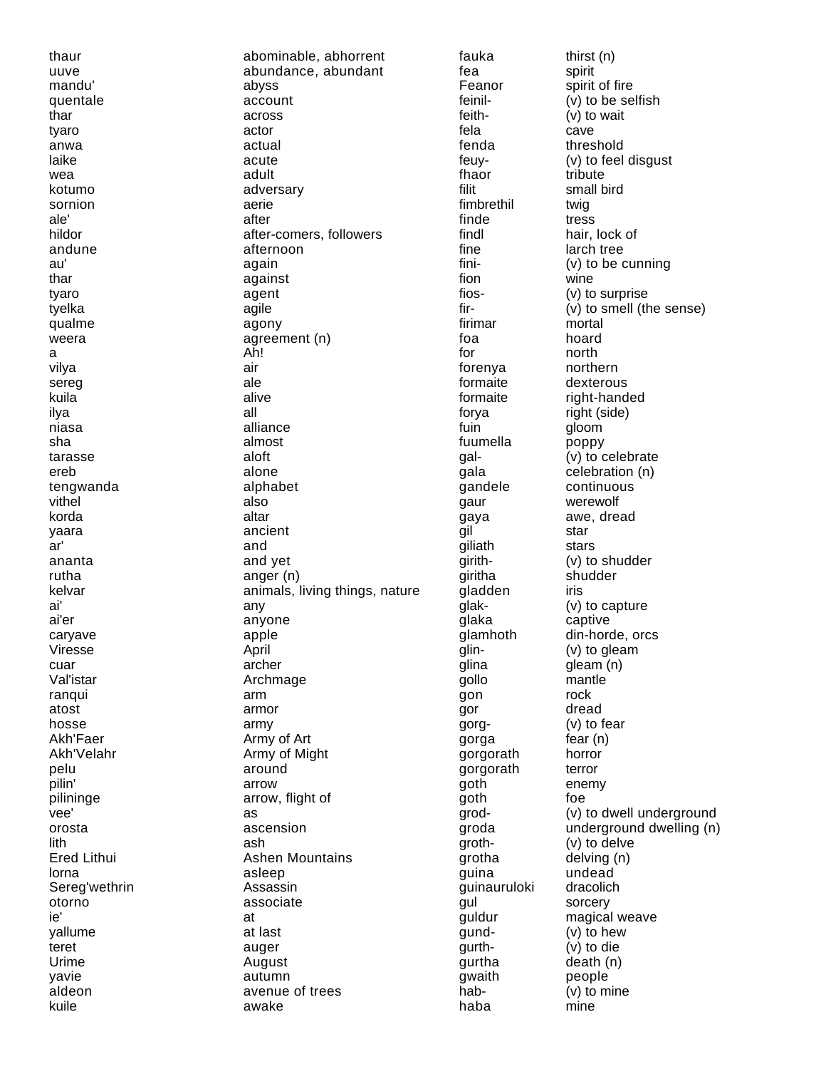| | | | |
|---|---|---|---|
| thaur | abominable, abhorrent | fauka | thirst (n) |
| uuve | abundance, abundant | fea | spirit |
| mandu' | abyss | Feanor | spirit of fire |
| quentale | account | feinil- | (v) to be selfish |
| thar | across | feith- | (v) to wait |
| tyaro | actor | fela | cave |
| anwa | actual | fenda | threshold |
| laike | acute | feuy- | (v) to feel disgust |
| wea | adult | fhaor | tribute |
| kotumo | adversary | filit | small bird |
| sornion | aerie | fimbrethil | twig |
| ale' | after | finde | tress |
| hildor | after-comers, followers | findl | hair, lock of |
| andune | afternoon | fine | larch tree |
| au' | again | fini- | (v) to be cunning |
| thar | against | fion | wine |
| tyaro | agent | fios- | (v) to surprise |
| tyelka | agile | fir- | (v) to smell (the sense) |
| qualme | agony | firimar | mortal |
| weera | agreement (n) | foa | hoard |
| a | Ah! | for | north |
| vilya | air | forenya | northern |
| sereg | ale | formaite | dexterous |
| kuila | alive | formaite | right-handed |
| ilya | all | forya | right (side) |
| niasa | alliance | fuin | gloom |
| sha | almost | fuumella | poppy |
| tarasse | aloft | gal- | (v) to celebrate |
| ereb | alone | gala | celebration (n) |
| tengwanda | alphabet | gandele | continuous |
| vithel | also | gaur | werewolf |
| korda | altar | gaya | awe, dread |
| yaara | ancient | gil | star |
| ar' | and | giliath | stars |
| ananta | and yet | girith- | (v) to shudder |
| rutha | anger (n) | giritha | shudder |
| kelvar | animals, living things, nature | gladden | iris |
| ai' | any | glak- | (v) to capture |
| ai'er | anyone | glaka | captive |
| caryave | apple | glamhoth | din-horde, orcs |
| Viresse | April | glin- | (v) to gleam |
| cuar | archer | glina | gleam (n) |
| Val'istar | Archmage | gollo | mantle |
| ranqui | arm | gon | rock |
| atost | armor | gor | dread |
| hosse | army | gorg- | (v) to fear |
| Akh'Faer | Army of Art | gorga | fear (n) |
| Akh'Velahr | Army of Might | gorgorath | horror |
| pelu | around | gorgorath | terror |
| pilin' | arrow | goth | enemy |
| pilininge | arrow, flight of | goth | foe |
| vee' | as | grod- | (v) to dwell underground |
| orosta | ascension | groda | underground dwelling (n) |
| lith | ash | groth- | (v) to delve |
| Ered Lithui | Ashen Mountains | grotha | delving (n) |
| lorna | asleep | guina | undead |
| Sereg'wethrin | Assassin | guinauruloki | dracolich |
| otorno | associate | gul | sorcery |
| ie' | at | guldur | magical weave |
| yallume | at last | gund- | (v) to hew |
| teret | auger | gurth- | (v) to die |
| Urime | August | gurtha | death (n) |
| yavie | autumn | gwaith | people |
| aldeon | avenue of trees | hab- | (v) to mine |
| kuile | awake | haba | mine |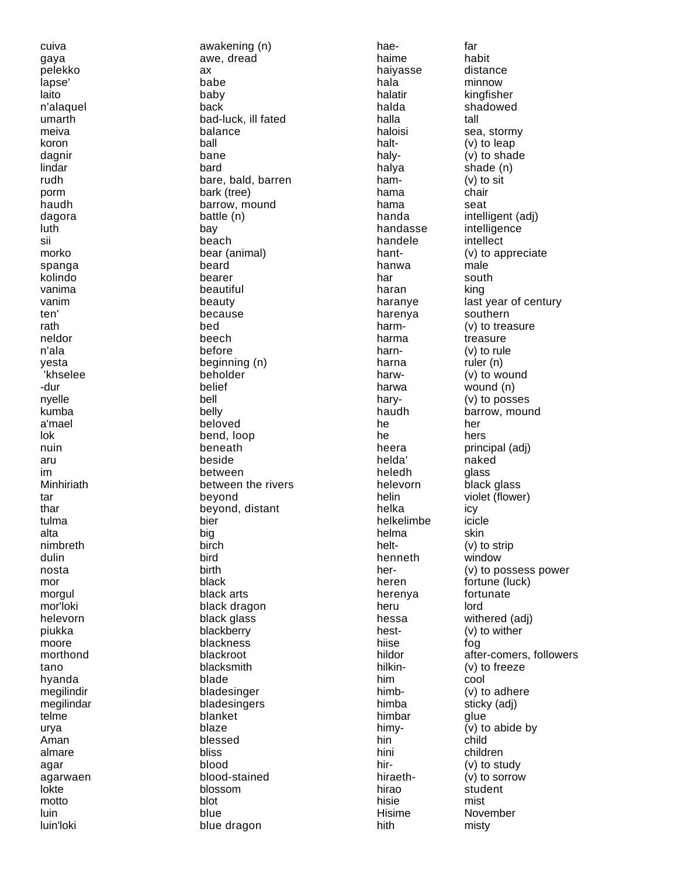| | | | |
|---|---|---|---|
| cuiva | awakening (n) | hae- | far |
| gaya | awe, dread | haime | habit |
| pelekko | ax | haiyasse | distance |
| lapse' | babe | hala | minnow |
| laito | baby | halatir | kingfisher |
| n'alaquel | back | halda | shadowed |
| umarth | bad-luck, ill fated | halla | tall |
| meiva | balance | haloisi | sea, stormy |
| koron | ball | halt- | (v) to leap |
| dagnir | bane | haly- | (v) to shade |
| lindar | bard | halya | shade (n) |
| rudh | bare, bald, barren | ham- | (v) to sit |
| porm | bark (tree) | hama | chair |
| haudh | barrow, mound | hama | seat |
| dagora | battle (n) | handa | intelligent (adj) |
| luth | bay | handasse | intelligence |
| sii | beach | handele | intellect |
| morko | bear (animal) | hant- | (v) to appreciate |
| spanga | beard | hanwa | male |
| kolindo | bearer | har | south |
| vanima | beautiful | haran | king |
| vanim | beauty | haranye | last year of century |
| ten' | because | harenya | southern |
| rath | bed | harm- | (v) to treasure |
| neldor | beech | harma | treasure |
| n'ala | before | harn- | (v) to rule |
| yesta | beginning (n) | harna | ruler (n) |
| 'khselee | beholder | harw- | (v) to wound |
| -dur | belief | harwa | wound (n) |
| nyelle | bell | hary- | (v) to posses |
| kumba | belly | haudh | barrow, mound |
| a'mael | beloved | he | her |
| lok | bend, loop | he | hers |
| nuin | beneath | heera | principal (adj) |
| aru | beside | helda' | naked |
| im | between | heledh | glass |
| Minhiriath | between the rivers | helevorn | black glass |
| tar | beyond | helin | violet (flower) |
| thar | beyond, distant | helka | icy |
| tulma | bier | helkelimbe | icicle |
| alta | big | helma | skin |
| nimbreth | birch | helt- | (v) to strip |
| dulin | bird | henneth | window |
| nosta | birth | her- | (v) to possess power |
| mor | black | heren | fortune (luck) |
| morgul | black arts | herenya | fortunate |
| mor'loki | black dragon | heru | lord |
| helevorn | black glass | hessa | withered (adj) |
| piukka | blackberry | hest- | (v) to wither |
| moore | blackness | hiise | fog |
| morthond | blackroot | hildor | after-comers, followers |
| tano | blacksmith | hilkin- | (v) to freeze |
| hyanda | blade | him | cool |
| megilindir | bladesinger | himb- | (v) to adhere |
| megilindar | bladesingers | himba | sticky (adj) |
| telme | blanket | himbar | glue |
| urya | blaze | himy- | (v) to abide by |
| Aman | blessed | hin | child |
| almare | bliss | hini | children |
| agar | blood | hir- | (v) to study |
| agarwaen | blood-stained | hiraeth- | (v) to sorrow |
| lokte | blossom | hirao | student |
| motto | blot | hisie | mist |
| luin | blue | Hisime | November |
| luin'loki | blue dragon | hith | misty |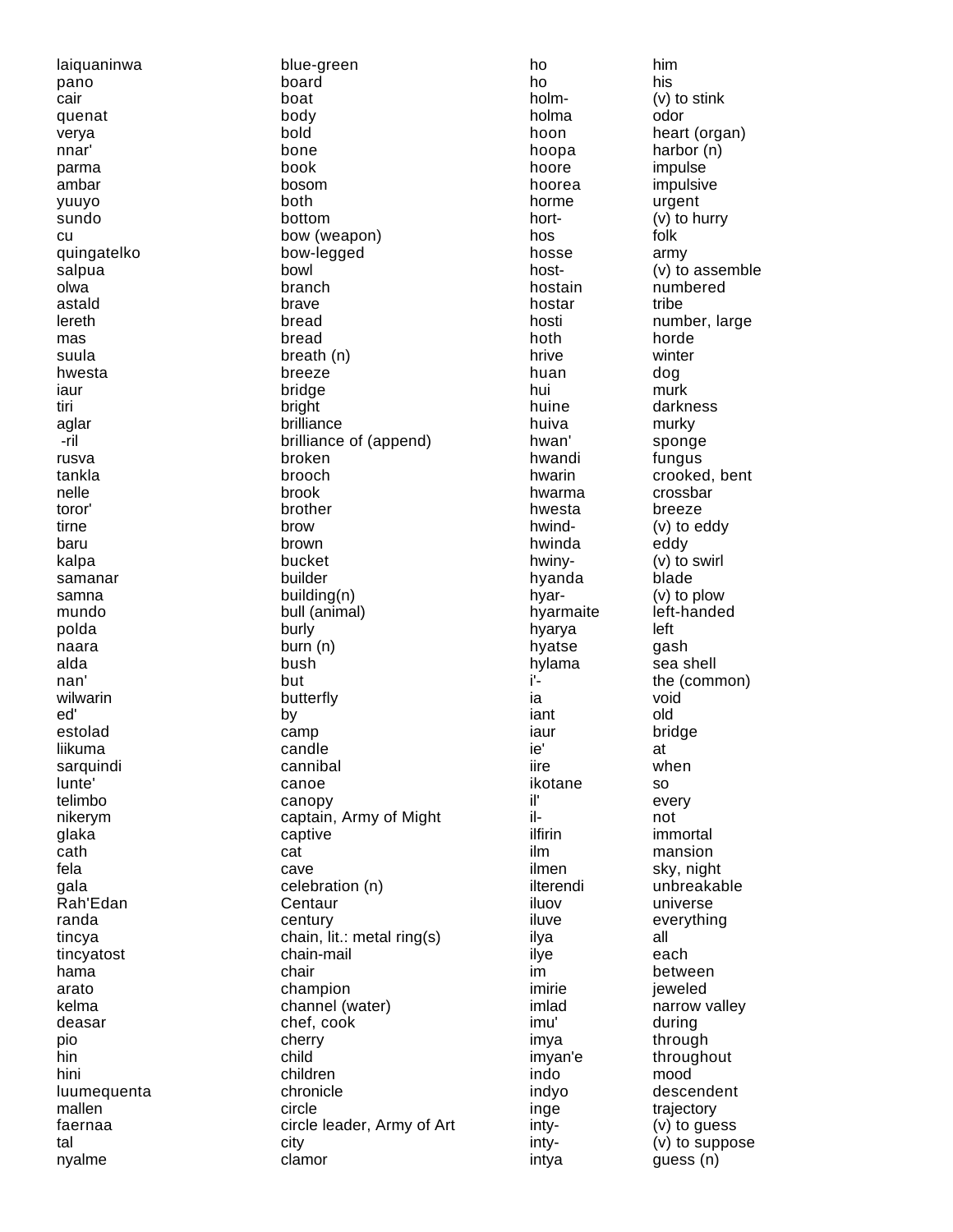| | | | |
|---|---|---|---|
| laiquaninwa | blue-green | ho | him |
| pano | board | ho | his |
| cair | boat | holm- | (v) to stink |
| quenat | body | holma | odor |
| verya | bold | hoon | heart (organ) |
| nnar' | bone | hoopa | harbor (n) |
| parma | book | hoore | impulse |
| ambar | bosom | hoorea | impulsive |
| yuuyo | both | horme | urgent |
| sundo | bottom | hort- | (v) to hurry |
| cu | bow (weapon) | hos | folk |
| quingatelko | bow-legged | hosse | army |
| salpua | bowl | host- | (v) to assemble |
| olwa | branch | hostain | numbered |
| astald | brave | hostar | tribe |
| lereth | bread | hosti | number, large |
| mas | bread | hoth | horde |
| suula | breath (n) | hrive | winter |
| hwesta | breeze | huan | dog |
| iaur | bridge | hui | murk |
| tiri | bright | huine | darkness |
| aglar | brilliance | huiva | murky |
| -ril | brilliance of (append) | hwan' | sponge |
| rusva | broken | hwandi | fungus |
| tankla | brooch | hwarin | crooked, bent |
| nelle | brook | hwarma | crossbar |
| toror' | brother | hwesta | breeze |
| tirne | brow | hwind- | (v) to eddy |
| baru | brown | hwinda | eddy |
| kalpa | bucket | hwiny- | (v) to swirl |
| samanar | builder | hyanda | blade |
| samna | building(n) | hyar- | (v) to plow |
| mundo | bull (animal) | hyarmaite | left-handed |
| polda | burly | hyarya | left |
| naara | burn (n) | hyatse | gash |
| alda | bush | hylama | sea shell |
| nan' | but | i'- | the (common) |
| wilwarin | butterfly | ia | void |
| ed' | by | iant | old |
| estolad | camp | iaur | bridge |
| liikuma | candle | ie' | at |
| sarquindi | cannibal | iire | when |
| lunte' | canoe | ikotane | so |
| telimbo | canopy | il' | every |
| nikerym | captain, Army of Might | il- | not |
| glaka | captive | ilfirin | immortal |
| cath | cat | ilm | mansion |
| fela | cave | ilmen | sky, night |
| gala | celebration (n) | ilterendi | unbreakable |
| Rah'Edan | Centaur | iluov | universe |
| randa | century | iluve | everything |
| tincya | chain, lit.: metal ring(s) | ilya | all |
| tincyatost | chain-mail | ilye | each |
| hama | chair | im | between |
| arato | champion | imirie | jeweled |
| kelma | channel (water) | imlad | narrow valley |
| deasar | chef, cook | imu' | during |
| pio | cherry | imya | through |
| hin | child | imyan'e | throughout |
| hini | children | indo | mood |
| luumequenta | chronicle | indyo | descendent |
| mallen | circle | inge | trajectory |
| faernaa | circle leader, Army of Art | inty- | (v) to guess |
| tal | city | inty- | (v) to suppose |
| nyalme | clamor | intya | guess (n) |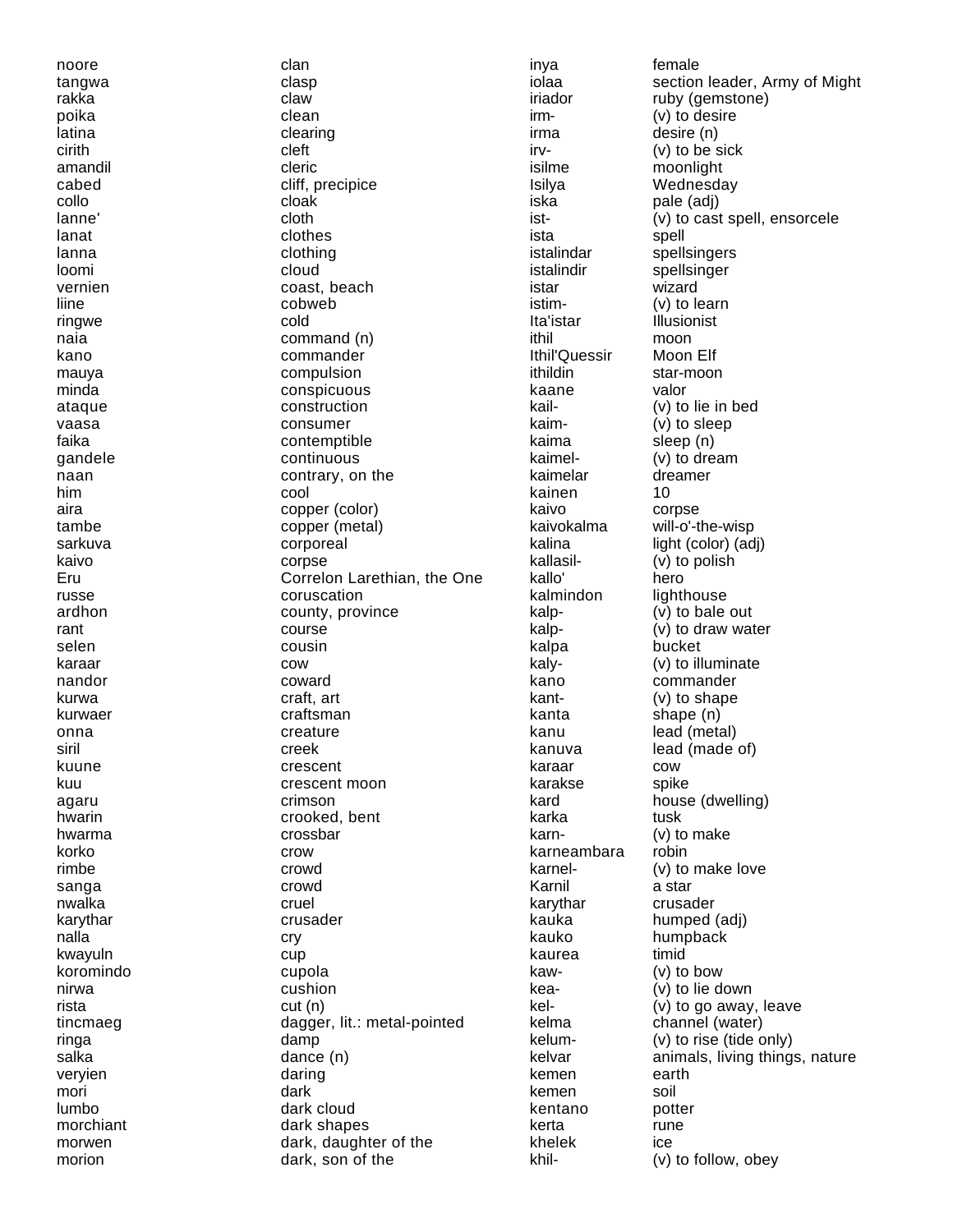| | | | |
|---|---|---|---|
| noore | clan | inya | female |
| tangwa | clasp | iolaa | section leader, Army of Might |
| rakka | claw | iriador | ruby (gemstone) |
| poika | clean | irm- | (v) to desire |
| latina | clearing | irma | desire (n) |
| cirith | cleft | irv- | (v) to be sick |
| amandil | cleric | isilme | moonlight |
| cabed | cliff, precipice | Isilya | Wednesday |
| collo | cloak | iska | pale (adj) |
| lanne' | cloth | ist- | (v) to cast spell, ensorcele |
| lanat | clothes | ista | spell |
| lanna | clothing | istalindar | spellsingers |
| loomi | cloud | istalindir | spellsinger |
| vernien | coast, beach | istar | wizard |
| liine | cobweb | istim- | (v) to learn |
| ringwe | cold | Ita'istar | Illusionist |
| naia | command (n) | ithil | moon |
| kano | commander | Ithil'Quessir | Moon Elf |
| mauya | compulsion | ithildin | star-moon |
| minda | conspicuous | kaane | valor |
| ataque | construction | kail- | (v) to lie in bed |
| vaasa | consumer | kaim- | (v) to sleep |
| faika | contemptible | kaima | sleep (n) |
| gandele | continuous | kaimel- | (v) to dream |
| naan | contrary, on the | kaimelar | dreamer |
| him | cool | kainen | 10 |
| aira | copper (color) | kaivo | corpse |
| tambe | copper (metal) | kaivokalma | will-o'-the-wisp |
| sarkuva | corporeal | kalina | light (color) (adj) |
| kaivo | corpse | kallasil- | (v) to polish |
| Eru | Correlon Larethian, the One | kallo' | hero |
| russe | coruscation | kalmindon | lighthouse |
| ardhon | county, province | kalp- | (v) to bale out |
| rant | course | kalp- | (v) to draw water |
| selen | cousin | kalpa | bucket |
| karaar | cow | kaly- | (v) to illuminate |
| nandor | coward | kano | commander |
| kurwa | craft, art | kant- | (v) to shape |
| kurwaer | craftsman | kanta | shape (n) |
| onna | creature | kanu | lead (metal) |
| siril | creek | kanuva | lead (made of) |
| kuune | crescent | karaar | cow |
| kuu | crescent moon | karakse | spike |
| agaru | crimson | kard | house (dwelling) |
| hwarin | crooked, bent | karka | tusk |
| hwarma | crossbar | karn- | (v) to make |
| korko | crow | karneambara | robin |
| rimbe | crowd | karnel- | (v) to make love |
| sanga | crowd | Karnil | a star |
| nwalka | cruel | karythar | crusader |
| karythar | crusader | kauka | humped (adj) |
| nalla | cry | kauko | humpback |
| kwayuln | cup | kaurea | timid |
| koromindo | cupola | kaw- | (v) to bow |
| nirwa | cushion | kea- | (v) to lie down |
| rista | cut (n) | kel- | (v) to go away, leave |
| tincmaeg | dagger, lit.: metal-pointed | kelma | channel (water) |
| ringa | damp | kelum- | (v) to rise (tide only) |
| salka | dance (n) | kelvar | animals, living things, nature |
| veryien | daring | kemen | earth |
| mori | dark | kemen | soil |
| lumbo | dark cloud | kentano | potter |
| morchiant | dark shapes | kerta | rune |
| morwen | dark, daughter of the | khelek | ice |
| morion | dark, son of the | khil- | (v) to follow, obey |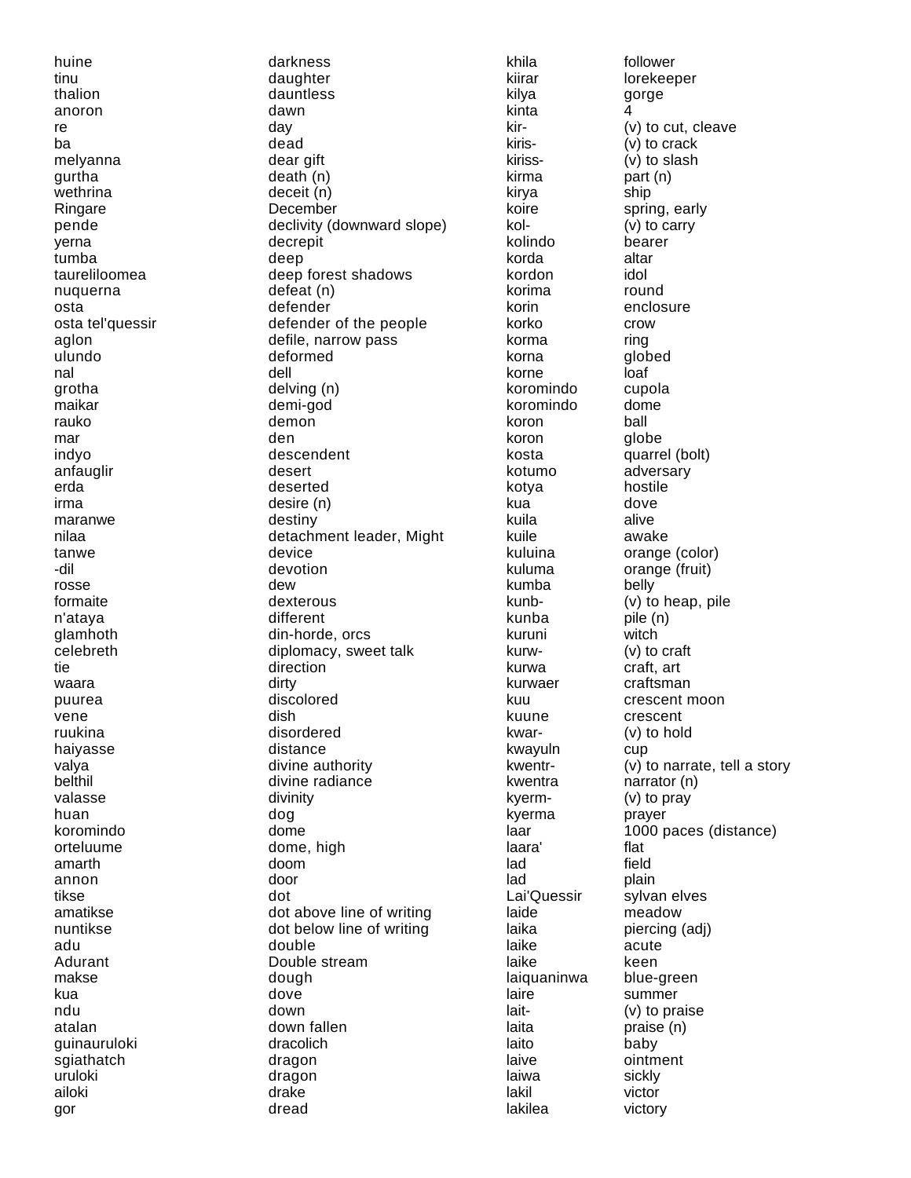| | |
|---|---|
| huine | darkness |
| tinu | daughter |
| thalion | dauntless |
| anoron | dawn |
| re | day |
| ba | dead |
| melyanna | dear gift |
| gurtha | death (n) |
| wethrina | deceit (n) |
| Ringare | December |
| pende | declivity (downward slope) |
| yerna | decrepit |
| tumba | deep |
| taureliloomea | deep forest shadows |
| nuquerna | defeat (n) |
| osta | defender |
| osta tel'quessir | defender of the people |
| aglon | defile, narrow pass |
| ulundo | deformed |
| nal | dell |
| grotha | delving (n) |
| maikar | demi-god |
| rauko | demon |
| mar | den |
| indyo | descendent |
| anfauglir | desert |
| erda | deserted |
| irma | desire (n) |
| maranwe | destiny |
| nilaa | detachment leader, Might |
| tanwe | device |
| -dil | devotion |
| rosse | dew |
| formaite | dexterous |
| n'ataya | different |
| glamhoth | din-horde, orcs |
| celebreth | diplomacy, sweet talk |
| tie | direction |
| waara | dirty |
| puurea | discolored |
| vene | dish |
| ruukina | disordered |
| haiyasse | distance |
| valya | divine authority |
| belthil | divine radiance |
| valasse | divinity |
| huan | dog |
| koromindo | dome |
| orteluume | dome, high |
| amarth | doom |
| annon | door |
| tikse | dot |
| amatikse | dot above line of writing |
| nuntikse | dot below line of writing |
| adu | double |
| Adurant | Double stream |
| makse | dough |
| kua | dove |
| ndu | down |
| atalan | down fallen |
| guinauruloki | dracolich |
| sgiathatch | dragon |
| uruloki | dragon |
| ailoki | drake |
| gor | dread |
| khila | follower |
| kiirar | lorekeeper |
| kilya | gorge |
| kinta | 4 |
| kir- | (v) to cut, cleave |
| kiris- | (v) to crack |
| kiriss- | (v) to slash |
| kirma | part (n) |
| kirya | ship |
| koire | spring, early |
| kol- | (v) to carry |
| kolindo | bearer |
| korda | altar |
| kordon | idol |
| korima | round |
| korin | enclosure |
| korko | crow |
| korma | ring |
| korna | globed |
| korne | loaf |
| koromindo | cupola |
| koromindo | dome |
| koron | ball |
| koron | globe |
| kosta | quarrel (bolt) |
| kotumo | adversary |
| kotya | hostile |
| kua | dove |
| kuila | alive |
| kuile | awake |
| kuluina | orange (color) |
| kuluma | orange (fruit) |
| kumba | belly |
| kunb- | (v) to heap, pile |
| kunba | pile (n) |
| kuruni | witch |
| kurw- | (v) to craft |
| kurwa | craft, art |
| kurwaer | craftsman |
| kuu | crescent moon |
| kuune | crescent |
| kwar- | (v) to hold |
| kwayuln | cup |
| kwentr- | (v) to narrate, tell a story |
| kwentra | narrator (n) |
| kyerm- | (v) to pray |
| kyerma | prayer |
| laar | 1000 paces (distance) |
| laara' | flat |
| lad | field |
| lad | plain |
| Lai'Quessir | sylvan elves |
| laide | meadow |
| laika | piercing (adj) |
| laike | acute |
| laike | keen |
| laiquaninwa | blue-green |
| laire | summer |
| lait- | (v) to praise |
| laita | praise (n) |
| laito | baby |
| laive | ointment |
| laiwa | sickly |
| lakil | victor |
| lakilea | victory |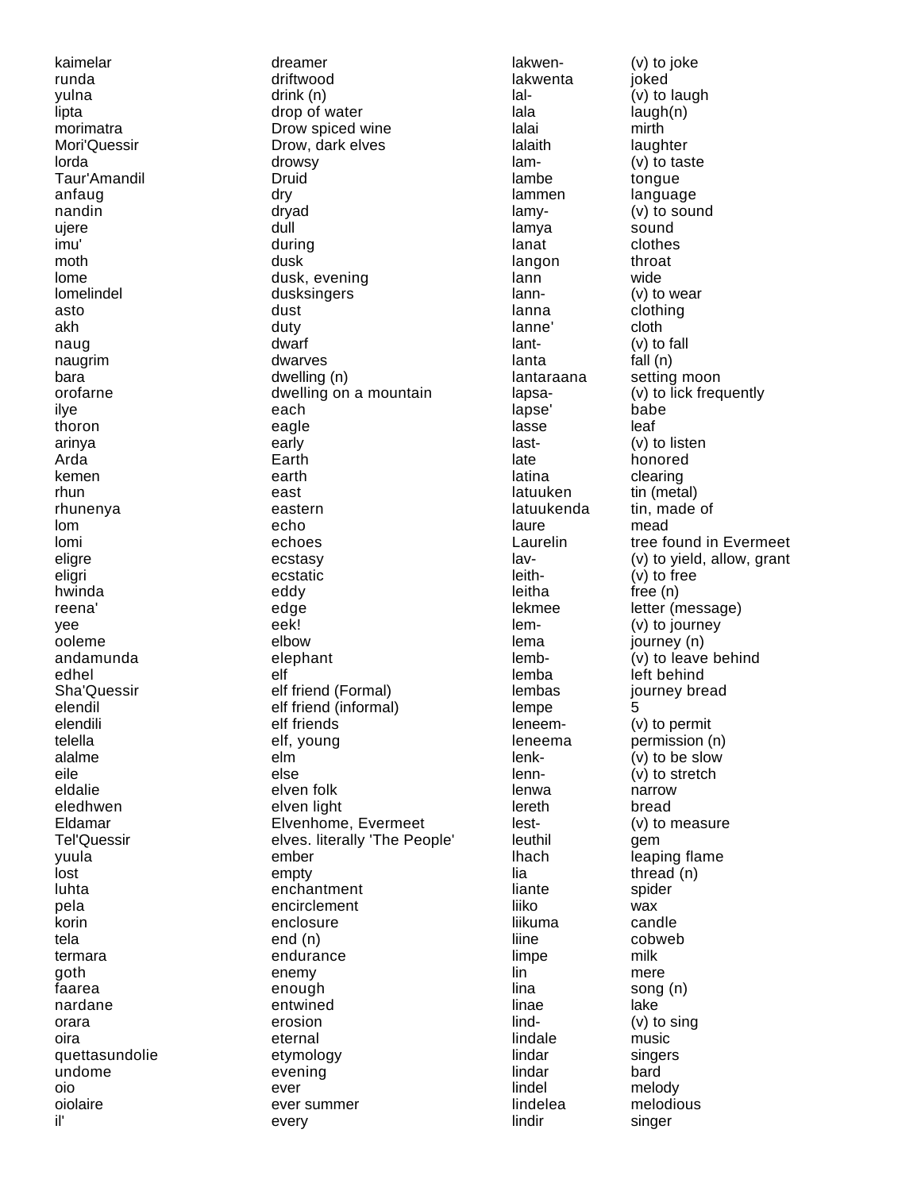| | |
|---|---|
| kaimelar | dreamer |
| runda | driftwood |
| yulna | drink (n) |
| lipta | drop of water |
| morimatra | Drow spiced wine |
| Mori'Quessir | Drow, dark elves |
| lorda | drowsy |
| Taur'Amandil | Druid |
| anfaug | dry |
| nandin | dryad |
| ujere | dull |
| imu' | during |
| moth | dusk |
| lome | dusk, evening |
| lomelindel | dusksingers |
| asto | dust |
| akh | duty |
| naug | dwarf |
| naugrim | dwarves |
| bara | dwelling (n) |
| orofarne | dwelling on a mountain |
| ilye | each |
| thoron | eagle |
| arinya | early |
| Arda | Earth |
| kemen | earth |
| rhun | east |
| rhunenya | eastern |
| lom | echo |
| lomi | echoes |
| eligre | ecstasy |
| eligri | ecstatic |
| hwinda | eddy |
| reena' | edge |
| yee | eek! |
| ooleme | elbow |
| andamunda | elephant |
| edhel | elf |
| Sha'Quessir | elf friend (Formal) |
| elendil | elf friend (informal) |
| elendili | elf friends |
| telella | elf, young |
| alalme | elm |
| eile | else |
| eldalie | elven folk |
| eledhwen | elven light |
| Eldamar | Elvenhome, Evermeet |
| Tel'Quessir | elves. literally 'The People' |
| yuula | ember |
| lost | empty |
| luhta | enchantment |
| pela | encirclement |
| korin | enclosure |
| tela | end (n) |
| termara | endurance |
| goth | enemy |
| faarea | enough |
| nardane | entwined |
| orara | erosion |
| oira | eternal |
| quettasundolie | etymology |
| undome | evening |
| oio | ever |
| oiolaire | ever summer |
| il' | every |

| | |
|---|---|
| lakwen- | (v) to joke |
| lakwenta | joked |
| lal- | (v) to laugh |
| lala | laugh(n) |
| lalai | mirth |
| lalaith | laughter |
| lam- | (v) to taste |
| lambe | tongue |
| lammen | language |
| lamy- | (v) to sound |
| lamya | sound |
| lanat | clothes |
| langon | throat |
| lann | wide |
| lann- | (v) to wear |
| lanna | clothing |
| lanne' | cloth |
| lant- | (v) to fall |
| lanta | fall (n) |
| lantaraana | setting moon |
| lapsa- | (v) to lick frequently |
| lapse' | babe |
| lasse | leaf |
| last- | (v) to listen |
| late | honored |
| latina | clearing |
| latuuken | tin (metal) |
| latuukenda | tin, made of |
| laure | mead |
| Laurelin | tree found in Evermeet |
| lav- | (v) to yield, allow, grant |
| leith- | (v) to free |
| leitha | free (n) |
| lekmee | letter (message) |
| lem- | (v) to journey |
| lema | journey (n) |
| lemb- | (v) to leave behind |
| lemba | left behind |
| lembas | journey bread |
| lempe | 5 |
| leneem- | (v) to permit |
| leneema | permission (n) |
| lenk- | (v) to be slow |
| lenn- | (v) to stretch |
| lenwa | narrow |
| lereth | bread |
| lest- | (v) to measure |
| leuthil | gem |
| lhach | leaping flame |
| lia | thread (n) |
| liante | spider |
| liiko | wax |
| liikuma | candle |
| liine | cobweb |
| limpe | milk |
| lin | mere |
| lina | song (n) |
| linae | lake |
| lind- | (v) to sing |
| lindale | music |
| lindar | singers |
| lindar | bard |
| lindel | melody |
| lindelea | melodious |
| lindir | singer |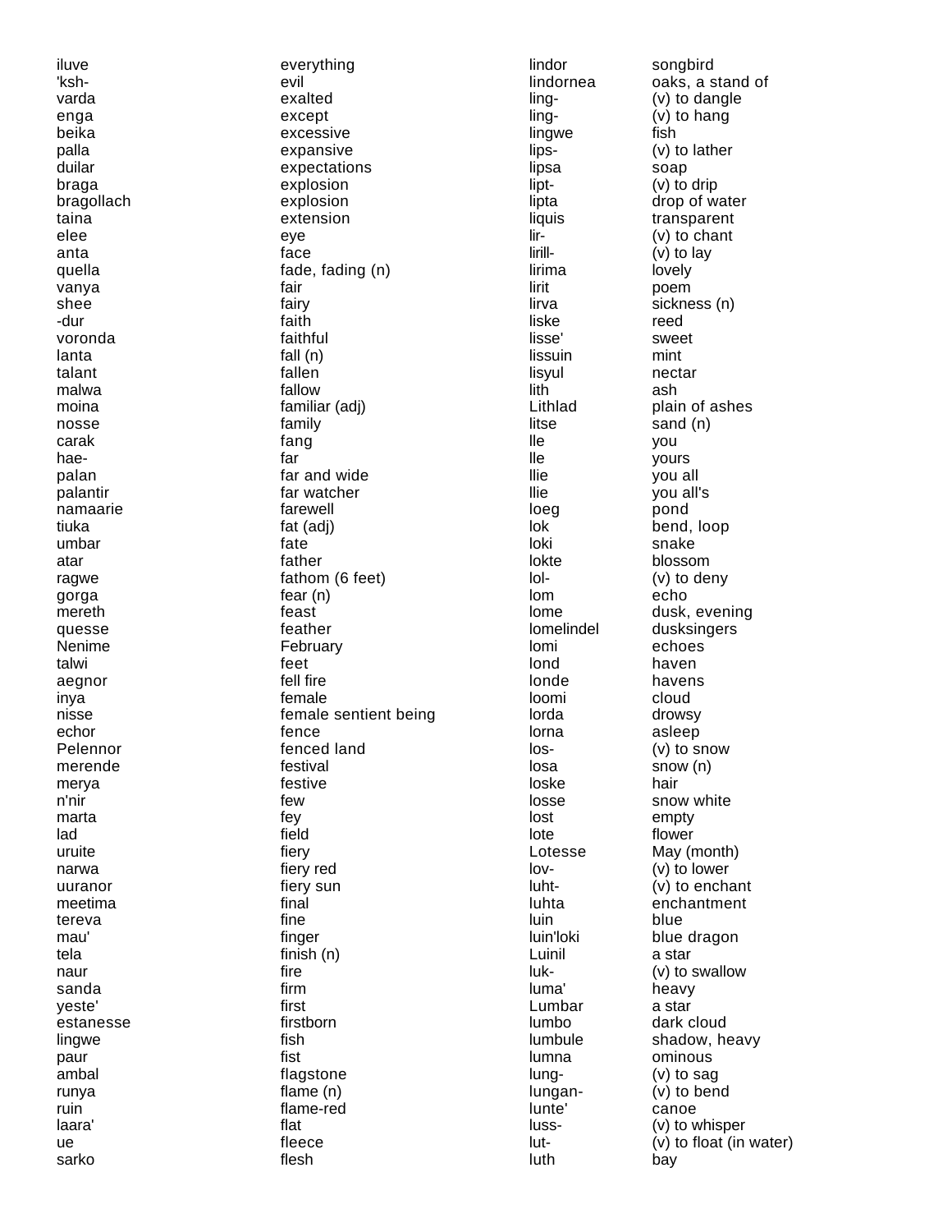| | |
|---|---|
| iluve | everything |
| 'ksh- | evil |
| varda | exalted |
| enga | except |
| beika | excessive |
| palla | expansive |
| duilar | expectations |
| braga | explosion |
| bragollach | explosion |
| taina | extension |
| elee | eye |
| anta | face |
| quella | fade, fading (n) |
| vanya | fair |
| shee | fairy |
| -dur | faith |
| voronda | faithful |
| lanta | fall (n) |
| talant | fallen |
| malwa | fallow |
| moina | familiar (adj) |
| nosse | family |
| carak | fang |
| hae- | far |
| palan | far and wide |
| palantir | far watcher |
| namaarie | farewell |
| tiuka | fat (adj) |
| umbar | fate |
| atar | father |
| ragwe | fathom (6 feet) |
| gorga | fear (n) |
| mereth | feast |
| quesse | feather |
| Nenime | February |
| talwi | feet |
| aegnor | fell fire |
| inya | female |
| nisse | female sentient being |
| echor | fence |
| Pelennor | fenced land |
| merende | festival |
| merya | festive |
| n'nir | few |
| marta | fey |
| lad | field |
| uruite | fiery |
| narwa | fiery red |
| uuranor | fiery sun |
| meetima | final |
| tereva | fine |
| mau' | finger |
| tela | finish (n) |
| naur | fire |
| sanda | firm |
| yeste' | first |
| estanesse | firstborn |
| lingwe | fish |
| paur | fist |
| ambal | flagstone |
| runya | flame (n) |
| ruin | flame-red |
| laara' | flat |
| ue | fleece |
| sarko | flesh |
| lindor | songbird |
| lindornea | oaks, a stand of |
| ling- | (v) to dangle |
| ling- | (v) to hang |
| lingwe | fish |
| lips- | (v) to lather |
| lipsa | soap |
| lipt- | (v) to drip |
| lipta | drop of water |
| liquis | transparent |
| lir- | (v) to chant |
| lirill- | (v) to lay |
| lirima | lovely |
| lirit | poem |
| lirva | sickness (n) |
| liske | reed |
| lisse' | sweet |
| lissuin | mint |
| lisyul | nectar |
| lith | ash |
| Lithlad | plain of ashes |
| litse | sand (n) |
| lle | you |
| lle | yours |
| llie | you all |
| llie | you all's |
| loeg | pond |
| lok | bend, loop |
| loki | snake |
| lokte | blossom |
| lol- | (v) to deny |
| lom | echo |
| lome | dusk, evening |
| lomelindel | dusksingers |
| lomi | echoes |
| lond | haven |
| londe | havens |
| loomi | cloud |
| lorda | drowsy |
| lorna | asleep |
| los- | (v) to snow |
| losa | snow (n) |
| loske | hair |
| losse | snow white |
| lost | empty |
| lote | flower |
| Lotesse | May (month) |
| lov- | (v) to lower |
| luht- | (v) to enchant |
| luhta | enchantment |
| luin | blue |
| luin'loki | blue dragon |
| Luinil | a star |
| luk- | (v) to swallow |
| luma' | heavy |
| Lumbar | a star |
| lumbo | dark cloud |
| lumbule | shadow, heavy |
| lumna | ominous |
| lung- | (v) to sag |
| lungan- | (v) to bend |
| lunte' | canoe |
| luss- | (v) to whisper |
| lut- | (v) to float (in water) |
| luth | bay |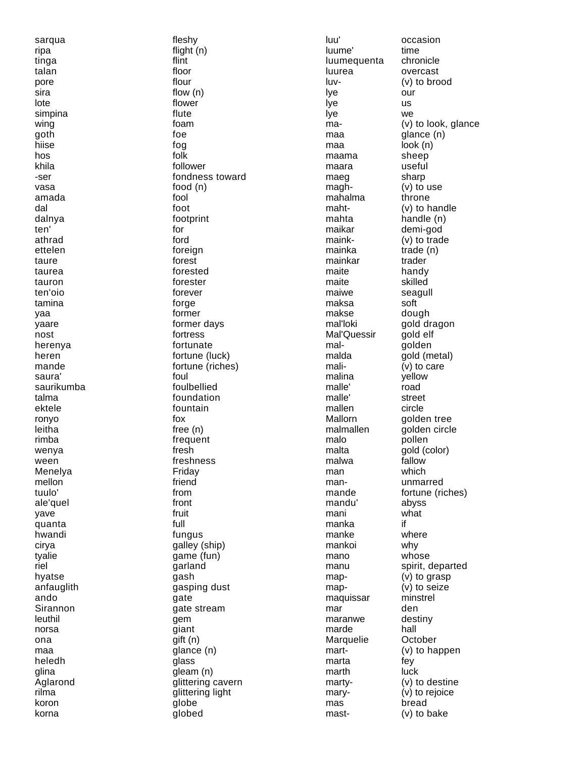| | |
|---|---|
| sarqua | fleshy |
| ripa | flight (n) |
| tinga | flint |
| talan | floor |
| pore | flour |
| sira | flow (n) |
| lote | flower |
| simpina | flute |
| wing | foam |
| goth | foe |
| hiise | fog |
| hos | folk |
| khila | follower |
| -ser | fondness toward |
| vasa | food (n) |
| amada | fool |
| dal | foot |
| dalnya | footprint |
| ten' | for |
| athrad | ford |
| ettelen | foreign |
| taure | forest |
| taurea | forested |
| tauron | forester |
| ten'oio | forever |
| tamina | forge |
| yaa | former |
| yaare | former days |
| nost | fortress |
| herenya | fortunate |
| heren | fortune (luck) |
| mande | fortune (riches) |
| saura' | foul |
| saurikumba | foulbellied |
| talma | foundation |
| ektele | fountain |
| ronyo | fox |
| leitha | free (n) |
| rimba | frequent |
| wenya | fresh |
| ween | freshness |
| Menelya | Friday |
| mellon | friend |
| tuulo' | from |
| ale'quel | front |
| yave | fruit |
| quanta | full |
| hwandi | fungus |
| cirya | galley (ship) |
| tyalie | game (fun) |
| riel | garland |
| hyatse | gash |
| anfauglith | gasping dust |
| ando | gate |
| Sirannon | gate stream |
| leuthil | gem |
| norsa | giant |
| ona | gift (n) |
| maa | glance (n) |
| heledh | glass |
| glina | gleam (n) |
| Aglarond | glittering cavern |
| rilma | glittering light |
| koron | globe |
| korna | globed |
| luu' | occasion |
| luume' | time |
| luumequenta | chronicle |
| luurea | overcast |
| luv- | (v) to brood |
| lye | our |
| lye | us |
| lye | we |
| ma- | (v) to look, glance |
| maa | glance (n) |
| maa | look (n) |
| maama | sheep |
| maara | useful |
| maeg | sharp |
| magh- | (v) to use |
| mahalma | throne |
| maht- | (v) to handle |
| mahta | handle (n) |
| maikar | demi-god |
| maink- | (v) to trade |
| mainka | trade (n) |
| mainkar | trader |
| maite | handy |
| maite | skilled |
| maiwe | seagull |
| maksa | soft |
| makse | dough |
| mal'loki | gold dragon |
| Mal'Quessir | gold elf |
| mal- | golden |
| malda | gold (metal) |
| mali- | (v) to care |
| malina | yellow |
| malle' | road |
| malle' | street |
| mallen | circle |
| Mallorn | golden tree |
| malmallen | golden circle |
| malo | pollen |
| malta | gold (color) |
| malwa | fallow |
| man | which |
| man- | unmarred |
| mande | fortune (riches) |
| mandu' | abyss |
| mani | what |
| manka | if |
| manke | where |
| mankoi | why |
| mano | whose |
| manu | spirit, departed |
| map- | (v) to grasp |
| map- | (v) to seize |
| maquissar | minstrel |
| mar | den |
| maranwe | destiny |
| marde | hall |
| Marquelie | October |
| mart- | (v) to happen |
| marta | fey |
| marth | luck |
| marty- | (v) to destine |
| mary- | (v) to rejoice |
| mas | bread |
| mast- | (v) to bake |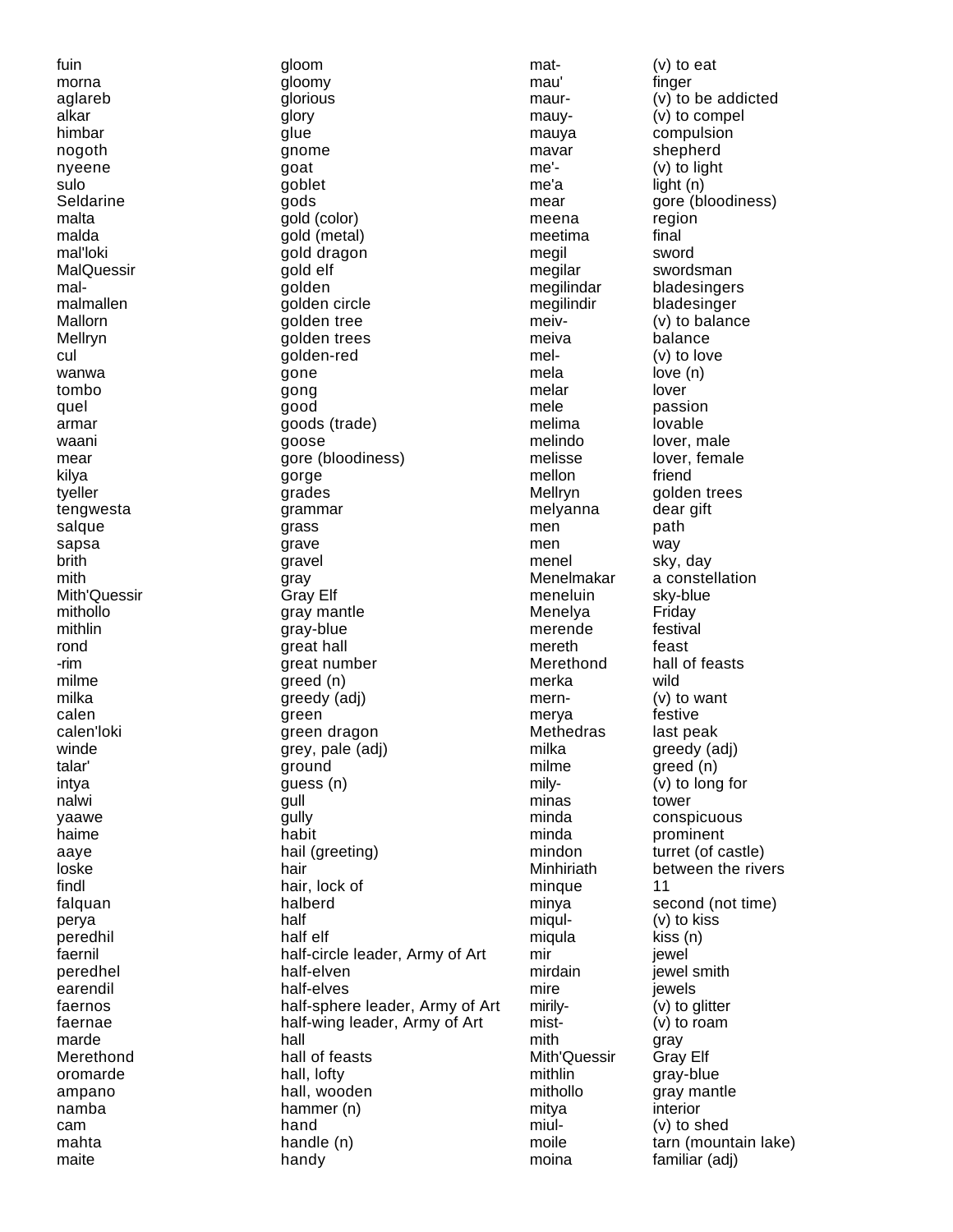| | | | |
|---|---|---|---|
| fuin | gloom | mat- | (v) to eat |
| morna | gloomy | mau' | finger |
| aglareb | glorious | maur- | (v) to be addicted |
| alkar | glory | mauy- | (v) to compel |
| himbar | glue | mauya | compulsion |
| nogoth | gnome | mavar | shepherd |
| nyeene | goat | me'- | (v) to light |
| sulo | goblet | me'a | light (n) |
| Seldarine | gods | mear | gore (bloodiness) |
| malta | gold (color) | meena | region |
| malda | gold (metal) | meetima | final |
| mal'loki | gold dragon | megil | sword |
| MalQuessir | gold elf | megilar | swordsman |
| mal- | golden | megilindar | bladesingers |
| malmallen | golden circle | megilindir | bladesinger |
| Mallorn | golden tree | meiv- | (v) to balance |
| Mellryn | golden trees | meiva | balance |
| cul | golden-red | mel- | (v) to love |
| wanwa | gone | mela | love (n) |
| tombo | gong | melar | lover |
| quel | good | mele | passion |
| armar | goods (trade) | melima | lovable |
| waani | goose | melindo | lover, male |
| mear | gore (bloodiness) | melisse | lover, female |
| kilya | gorge | mellon | friend |
| tyeller | grades | Mellryn | golden trees |
| tengwesta | grammar | melyanna | dear gift |
| salque | grass | men | path |
| sapsa | grave | men | way |
| brith | gravel | menel | sky, day |
| mith | gray | Menelmakar | a constellation |
| Mith'Quessir | Gray Elf | meneluin | sky-blue |
| mithollo | gray mantle | Menelya | Friday |
| mithlin | gray-blue | merende | festival |
| rond | great hall | mereth | feast |
| -rim | great number | Merethond | hall of feasts |
| milme | greed (n) | merka | wild |
| milka | greedy (adj) | mern- | (v) to want |
| calen | green | merya | festive |
| calen'loki | green dragon | Methedras | last peak |
| winde | grey, pale (adj) | milka | greedy (adj) |
| talar' | ground | milme | greed (n) |
| intya | guess (n) | mily- | (v) to long for |
| nalwi | gull | minas | tower |
| yaawe | gully | minda | conspicuous |
| haime | habit | minda | prominent |
| aaye | hail (greeting) | mindon | turret (of castle) |
| loske | hair | Minhiriath | between the rivers |
| findl | hair, lock of | minque | 11 |
| falquan | halberd | minya | second (not time) |
| perya | half | miqul- | (v) to kiss |
| peredhil | half elf | miqula | kiss (n) |
| faernil | half-circle leader, Army of Art | mir | jewel |
| peredhel | half-elven | mirdain | jewel smith |
| earendil | half-elves | mire | jewels |
| faernos | half-sphere leader, Army of Art | mirily- | (v) to glitter |
| faernae | half-wing leader, Army of Art | mist- | (v) to roam |
| marde | hall | mith | gray |
| Merethond | hall of feasts | Mith'Quessir | Gray Elf |
| oromarde | hall, lofty | mithlin | gray-blue |
| ampano | hall, wooden | mithollo | gray mantle |
| namba | hammer (n) | mitya | interior |
| cam | hand | miul- | (v) to shed |
| mahta | handle (n) | moile | tarn (mountain lake) |
| maite | handy | moina | familiar (adj) |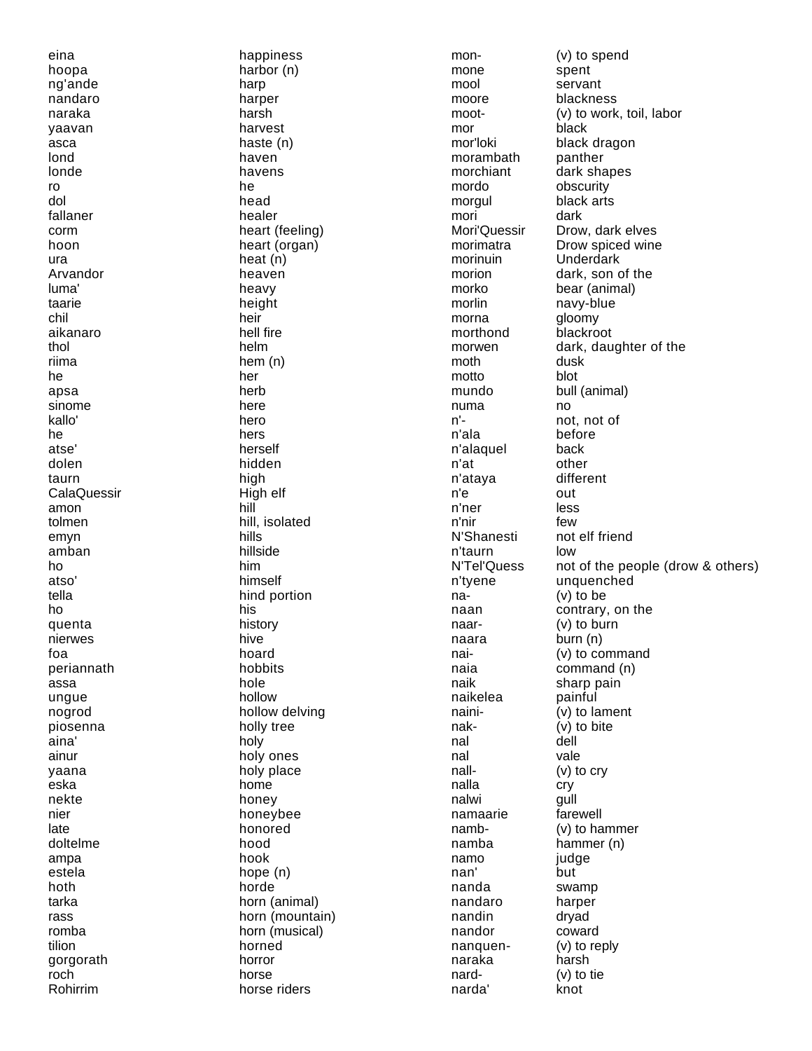| | | | |
|---|---|---|---|
| eina | happiness | mon- | (v) to spend |
| hoopa | harbor (n) | mone | spent |
| ng'ande | harp | mool | servant |
| nandaro | harper | moore | blackness |
| naraka | harsh | moot- | (v) to work, toil, labor |
| yaavan | harvest | mor | black |
| asca | haste (n) | mor'loki | black dragon |
| lond | haven | morambath | panther |
| londe | havens | morchiant | dark shapes |
| ro | he | mordo | obscurity |
| dol | head | morgul | black arts |
| fallaner | healer | mori | dark |
| corm | heart (feeling) | Mori'Quessir | Drow, dark elves |
| hoon | heart (organ) | morimatra | Drow spiced wine |
| ura | heat (n) | morinuin | Underdark |
| Arvandor | heaven | morion | dark, son of the |
| luma' | heavy | morko | bear (animal) |
| taarie | height | morlin | navy-blue |
| chil | heir | morna | gloomy |
| aikanaro | hell fire | morthond | blackroot |
| thol | helm | morwen | dark, daughter of the |
| riima | hem (n) | moth | dusk |
| he | her | motto | blot |
| apsa | herb | mundo | bull (animal) |
| sinome | here | numa | no |
| kallo' | hero | n'- | not, not of |
| he | hers | n'ala | before |
| atse' | herself | n'alaquel | back |
| dolen | hidden | n'at | other |
| taurn | high | n'ataya | different |
| CalaQuessir | High elf | n'e | out |
| amon | hill | n'ner | less |
| tolmen | hill, isolated | n'nir | few |
| emyn | hills | N'Shanesti | not elf friend |
| amban | hillside | n'taurn | low |
| ho | him | N'Tel'Quess | not of the people (drow & others) |
| atso' | himself | n'tyene | unquenched |
| tella | hind portion | na- | (v) to be |
| ho | his | naan | contrary, on the |
| quenta | history | naar- | (v) to burn |
| nierwes | hive | naara | burn (n) |
| foa | hoard | nai- | (v) to command |
| periannath | hobbits | naia | command (n) |
| assa | hole | naik | sharp pain |
| ungue | hollow | naikelea | painful |
| nogrod | hollow delving | naini- | (v) to lament |
| piosenna | holly tree | nak- | (v) to bite |
| aina' | holy | nal | dell |
| ainur | holy ones | nal | vale |
| yaana | holy place | nall- | (v) to cry |
| eska | home | nalla | cry |
| nekte | honey | nalwi | gull |
| nier | honeybee | namaarie | farewell |
| late | honored | namb- | (v) to hammer |
| doltelme | hood | namba | hammer (n) |
| ampa | hook | namo | judge |
| estela | hope (n) | nan' | but |
| hoth | horde | nanda | swamp |
| tarka | horn (animal) | nandaro | harper |
| rass | horn (mountain) | nandin | dryad |
| romba | horn (musical) | nandor | coward |
| tilion | horned | nanquen- | (v) to reply |
| gorgorath | horror | naraka | harsh |
| roch | horse | nard- | (v) to tie |
| Rohirrim | horse riders | narda' | knot |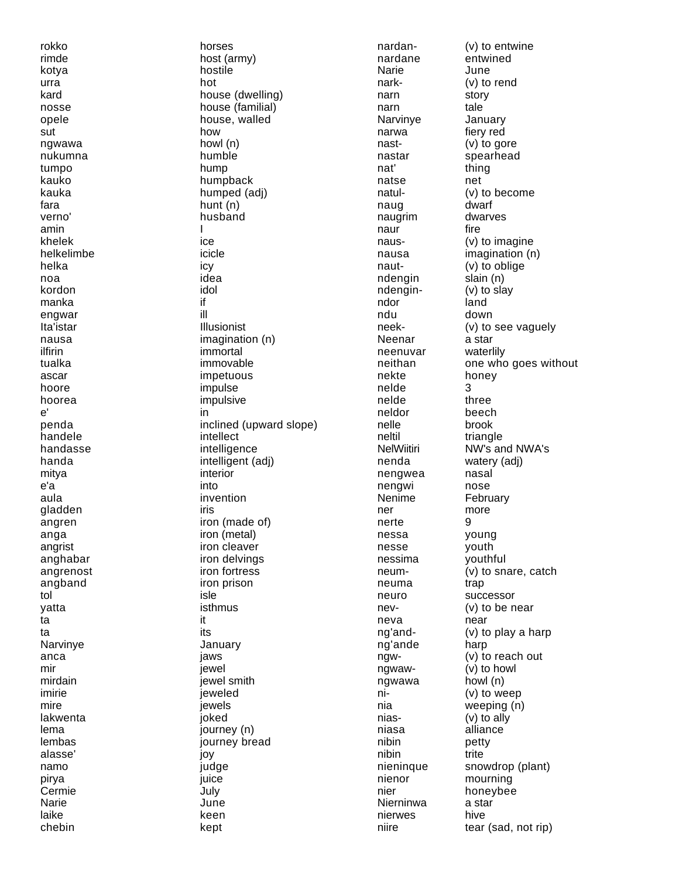| | |
|---|---|
| rokko | horses |
| rimde | host (army) |
| kotya | hostile |
| urra | hot |
| kard | house (dwelling) |
| nosse | house (familial) |
| opele | house, walled |
| sut | how |
| ngwawa | howl (n) |
| nukumna | humble |
| tumpo | hump |
| kauko | humpback |
| kauka | humped (adj) |
| fara | hunt (n) |
| verno' | husband |
| amin | I |
| khelek | ice |
| helkelimbe | icicle |
| helka | icy |
| noa | idea |
| kordon | idol |
| manka | if |
| engwar | ill |
| Ita'istar | Illusionist |
| nausa | imagination (n) |
| ilfirin | immortal |
| tualka | immovable |
| ascar | impetuous |
| hoore | impulse |
| hoorea | impulsive |
| e' | in |
| penda | inclined (upward slope) |
| handele | intellect |
| handasse | intelligence |
| handa | intelligent (adj) |
| mitya | interior |
| e'a | into |
| aula | invention |
| gladden | iris |
| angren | iron (made of) |
| anga | iron (metal) |
| angrist | iron cleaver |
| anghabar | iron delvings |
| angrenost | iron fortress |
| angband | iron prison |
| tol | isle |
| yatta | isthmus |
| ta | it |
| ta | its |
| Narvinye | January |
| anca | jaws |
| mir | jewel |
| mirdain | jewel smith |
| imirie | jeweled |
| mire | jewels |
| lakwenta | joked |
| lema | journey (n) |
| lembas | journey bread |
| alasse' | joy |
| namo | judge |
| pirya | juice |
| Cermie | July |
| Narie | June |
| laike | keen |
| chebin | kept |
| nardan- | (v) to entwine |
| nardane | entwined |
| Narie | June |
| nark- | (v) to rend |
| narn | story |
| narn | tale |
| Narvinye | January |
| narwa | fiery red |
| nast- | (v) to gore |
| nastar | spearhead |
| nat' | thing |
| natse | net |
| natul- | (v) to become |
| naug | dwarf |
| naugrim | dwarves |
| naur | fire |
| naus- | (v) to imagine |
| nausa | imagination (n) |
| naut- | (v) to oblige |
| ndengin | slain (n) |
| ndengin- | (v) to slay |
| ndor | land |
| ndu | down |
| neek- | (v) to see vaguely |
| Neenar | a star |
| neenuvar | waterlily |
| neithan | one who goes without |
| nekte | honey |
| nelde | 3 |
| nelde | three |
| neldor | beech |
| nelle | brook |
| neltil | triangle |
| NelWiitiri | NW's and NWA's |
| nenda | watery (adj) |
| nengwea | nasal |
| nengwi | nose |
| Nenime | February |
| ner | more |
| nerte | 9 |
| nessa | young |
| nesse | youth |
| nessima | youthful |
| neum- | (v) to snare, catch |
| neuma | trap |
| neuro | successor |
| nev- | (v) to be near |
| neva | near |
| ng'and- | (v) to play a harp |
| ng'ande | harp |
| ngw- | (v) to reach out |
| ngwaw- | (v) to howl |
| ngwawa | howl (n) |
| ni- | (v) to weep |
| nia | weeping (n) |
| nias- | (v) to ally |
| niasa | alliance |
| nibin | petty |
| nibin | trite |
| nieninque | snowdrop (plant) |
| nienor | mourning |
| nier | honeybee |
| Nierninwa | a star |
| nierwes | hive |
| niire | tear (sad, not rip) |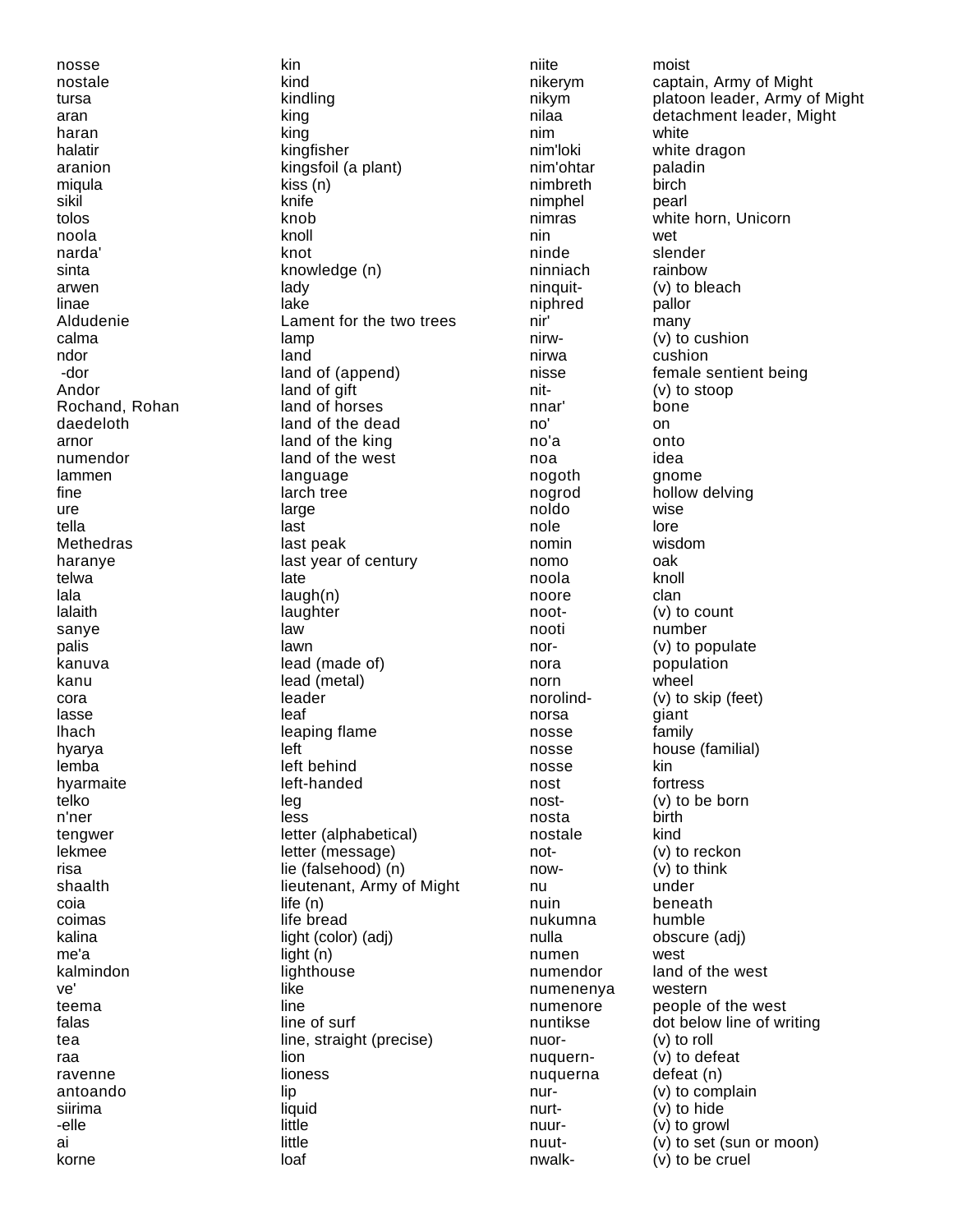| | | | |
|---|---|---|---|
| nosse | kin | niite | moist |
| nostale | kind | nikerym | captain, Army of Might |
| tursa | kindling | nikym | platoon leader, Army of Might |
| aran | king | nilaa | detachment leader, Might |
| haran | king | nim | white |
| halatir | kingfisher | nim'loki | white dragon |
| aranion | kingsfoil (a plant) | nim'ohtar | paladin |
| miqula | kiss (n) | nimbreth | birch |
| sikil | knife | nimphel | pearl |
| tolos | knob | nimras | white horn, Unicorn |
| noola | knoll | nin | wet |
| narda' | knot | ninde | slender |
| sinta | knowledge (n) | ninniach | rainbow |
| arwen | lady | ninquit- | (v) to bleach |
| linae | lake | niphred | pallor |
| Aldudenie | Lament for the two trees | nir' | many |
| calma | lamp | nirw- | (v) to cushion |
| ndor | land | nirwa | cushion |
| -dor | land of (append) | nisse | female sentient being |
| Andor | land of gift | nit- | (v) to stoop |
| Rochand, Rohan | land of horses | nnar' | bone |
| daedeloth | land of the dead | no' | on |
| arnor | land of the king | no'a | onto |
| numendor | land of the west | noa | idea |
| lammen | language | nogoth | gnome |
| fine | larch tree | nogrod | hollow delving |
| ure | large | noldo | wise |
| tella | last | nole | lore |
| Methedras | last peak | nomin | wisdom |
| haranye | last year of century | nomo | oak |
| telwa | late | noola | knoll |
| lala | laugh(n) | noore | clan |
| lalaith | laughter | noot- | (v) to count |
| sanye | law | nooti | number |
| palis | lawn | nor- | (v) to populate |
| kanuva | lead (made of) | nora | population |
| kanu | lead (metal) | norn | wheel |
| cora | leader | norolind- | (v) to skip (feet) |
| lasse | leaf | norsa | giant |
| lhach | leaping flame | nosse | family |
| hyarya | left | nosse | house (familial) |
| lemba | left behind | nosse | kin |
| hyarmaite | left-handed | nost | fortress |
| telko | leg | nost- | (v) to be born |
| n'ner | less | nosta | birth |
| tengwer | letter (alphabetical) | nostale | kind |
| lekmee | letter (message) | not- | (v) to reckon |
| risa | lie (falsehood) (n) | now- | (v) to think |
| shaalth | lieutenant, Army of Might | nu | under |
| coia | life (n) | nuin | beneath |
| coimas | life bread | nukumna | humble |
| kalina | light (color) (adj) | nulla | obscure (adj) |
| me'a | light (n) | numen | west |
| kalmindon | lighthouse | numendor | land of the west |
| ve' | like | numenenya | western |
| teema | line | numenore | people of the west |
| falas | line of surf | nuntikse | dot below line of writing |
| tea | line, straight (precise) | nuor- | (v) to roll |
| raa | lion | nuquern- | (v) to defeat |
| ravenne | lioness | nuquerna | defeat (n) |
| antoando | lip | nur- | (v) to complain |
| siirima | liquid | nurt- | (v) to hide |
| -elle | little | nuur- | (v) to growl |
| ai | little | nuut- | (v) to set (sun or moon) |
| korne | loaf | nwalk- | (v) to be cruel |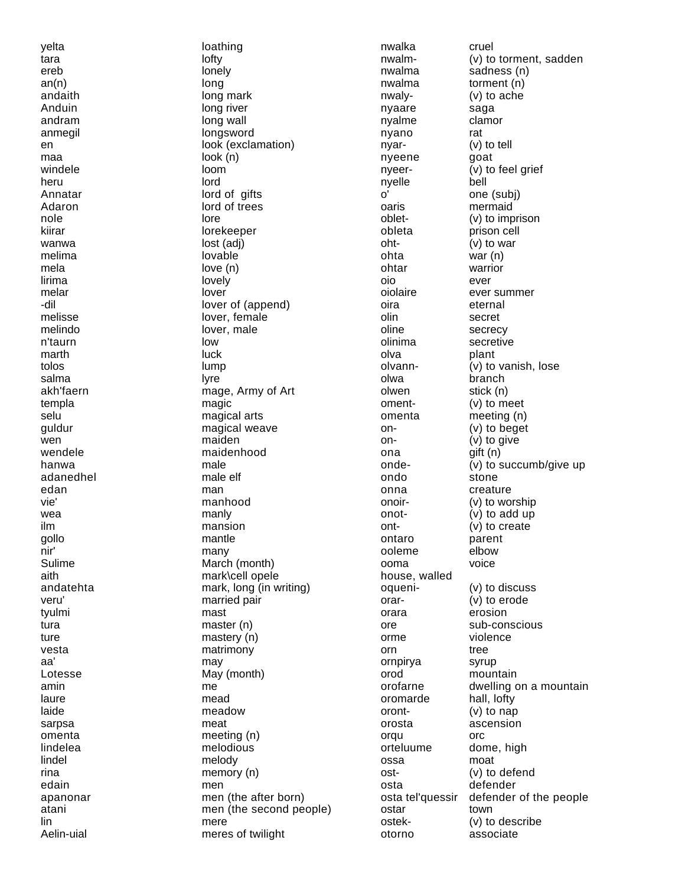| | | | |
|---|---|---|---|
| yelta | loathing | nwalka | cruel |
| tara | lofty | nwalm- | (v) to torment, sadden |
| ereb | lonely | nwalma | sadness (n) |
| an(n) | long | nwalma | torment (n) |
| andaith | long mark | nwaly- | (v) to ache |
| Anduin | long river | nyaare | saga |
| andram | long wall | nyalme | clamor |
| anmegil | longsword | nyano | rat |
| en | look (exclamation) | nyar- | (v) to tell |
| maa | look (n) | nyeene | goat |
| windele | loom | nyeer- | (v) to feel grief |
| heru | lord | nyelle | bell |
| Annatar | lord of gifts | o' | one (subj) |
| Adaron | lord of trees | oaris | mermaid |
| nole | lore | oblet- | (v) to imprison |
| kiirar | lorekeeper | obleta | prison cell |
| wanwa | lost (adj) | oht- | (v) to war |
| melima | lovable | ohta | war (n) |
| mela | love (n) | ohtar | warrior |
| lirima | lovely | oio | ever |
| melar | lover | oiolaire | ever summer |
| -dil | lover of (append) | oira | eternal |
| melisse | lover, female | olin | secret |
| melindo | lover, male | oline | secrecy |
| n'taurn | low | olinima | secretive |
| marth | luck | olva | plant |
| tolos | lump | olvann- | (v) to vanish, lose |
| salma | lyre | olwa | branch |
| akh'faern | mage, Army of Art | olwen | stick (n) |
| templa | magic | oment- | (v) to meet |
| selu | magical arts | omenta | meeting (n) |
| guldur | magical weave | on- | (v) to beget |
| wen | maiden | on- | (v) to give |
| wendele | maidenhood | ona | gift (n) |
| hanwa | male | onde- | (v) to succumb/give up |
| adanedhel | male elf | ondo | stone |
| edan | man | onna | creature |
| vie' | manhood | onoir- | (v) to worship |
| wea | manly | onot- | (v) to add up |
| ilm | mansion | ont- | (v) to create |
| gollo | mantle | ontaro | parent |
| nir' | many | ooleme | elbow |
| Sulime | March (month) | ooma | voice |
| aith | mark\cell opele | house, walled | |
| andatehta | mark, long (in writing) | oqueni- | (v) to discuss |
| veru' | married pair | orar- | (v) to erode |
| tyulmi | mast | orara | erosion |
| tura | master (n) | ore | sub-conscious |
| ture | mastery (n) | orme | violence |
| vesta | matrimony | orn | tree |
| aa' | may | ornpirya | syrup |
| Lotesse | May (month) | orod | mountain |
| amin | me | orofarne | dwelling on a mountain |
| laure | mead | oromarde | hall, lofty |
| laide | meadow | oront- | (v) to nap |
| sarpsa | meat | orosta | ascension |
| omenta | meeting (n) | orqu | orc |
| lindelea | melodious | orteluume | dome, high |
| lindel | melody | ossa | moat |
| rina | memory (n) | ost- | (v) to defend |
| edain | men | osta | defender |
| apanonar | men (the after born) | osta tel'quessir | defender of the people |
| atani | men (the second people) | ostar | town |
| lin | mere | ostek- | (v) to describe |
| Aelin-uial | meres of twilight | otorno | associate |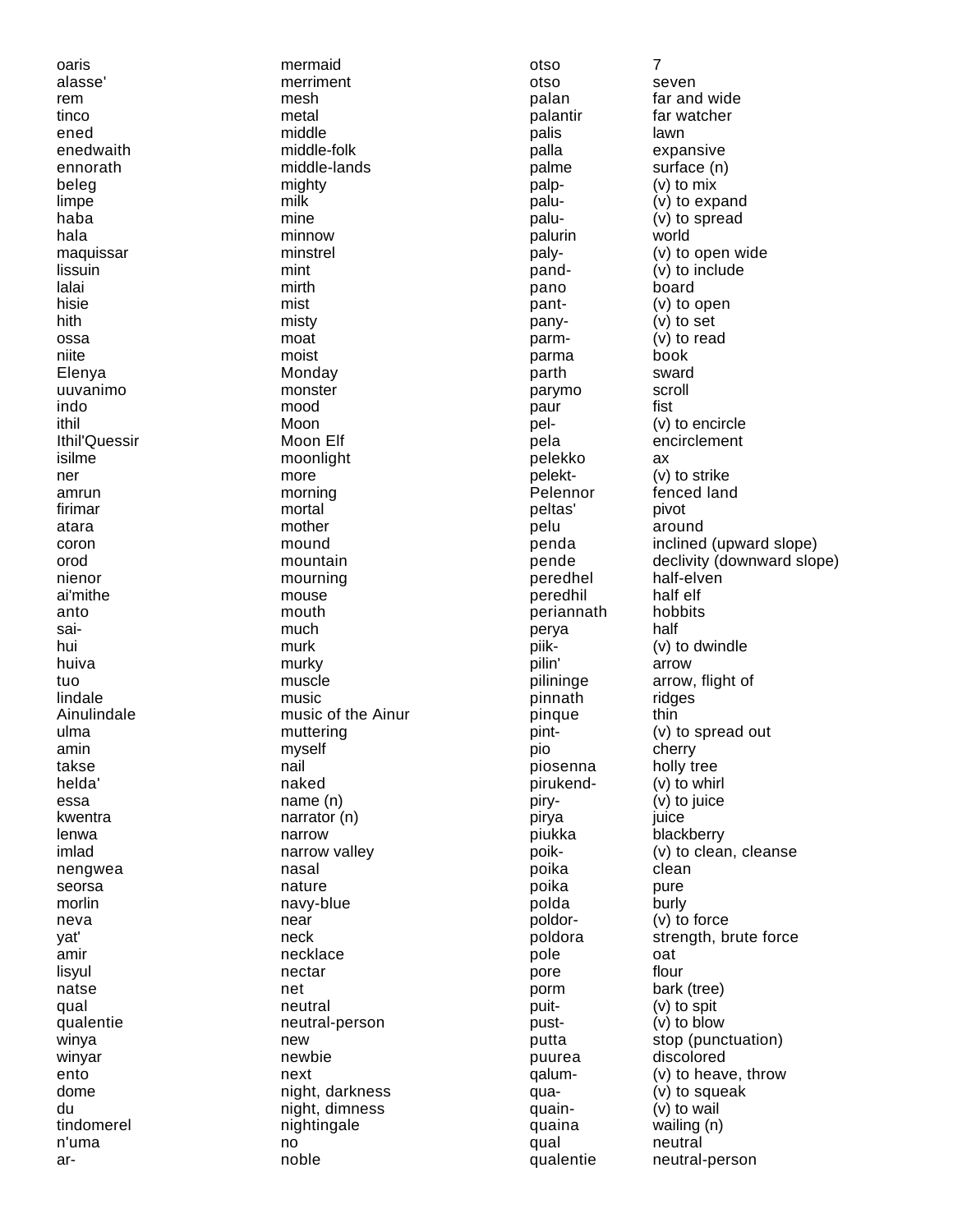| | | | |
|---|---|---|---|
| oaris | mermaid | otso | 7 |
| alasse' | merriment | otso | seven |
| rem | mesh | palan | far and wide |
| tinco | metal | palantir | far watcher |
| ened | middle | palis | lawn |
| enedwaith | middle-folk | palla | expansive |
| ennorath | middle-lands | palme | surface (n) |
| beleg | mighty | palp- | (v) to mix |
| limpe | milk | palu- | (v) to expand |
| haba | mine | palu- | (v) to spread |
| hala | minnow | palurin | world |
| maquissar | minstrel | paly- | (v) to open wide |
| lissuin | mint | pand- | (v) to include |
| lalai | mirth | pano | board |
| hisie | mist | pant- | (v) to open |
| hith | misty | pany- | (v) to set |
| ossa | moat | parm- | (v) to read |
| niite | moist | parma | book |
| Elenya | Monday | parth | sward |
| uuvanimo | monster | parymo | scroll |
| indo | mood | paur | fist |
| ithil | Moon | pel- | (v) to encircle |
| Ithil'Quessir | Moon Elf | pela | encirclement |
| isilme | moonlight | pelekko | ax |
| ner | more | pelekt- | (v) to strike |
| amrun | morning | Pelennor | fenced land |
| firimar | mortal | peltas' | pivot |
| atara | mother | pelu | around |
| coron | mound | penda | inclined (upward slope) |
| orod | mountain | pende | declivity (downward slope) |
| nienor | mourning | peredhel | half-elven |
| ai'mithe | mouse | peredhil | half elf |
| anto | mouth | periannath | hobbits |
| sai- | much | perya | half |
| hui | murk | piik- | (v) to dwindle |
| huiva | murky | pilin' | arrow |
| tuo | muscle | pilininge | arrow, flight of |
| lindale | music | pinnath | ridges |
| Ainulindale | music of the Ainur | pinque | thin |
| ulma | muttering | pint- | (v) to spread out |
| amin | myself | pio | cherry |
| takse | nail | piosenna | holly tree |
| helda' | naked | pirukend- | (v) to whirl |
| essa | name (n) | piry- | (v) to juice |
| kwentra | narrator (n) | pirya | juice |
| lenwa | narrow | piukka | blackberry |
| imlad | narrow valley | poik- | (v) to clean, cleanse |
| nengwea | nasal | poika | clean |
| seorsa | nature | poika | pure |
| morlin | navy-blue | polda | burly |
| neva | near | poldor- | (v) to force |
| yat' | neck | poldora | strength, brute force |
| amir | necklace | pole | oat |
| lisyul | nectar | pore | flour |
| natse | net | porm | bark (tree) |
| qual | neutral | puit- | (v) to spit |
| qualentie | neutral-person | pust- | (v) to blow |
| winya | new | putta | stop (punctuation) |
| winyar | newbie | puurea | discolored |
| ento | next | qalum- | (v) to heave, throw |
| dome | night, darkness | qua- | (v) to squeak |
| du | night, dimness | quain- | (v) to wail |
| tindomerel | nightingale | quaina | wailing (n) |
| n'uma | no | qual | neutral |
| ar- | noble | qualentie | neutral-person |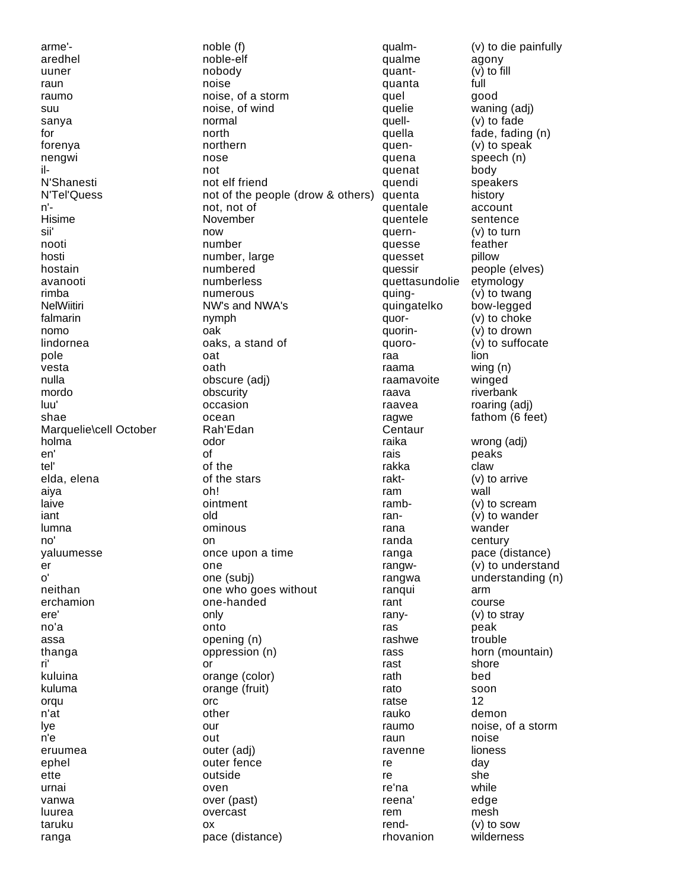| | |
|---|---|
| arme'- | noble (f) |
| aredhel | noble-elf |
| uuner | nobody |
| raun | noise |
| raumo | noise, of a storm |
| suu | noise, of wind |
| sanya | normal |
| for | north |
| forenya | northern |
| nengwi | nose |
| il- | not |
| N'Shanesti | not elf friend |
| N'Tel'Quess | not of the people (drow & others) |
| n'- | not, not of |
| Hisime | November |
| sii' | now |
| nooti | number |
| hosti | number, large |
| hostain | numbered |
| avanooti | numberless |
| rimba | numerous |
| NelWiitiri | NW's and NWA's |
| falmarin | nymph |
| nomo | oak |
| lindornea | oaks, a stand of |
| pole | oat |
| vesta | oath |
| nulla | obscure (adj) |
| mordo | obscurity |
| luu' | occasion |
| shae | ocean |
| Marquelie\cell October | Rah'Edan |
| holma | odor |
| en' | of |
| tel' | of the |
| elda, elena | of the stars |
| aiya | oh! |
| laive | ointment |
| iant | old |
| lumna | ominous |
| no' | on |
| yaluumesse | once upon a time |
| er | one |
| o' | one (subj) |
| neithan | one who goes without |
| erchamion | one-handed |
| ere' | only |
| no'a | onto |
| assa | opening (n) |
| thanga | oppression (n) |
| ri' | or |
| kuluina | orange (color) |
| kuluma | orange (fruit) |
| orqu | orc |
| n'at | other |
| lye | our |
| n'e | out |
| eruumea | outer (adj) |
| ephel | outer fence |
| ette | outside |
| urnai | oven |
| vanwa | over (past) |
| luurea | overcast |
| taruku | ox |
| ranga | pace (distance) |

| | |
|---|---|
| qualm- | (v) to die painfully |
| qualme | agony |
| quant- | (v) to fill |
| quanta | full |
| quel | good |
| quelie | waning (adj) |
| quell- | (v) to fade |
| quella | fade, fading (n) |
| quen- | (v) to speak |
| quena | speech (n) |
| quenat | body |
| quendi | speakers |
| quenta | history |
| quentale | account |
| quentele | sentence |
| quern- | (v) to turn |
| quesse | feather |
| quesset | pillow |
| quessir | people (elves) |
| quettasundolie | etymology |
| quing- | (v) to twang |
| quingatelko | bow-legged |
| quor- | (v) to choke |
| quorin- | (v) to drown |
| quoro- | (v) to suffocate |
| raa | lion |
| raama | wing (n) |
| raamavoite | winged |
| raava | riverbank |
| raavea | roaring (adj) |
| ragwe | fathom (6 feet) |
| Centaur | |
| raika | wrong (adj) |
| rais | peaks |
| rakka | claw |
| rakt- | (v) to arrive |
| ram | wall |
| ramb- | (v) to scream |
| ran- | (v) to wander |
| rana | wander |
| randa | century |
| ranga | pace (distance) |
| rangw- | (v) to understand |
| rangwa | understanding (n) |
| ranqui | arm |
| rant | course |
| rany- | (v) to stray |
| ras | peak |
| rashwe | trouble |
| rass | horn (mountain) |
| rast | shore |
| rath | bed |
| rato | soon |
| ratse | 12 |
| rauko | demon |
| raumo | noise, of a storm |
| raun | noise |
| ravenne | lioness |
| re | day |
| re | she |
| re'na | while |
| reena' | edge |
| rem | mesh |
| rend- | (v) to sow |
| rhovanion | wilderness |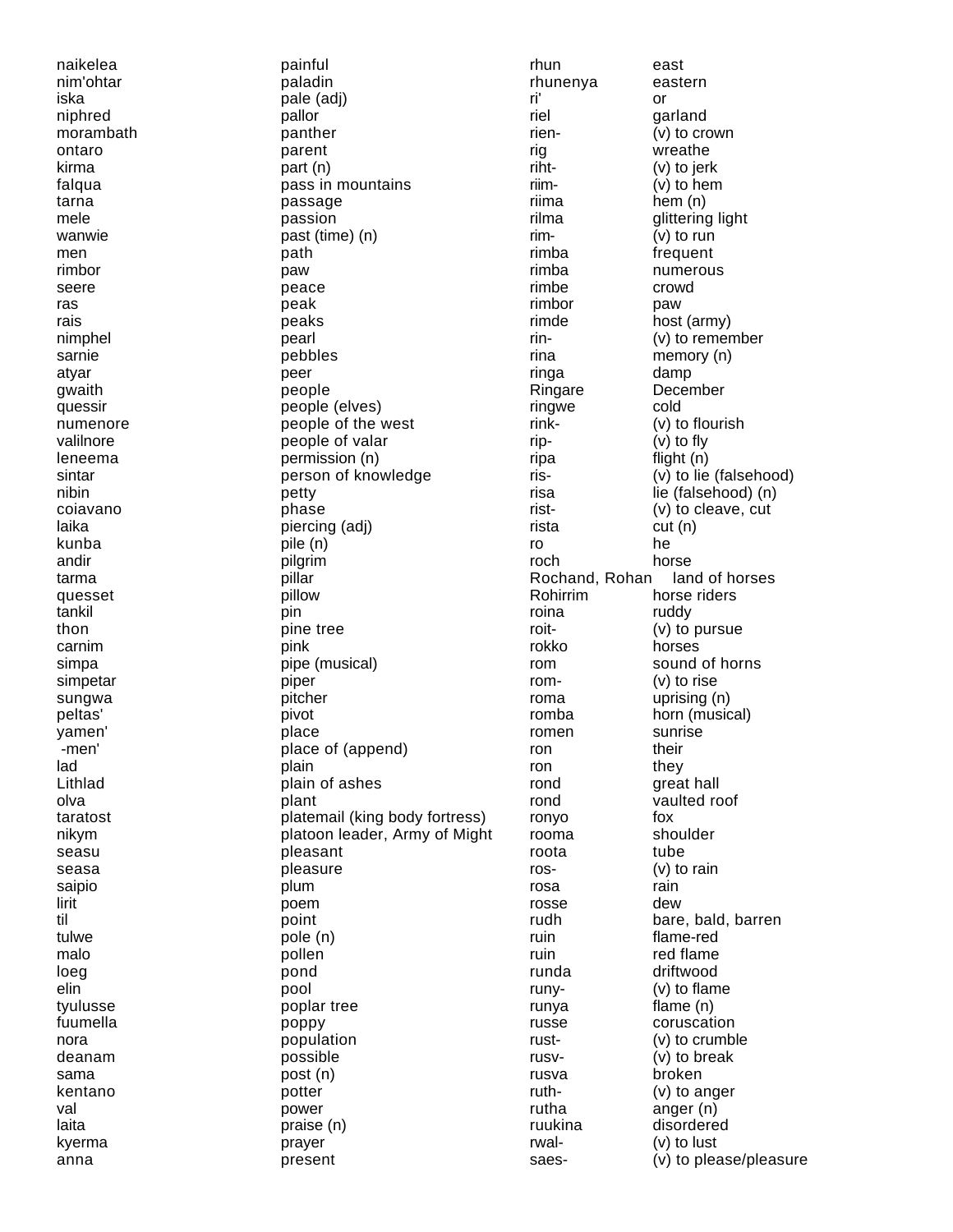| | | | |
|---|---|---|---|
| naikelea | painful | rhun | east |
| nim'ohtar | paladin | rhunenya | eastern |
| iska | pale (adj) | ri' | or |
| niphred | pallor | riel | garland |
| morambath | panther | rien- | (v) to crown |
| ontaro | parent | rig | wreathe |
| kirma | part (n) | riht- | (v) to jerk |
| falqua | pass in mountains | riim- | (v) to hem |
| tarna | passage | riima | hem (n) |
| mele | passion | rilma | glittering light |
| wanwie | past (time) (n) | rim- | (v) to run |
| men | path | rimba | frequent |
| rimbor | paw | rimba | numerous |
| seere | peace | rimbe | crowd |
| ras | peak | rimbor | paw |
| rais | peaks | rimde | host (army) |
| nimphel | pearl | rin- | (v) to remember |
| sarnie | pebbles | rina | memory (n) |
| atyar | peer | ringa | damp |
| gwaith | people | Ringare | December |
| quessir | people (elves) | ringwe | cold |
| numenore | people of the west | rink- | (v) to flourish |
| valilnore | people of valar | rip- | (v) to fly |
| leneema | permission (n) | ripa | flight (n) |
| sintar | person of knowledge | ris- | (v) to lie (falsehood) |
| nibin | petty | risa | lie (falsehood) (n) |
| coiavano | phase | rist- | (v) to cleave, cut |
| laika | piercing (adj) | rista | cut (n) |
| kunba | pile (n) | ro | he |
| andir | pilgrim | roch | horse |
| tarma | pillar | Rochand, Rohan | land of horses |
| quesset | pillow | Rohirrim | horse riders |
| tankil | pin | roina | ruddy |
| thon | pine tree | roit- | (v) to pursue |
| carnim | pink | rokko | horses |
| simpa | pipe (musical) | rom | sound of horns |
| simpetar | piper | rom- | (v) to rise |
| sungwa | pitcher | roma | uprising (n) |
| peltas' | pivot | romba | horn (musical) |
| yamen' | place | romen | sunrise |
| -men' | place of (append) | ron | their |
| lad | plain | ron | they |
| Lithlad | plain of ashes | rond | great hall |
| olva | plant | rond | vaulted roof |
| taratost | platemail (king body fortress) | ronyo | fox |
| nikym | platoon leader, Army of Might | rooma | shoulder |
| seasu | pleasant | roota | tube |
| seasa | pleasure | ros- | (v) to rain |
| saipio | plum | rosa | rain |
| lirit | poem | rosse | dew |
| til | point | rudh | bare, bald, barren |
| tulwe | pole (n) | ruin | flame-red |
| malo | pollen | ruin | red flame |
| loeg | pond | runda | driftwood |
| elin | pool | runy- | (v) to flame |
| tyulusse | poplar tree | runya | flame (n) |
| fuumella | poppy | russe | coruscation |
| nora | population | rust- | (v) to crumble |
| deanam | possible | rusv- | (v) to break |
| sama | post (n) | rusva | broken |
| kentano | potter | ruth- | (v) to anger |
| val | power | rutha | anger (n) |
| laita | praise (n) | ruukina | disordered |
| kyerma | prayer | rwal- | (v) to lust |
| anna | present | saes- | (v) to please/pleasure |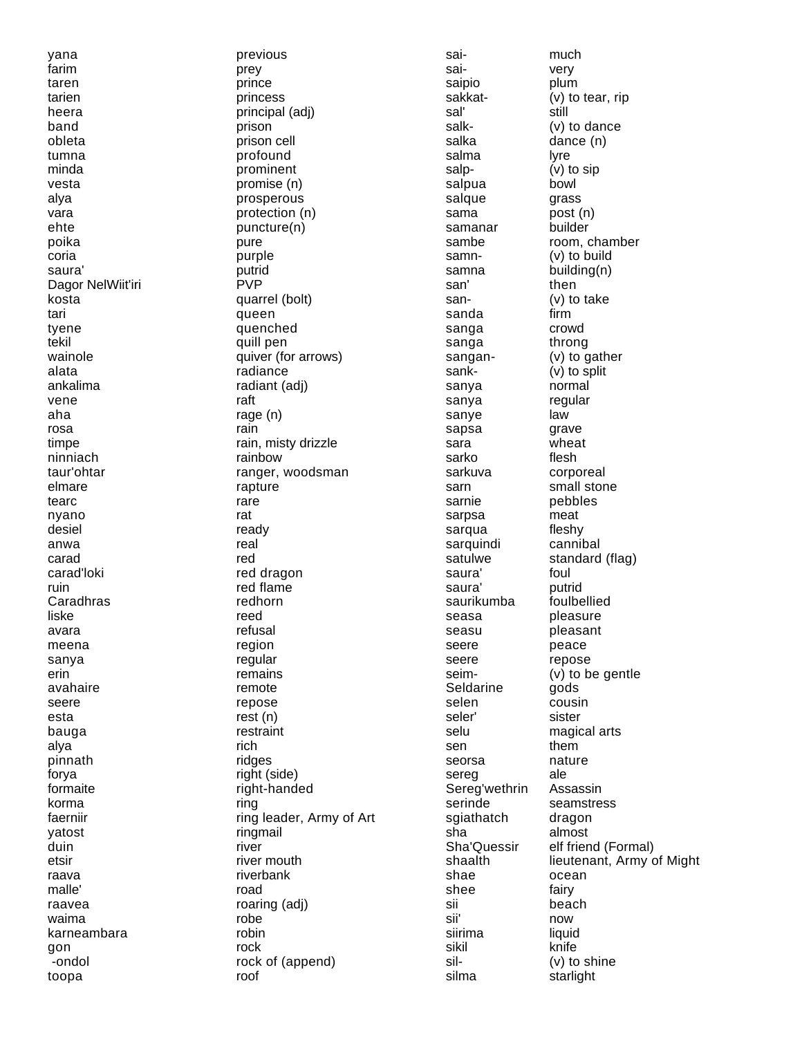| | | | |
|---|---|---|---|
| yana | previous | sai- | much |
| farim | prey | sai- | very |
| taren | prince | saipio | plum |
| tarien | princess | sakkat- | (v) to tear, rip |
| heera | principal (adj) | sal' | still |
| band | prison | salk- | (v) to dance |
| obleta | prison cell | salka | dance (n) |
| tumna | profound | salma | lyre |
| minda | prominent | salp- | (v) to sip |
| vesta | promise (n) | salpua | bowl |
| alya | prosperous | salque | grass |
| vara | protection (n) | sama | post (n) |
| ehte | puncture(n) | samanar | builder |
| poika | pure | sambe | room, chamber |
| coria | purple | samn- | (v) to build |
| saura' | putrid | samna | building(n) |
| Dagor NelWiit'iri | PVP | san' | then |
| kosta | quarrel (bolt) | san- | (v) to take |
| tari | queen | sanda | firm |
| tyene | quenched | sanga | crowd |
| tekil | quill pen | sanga | throng |
| wainole | quiver (for arrows) | sangan- | (v) to gather |
| alata | radiance | sank- | (v) to split |
| ankalima | radiant (adj) | sanya | normal |
| vene | raft | sanya | regular |
| aha | rage (n) | sanye | law |
| rosa | rain | sapsa | grave |
| timpe | rain, misty drizzle | sara | wheat |
| ninniach | rainbow | sarko | flesh |
| taur'ohtar | ranger, woodsman | sarkuva | corporeal |
| elmare | rapture | sarn | small stone |
| tearc | rare | sarnie | pebbles |
| nyano | rat | sarpsa | meat |
| desiel | ready | sarqua | fleshy |
| anwa | real | sarquindi | cannibal |
| carad | red | satulwe | standard (flag) |
| carad'loki | red dragon | saura' | foul |
| ruin | red flame | saura' | putrid |
| Caradhras | redhorn | saurikumba | foulbellied |
| liske | reed | seasa | pleasure |
| avara | refusal | seasu | pleasant |
| meena | region | seere | peace |
| sanya | regular | seere | repose |
| erin | remains | seim- | (v) to be gentle |
| avahaire | remote | Seldarine | gods |
| seere | repose | selen | cousin |
| esta | rest (n) | seler' | sister |
| bauga | restraint | selu | magical arts |
| alya | rich | sen | them |
| pinnath | ridges | seorsa | nature |
| forya | right (side) | sereg | ale |
| formaite | right-handed | Sereg'wethrin | Assassin |
| korma | ring | serinde | seamstress |
| faerniir | ring leader, Army of Art | sgiathatch | dragon |
| yatost | ringmail | sha | almost |
| duin | river | Sha'Quessir | elf friend (Formal) |
| etsir | river mouth | shaalth | lieutenant, Army of Might |
| raava | riverbank | shae | ocean |
| malle' | road | shee | fairy |
| raavea | roaring (adj) | sii | beach |
| waima | robe | sii' | now |
| karneambara | robin | siirima | liquid |
| gon | rock | sikil | knife |
| -ondol | rock of (append) | sil- | (v) to shine |
| toopa | roof | silma | starlight |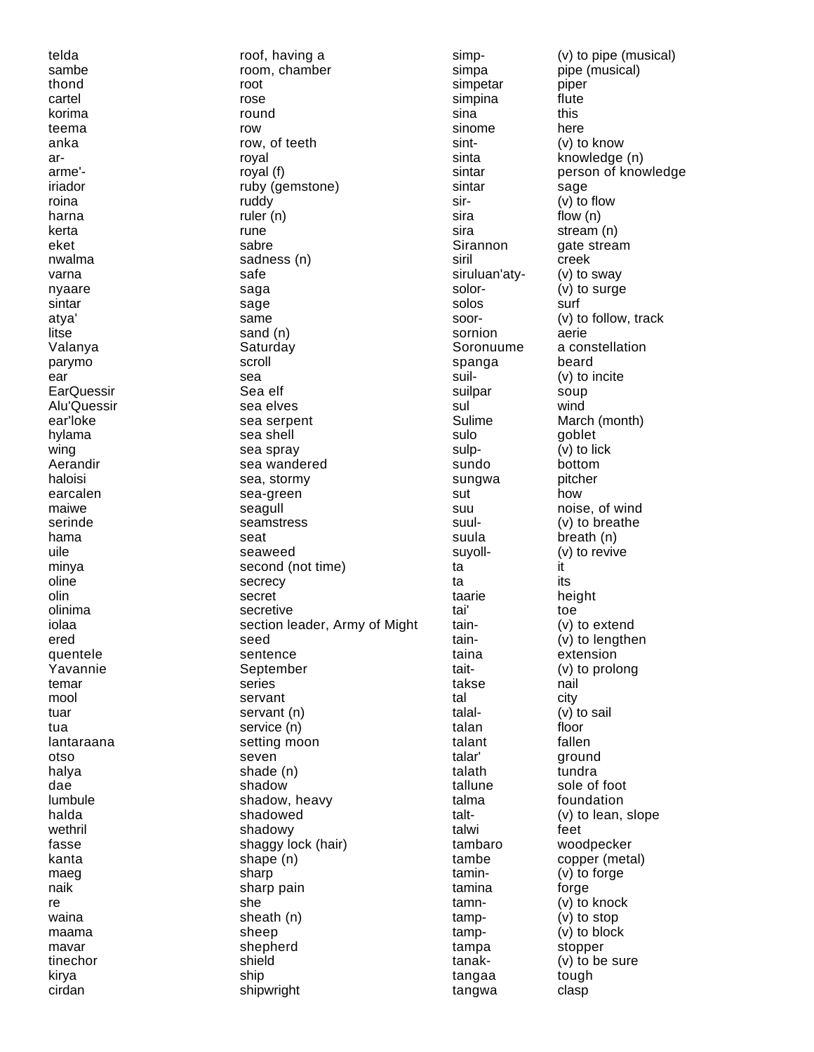| | | | |
|---|---|---|---|
| telda | roof, having a | simp- | (v) to pipe (musical) |
| sambe | room, chamber | simpa | pipe (musical) |
| thond | root | simpetar | piper |
| cartel | rose | simpina | flute |
| korima | round | sina | this |
| teema | row | sinome | here |
| anka | row, of teeth | sint- | (v) to know |
| ar- | royal | sinta | knowledge (n) |
| arme'- | royal (f) | sintar | person of knowledge |
| iriador | ruby (gemstone) | sintar | sage |
| roina | ruddy | sir- | (v) to flow |
| harna | ruler (n) | sira | flow (n) |
| kerta | rune | sira | stream (n) |
| eket | sabre | Sirannon | gate stream |
| nwalma | sadness (n) | siril | creek |
| varna | safe | siruluan'aty- | (v) to sway |
| nyaare | saga | solor- | (v) to surge |
| sintar | sage | solos | surf |
| atya' | same | soor- | (v) to follow, track |
| litse | sand (n) | sornion | aerie |
| Valanya | Saturday | Soronuume | a constellation |
| parymo | scroll | spanga | beard |
| ear | sea | suil- | (v) to incite |
| EarQuessir | Sea elf | suilpar | soup |
| Alu'Quessir | sea elves | sul | wind |
| ear'loke | sea serpent | Sulime | March (month) |
| hylama | sea shell | sulo | goblet |
| wing | sea spray | sulp- | (v) to lick |
| Aerandir | sea wandered | sundo | bottom |
| haloisi | sea, stormy | sungwa | pitcher |
| earcalen | sea-green | sut | how |
| maiwe | seagull | suu | noise, of wind |
| serinde | seamstress | suul- | (v) to breathe |
| hama | seat | suula | breath (n) |
| uile | seaweed | suyoll- | (v) to revive |
| minya | second (not time) | ta | it |
| oline | secrecy | ta | its |
| olin | secret | taarie | height |
| olinima | secretive | tai' | toe |
| iolaa | section leader, Army of Might | tain- | (v) to extend |
| ered | seed | tain- | (v) to lengthen |
| quentele | sentence | taina | extension |
| Yavannie | September | tait- | (v) to prolong |
| temar | series | takse | nail |
| mool | servant | tal | city |
| tuar | servant (n) | talal- | (v) to sail |
| tua | service (n) | talan | floor |
| lantaraana | setting moon | talant | fallen |
| otso | seven | talar' | ground |
| halya | shade (n) | talath | tundra |
| dae | shadow | tallune | sole of foot |
| lumbule | shadow, heavy | talma | foundation |
| halda | shadowed | talt- | (v) to lean, slope |
| wethril | shadowy | talwi | feet |
| fasse | shaggy lock (hair) | tambaro | woodpecker |
| kanta | shape (n) | tambe | copper (metal) |
| maeg | sharp | tamin- | (v) to forge |
| naik | sharp pain | tamina | forge |
| re | she | tamn- | (v) to knock |
| waina | sheath (n) | tamp- | (v) to stop |
| maama | sheep | tamp- | (v) to block |
| mavar | shepherd | tampa | stopper |
| tinechor | shield | tanak- | (v) to be sure |
| kirya | ship | tangaa | tough |
| cirdan | shipwright | tangwa | clasp |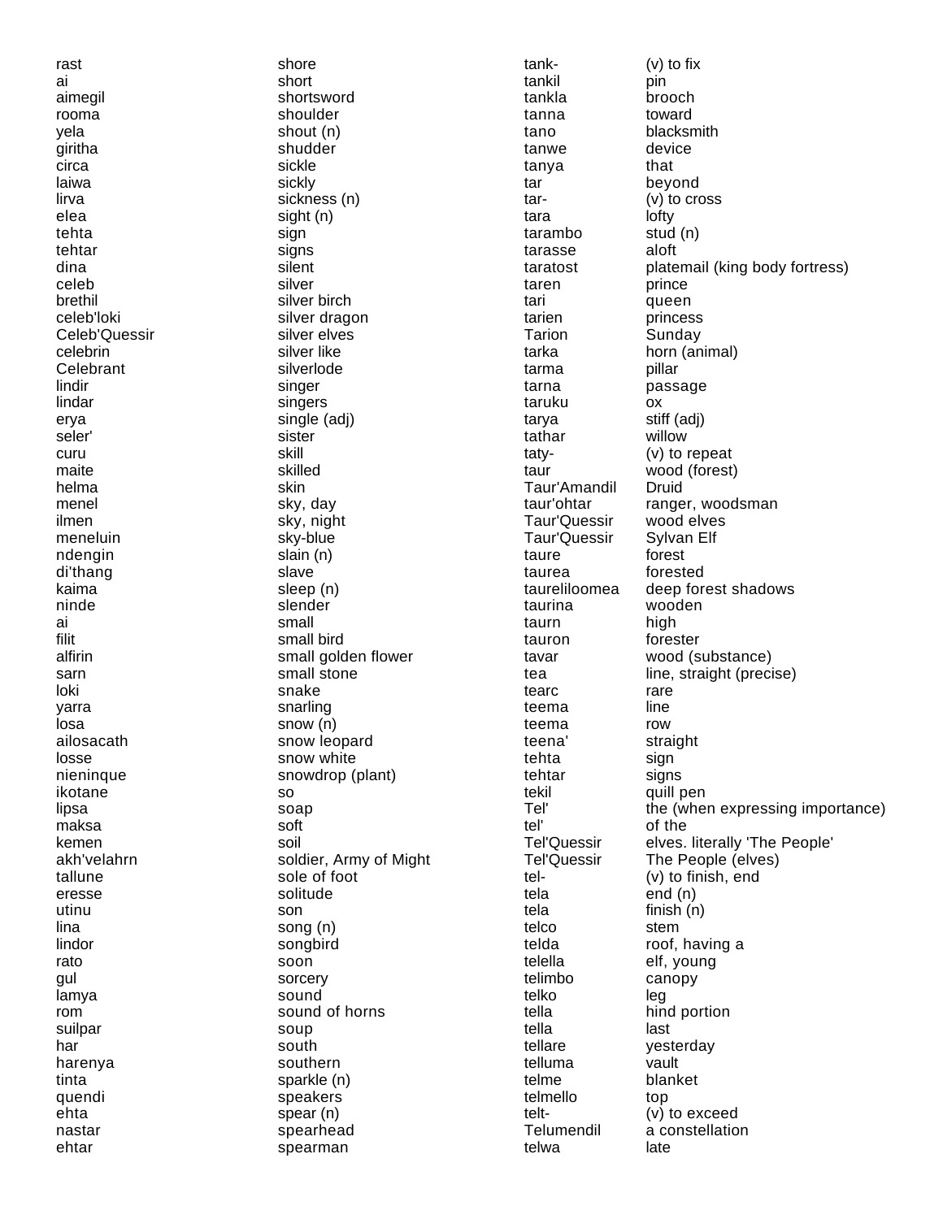| | | | |
|---|---|---|---|
| rast | shore | tank- | (v) to fix |
| ai | short | tankil | pin |
| aimegil | shortsword | tankla | brooch |
| rooma | shoulder | tanna | toward |
| yela | shout (n) | tano | blacksmith |
| giritha | shudder | tanwe | device |
| circa | sickle | tanya | that |
| laiwa | sickly | tar | beyond |
| lirva | sickness (n) | tar- | (v) to cross |
| elea | sight (n) | tara | lofty |
| tehta | sign | tarambo | stud (n) |
| tehtar | signs | tarasse | aloft |
| dina | silent | taratost | platemail (king body fortress) |
| celeb | silver | taren | prince |
| brethil | silver birch | tari | queen |
| celeb'loki | silver dragon | tarien | princess |
| Celeb'Quessir | silver elves | Tarion | Sunday |
| celebrin | silver like | tarka | horn (animal) |
| Celebrant | silverlode | tarma | pillar |
| lindir | singer | tarna | passage |
| lindar | singers | taruku | ox |
| erya | single (adj) | tarya | stiff (adj) |
| seler' | sister | tathar | willow |
| curu | skill | taty- | (v) to repeat |
| maite | skilled | taur | wood (forest) |
| helma | skin | Taur'Amandil | Druid |
| menel | sky, day | taur'ohtar | ranger, woodsman |
| ilmen | sky, night | Taur'Quessir | wood elves |
| meneluin | sky-blue | Taur'Quessir | Sylvan Elf |
| ndengin | slain (n) | taure | forest |
| di'thang | slave | taurea | forested |
| kaima | sleep (n) | taureliloomea | deep forest shadows |
| ninde | slender | taurina | wooden |
| ai | small | taurn | high |
| filit | small bird | tauron | forester |
| alfirin | small golden flower | tavar | wood (substance) |
| sarn | small stone | tea | line, straight (precise) |
| loki | snake | tearc | rare |
| yarra | snarling | teema | line |
| losa | snow (n) | teema | row |
| ailosacath | snow leopard | teena' | straight |
| losse | snow white | tehta | sign |
| nieninque | snowdrop (plant) | tehtar | signs |
| ikotane | so | tekil | quill pen |
| lipsa | soap | Tel' | the (when expressing importance) |
| maksa | soft | tel' | of the |
| kemen | soil | Tel'Quessir | elves. literally 'The People' |
| akh'velahrn | soldier, Army of Might | Tel'Quessir | The People (elves) |
| tallune | sole of foot | tel- | (v) to finish, end |
| eresse | solitude | tela | end (n) |
| utinu | son | tela | finish (n) |
| lina | song (n) | telco | stem |
| lindor | songbird | telda | roof, having a |
| rato | soon | telella | elf, young |
| gul | sorcery | telimbo | canopy |
| lamya | sound | telko | leg |
| rom | sound of horns | tella | hind portion |
| suilpar | soup | tella | last |
| har | south | tellare | yesterday |
| harenya | southern | telluma | vault |
| tinta | sparkle (n) | telme | blanket |
| quendi | speakers | telmello | top |
| ehta | spear (n) | telt- | (v) to exceed |
| nastar | spearhead | Telumendil | a constellation |
| ehtar | spearman | telwa | late |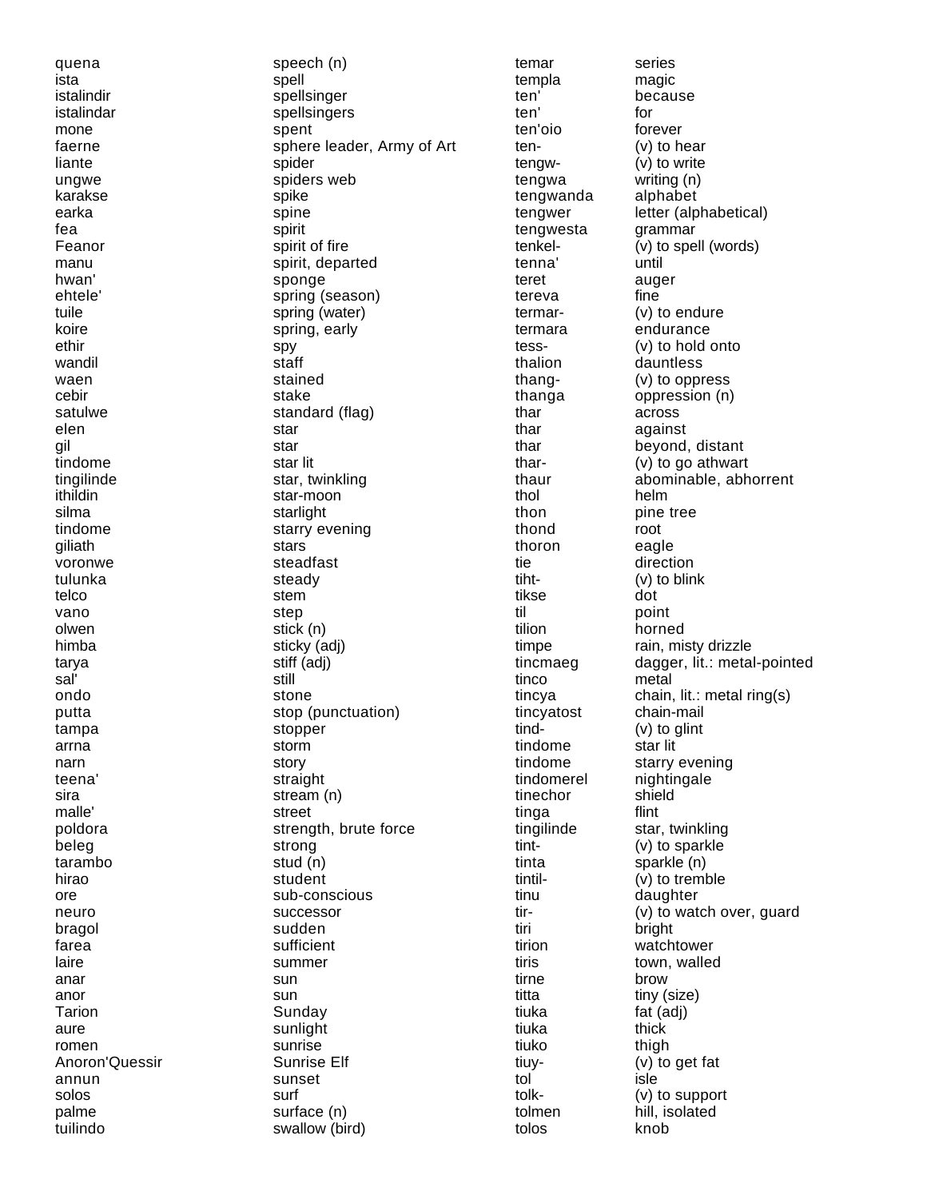| | | | |
|---|---|---|---|
| quena | speech (n) | temar | series |
| ista | spell | templa | magic |
| istalindir | spellsinger | ten' | because |
| istalindar | spellsingers | ten' | for |
| mone | spent | ten'oio | forever |
| faerne | sphere leader, Army of Art | ten- | (v) to hear |
| liante | spider | tengw- | (v) to write |
| ungwe | spiders web | tengwa | writing (n) |
| karakse | spike | tengwanda | alphabet |
| earka | spine | tengwer | letter (alphabetical) |
| fea | spirit | tengwesta | grammar |
| Feanor | spirit of fire | tenkel- | (v) to spell (words) |
| manu | spirit, departed | tenna' | until |
| hwan' | sponge | teret | auger |
| ehtele' | spring (season) | tereva | fine |
| tuile | spring (water) | termar- | (v) to endure |
| koire | spring, early | termara | endurance |
| ethir | spy | tess- | (v) to hold onto |
| wandil | staff | thalion | dauntless |
| waen | stained | thang- | (v) to oppress |
| cebir | stake | thanga | oppression (n) |
| satulwe | standard (flag) | thar | across |
| elen | star | thar | against |
| gil | star | thar | beyond, distant |
| tindome | star lit | thar- | (v) to go athwart |
| tingilinde | star, twinkling | thaur | abominable, abhorrent |
| ithildin | star-moon | thol | helm |
| silma | starlight | thon | pine tree |
| tindome | starry evening | thond | root |
| giliath | stars | thoron | eagle |
| voronwe | steadfast | tie | direction |
| tulunka | steady | tiht- | (v) to blink |
| telco | stem | tikse | dot |
| vano | step | til | point |
| olwen | stick (n) | tilion | horned |
| himba | sticky (adj) | timpe | rain, misty drizzle |
| tarya | stiff (adj) | tincmaeg | dagger, lit.: metal-pointed |
| sal' | still | tinco | metal |
| ondo | stone | tincya | chain, lit.: metal ring(s) |
| putta | stop (punctuation) | tincyatost | chain-mail |
| tampa | stopper | tind- | (v) to glint |
| arrna | storm | tindome | star lit |
| narn | story | tindome | starry evening |
| teena' | straight | tindomerel | nightingale |
| sira | stream (n) | tinechor | shield |
| malle' | street | tinga | flint |
| poldora | strength, brute force | tingilinde | star, twinkling |
| beleg | strong | tint- | (v) to sparkle |
| tarambo | stud (n) | tinta | sparkle (n) |
| hirao | student | tintil- | (v) to tremble |
| ore | sub-conscious | tinu | daughter |
| neuro | successor | tir- | (v) to watch over, guard |
| bragol | sudden | tiri | bright |
| farea | sufficient | tirion | watchtower |
| laire | summer | tiris | town, walled |
| anar | sun | tirne | brow |
| anor | sun | titta | tiny (size) |
| Tarion | Sunday | tiuka | fat (adj) |
| aure | sunlight | tiuka | thick |
| romen | sunrise | tiuko | thigh |
| Anoron'Quessir | Sunrise Elf | tiuy- | (v) to get fat |
| annun | sunset | tol | isle |
| solos | surf | tolk- | (v) to support |
| palme | surface (n) | tolmen | hill, isolated |
| tuilindo | swallow (bird) | tolos | knob |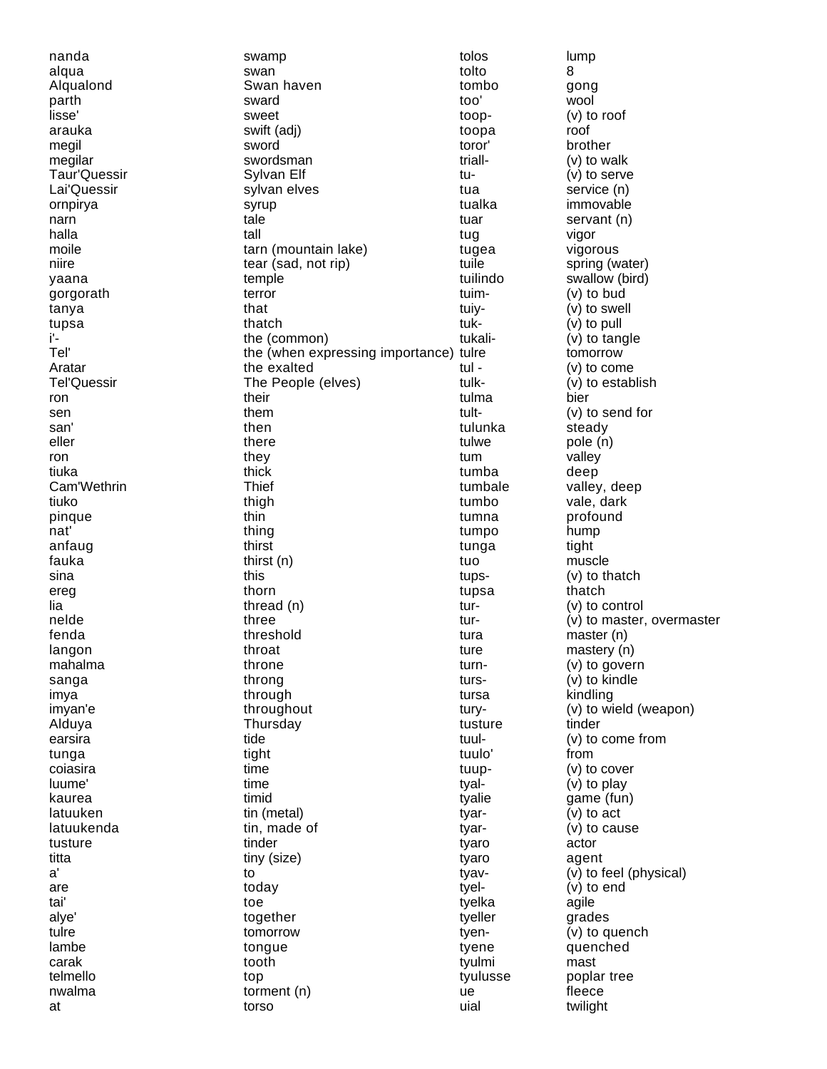| | | | |
|---|---|---|---|
| nanda | swamp | tolos | lump |
| alqua | swan | tolto | 8 |
| Alqualond | Swan haven | tombo | gong |
| parth | sward | too' | wool |
| lisse' | sweet | toop- | (v) to roof |
| arauka | swift (adj) | toopa | roof |
| megil | sword | toror' | brother |
| megilar | swordsman | triall- | (v) to walk |
| Taur'Quessir | Sylvan Elf | tu- | (v) to serve |
| Lai'Quessir | sylvan elves | tua | service (n) |
| ornpirya | syrup | tualka | immovable |
| narn | tale | tuar | servant (n) |
| halla | tall | tug | vigor |
| moile | tarn (mountain lake) | tugea | vigorous |
| niire | tear (sad, not rip) | tuile | spring (water) |
| yaana | temple | tuilindo | swallow (bird) |
| gorgorath | terror | tuim- | (v) to bud |
| tanya | that | tuiy- | (v) to swell |
| tupsa | thatch | tuk- | (v) to pull |
| i'- | the (common) | tukali- | (v) to tangle |
| Tel' | the (when expressing importance) | tulre | tomorrow |
| Aratar | the exalted | tul - | (v) to come |
| Tel'Quessir | The People (elves) | tulk- | (v) to establish |
| ron | their | tulma | bier |
| sen | them | tult- | (v) to send for |
| san' | then | tulunka | steady |
| eller | there | tulwe | pole (n) |
| ron | they | tum | valley |
| tiuka | thick | tumba | deep |
| Cam'Wethrin | Thief | tumbale | valley, deep |
| tiuko | thigh | tumbo | vale, dark |
| pinque | thin | tumna | profound |
| nat' | thing | tumpo | hump |
| anfaug | thirst | tunga | tight |
| fauka | thirst (n) | tuo | muscle |
| sina | this | tups- | (v) to thatch |
| ereg | thorn | tupsa | thatch |
| lia | thread (n) | tur- | (v) to control |
| nelde | three | tur- | (v) to master, overmaster |
| fenda | threshold | tura | master (n) |
| langon | throat | ture | mastery (n) |
| mahalma | throne | turn- | (v) to govern |
| sanga | throng | turs- | (v) to kindle |
| imya | through | tursa | kindling |
| imyan'e | throughout | tury- | (v) to wield (weapon) |
| Alduya | Thursday | tusture | tinder |
| earsira | tide | tuul- | (v) to come from |
| tunga | tight | tuulo' | from |
| coiasira | time | tuup- | (v) to cover |
| luume' | time | tyal- | (v) to play |
| kaurea | timid | tyalie | game (fun) |
| latuuken | tin (metal) | tyar- | (v) to act |
| latuukenda | tin, made of | tyar- | (v) to cause |
| tusture | tinder | tyaro | actor |
| titta | tiny (size) | tyaro | agent |
| a' | to | tyav- | (v) to feel (physical) |
| are | today | tyel- | (v) to end |
| tai' | toe | tyelka | agile |
| alye' | together | tyeller | grades |
| tulre | tomorrow | tyen- | (v) to quench |
| lambe | tongue | tyene | quenched |
| carak | tooth | tyulmi | mast |
| telmello | top | tyulusse | poplar tree |
| nwalma | torment (n) | ue | fleece |
| at | torso | uial | twilight |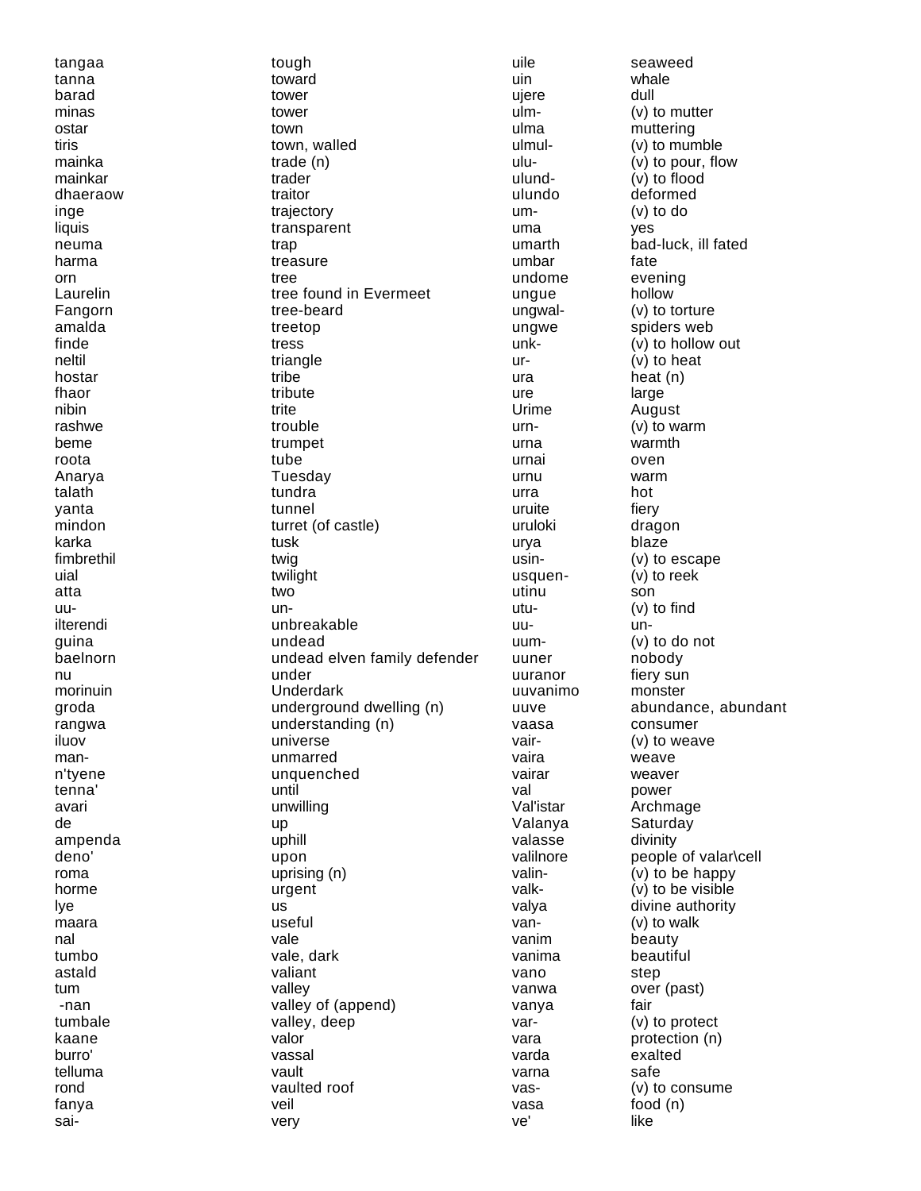| | | | |
|---|---|---|---|
| tangaa | tough | uile | seaweed |
| tanna | toward | uin | whale |
| barad | tower | ujere | dull |
| minas | tower | ulm- | (v) to mutter |
| ostar | town | ulma | muttering |
| tiris | town, walled | ulmul- | (v) to mumble |
| mainka | trade (n) | ulu- | (v) to pour, flow |
| mainkar | trader | ulund- | (v) to flood |
| dhaeraow | traitor | ulundo | deformed |
| inge | trajectory | um- | (v) to do |
| liquis | transparent | uma | yes |
| neuma | trap | umarth | bad-luck, ill fated |
| harma | treasure | umbar | fate |
| orn | tree | undome | evening |
| Laurelin | tree found in Evermeet | ungue | hollow |
| Fangorn | tree-beard | ungwal- | (v) to torture |
| amalda | treetop | ungwe | spiders web |
| finde | tress | unk- | (v) to hollow out |
| neltil | triangle | ur- | (v) to heat |
| hostar | tribe | ura | heat (n) |
| fhaor | tribute | ure | large |
| nibin | trite | Urime | August |
| rashwe | trouble | urn- | (v) to warm |
| beme | trumpet | urna | warmth |
| roota | tube | urnai | oven |
| Anarya | Tuesday | urnu | warm |
| talath | tundra | urra | hot |
| yanta | tunnel | uruite | fiery |
| mindon | turret (of castle) | uruloki | dragon |
| karka | tusk | urya | blaze |
| fimbrethil | twig | usin- | (v) to escape |
| uial | twilight | usquen- | (v) to reek |
| atta | two | utinu | son |
| uu- | un- | utu- | (v) to find |
| ilterendi | unbreakable | uu- | un- |
| guina | undead | uum- | (v) to do not |
| baelnorn | undead elven family defender | uuner | nobody |
| nu | under | uuranor | fiery sun |
| morinuin | Underdark | uuvanimo | monster |
| groda | underground dwelling (n) | uuve | abundance, abundant |
| rangwa | understanding (n) | vaasa | consumer |
| iluov | universe | vair- | (v) to weave |
| man- | unmarred | vaira | weave |
| n'tyene | unquenched | vairar | weaver |
| tenna' | until | val | power |
| avari | unwilling | Val'istar | Archmage |
| de | up | Valanya | Saturday |
| ampenda | uphill | valasse | divinity |
| deno' | upon | valilnore | people of valar\cell |
| roma | uprising (n) | valin- | (v) to be happy |
| horme | urgent | valk- | (v) to be visible |
| lye | us | valya | divine authority |
| maara | useful | van- | (v) to walk |
| nal | vale | vanim | beauty |
| tumbo | vale, dark | vanima | beautiful |
| astald | valiant | vano | step |
| tum | valley | vanwa | over (past) |
| -nan | valley of (append) | vanya | fair |
| tumbale | valley, deep | var- | (v) to protect |
| kaane | valor | vara | protection (n) |
| burro' | vassal | varda | exalted |
| telluma | vault | varna | safe |
| rond | vaulted roof | vas- | (v) to consume |
| fanya | veil | vasa | food (n) |
| sai- | very | ve' | like |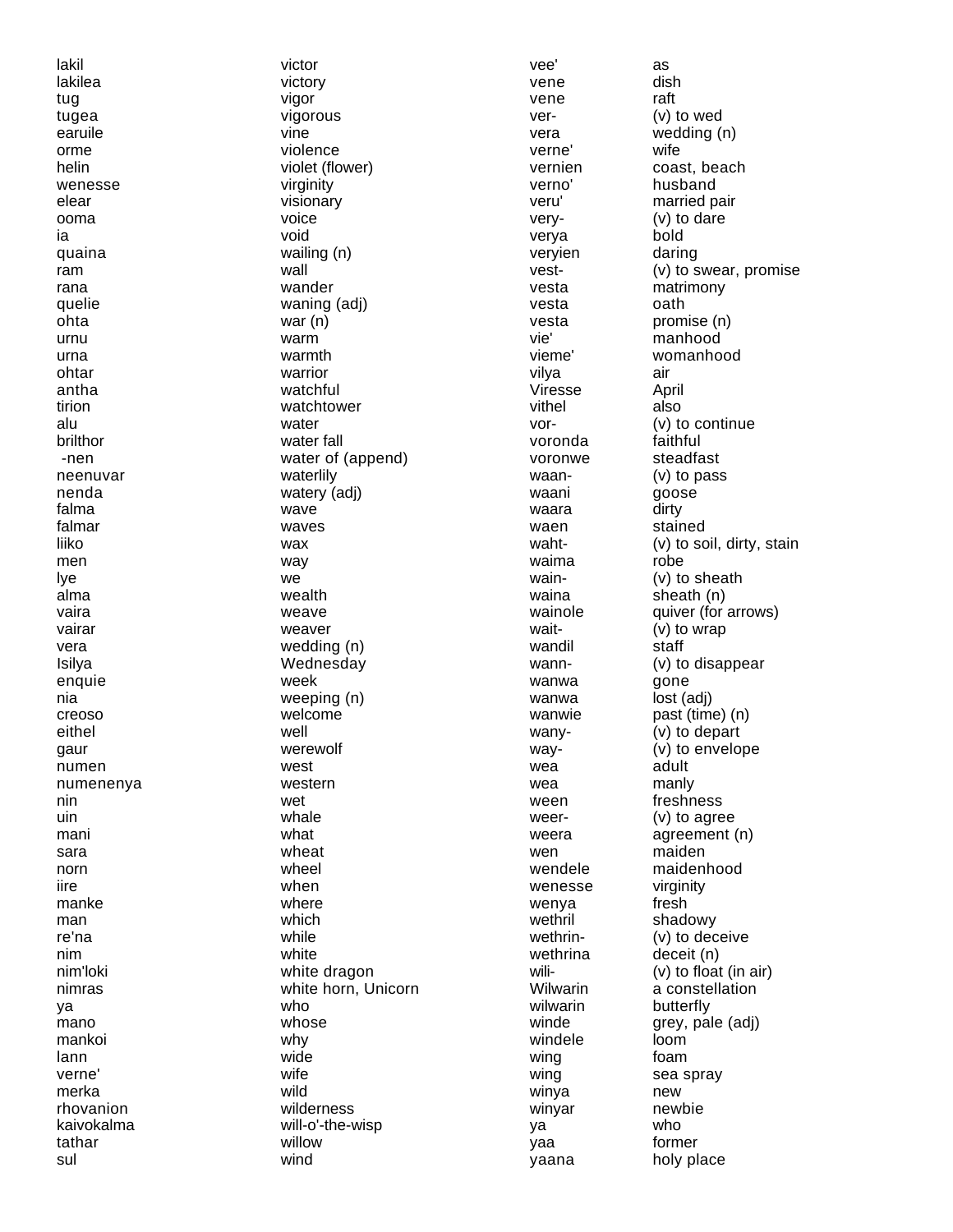| | | | |
|---|---|---|---|
| lakil | victor | vee' | as |
| lakilea | victory | vene | dish |
| tug | vigor | vene | raft |
| tugea | vigorous | ver- | (v) to wed |
| earuile | vine | vera | wedding (n) |
| orme | violence | verne' | wife |
| helin | violet (flower) | vernien | coast, beach |
| wenesse | virginity | verno' | husband |
| elear | visionary | veru' | married pair |
| ooma | voice | very- | (v) to dare |
| ia | void | verya | bold |
| quaina | wailing (n) | veryien | daring |
| ram | wall | vest- | (v) to swear, promise |
| rana | wander | vesta | matrimony |
| quelie | waning (adj) | vesta | oath |
| ohta | war (n) | vesta | promise (n) |
| urnu | warm | vie' | manhood |
| urna | warmth | vieme' | womanhood |
| ohtar | warrior | vilya | air |
| antha | watchful | Viresse | April |
| tirion | watchtower | vithel | also |
| alu | water | vor- | (v) to continue |
| brilthor | water fall | voronda | faithful |
| -nen | water of (append) | voronwe | steadfast |
| neenuvar | waterlily | waan- | (v) to pass |
| nenda | watery (adj) | waani | goose |
| falma | wave | waara | dirty |
| falmar | waves | waen | stained |
| liiko | wax | waht- | (v) to soil, dirty, stain |
| men | way | waima | robe |
| lye | we | wain- | (v) to sheath |
| alma | wealth | waina | sheath (n) |
| vaira | weave | wainole | quiver (for arrows) |
| vairar | weaver | wait- | (v) to wrap |
| vera | wedding (n) | wandil | staff |
| Isilya | Wednesday | wann- | (v) to disappear |
| enquie | week | wanwa | gone |
| nia | weeping (n) | wanwa | lost (adj) |
| creoso | welcome | wanwie | past (time) (n) |
| eithel | well | wany- | (v) to depart |
| gaur | werewolf | way- | (v) to envelope |
| numen | west | wea | adult |
| numenenya | western | wea | manly |
| nin | wet | ween | freshness |
| uin | whale | weer- | (v) to agree |
| mani | what | weera | agreement (n) |
| sara | wheat | wen | maiden |
| norn | wheel | wendele | maidenhood |
| iire | when | wenesse | virginity |
| manke | where | wenya | fresh |
| man | which | wethril | shadowy |
| re'na | while | wethrin- | (v) to deceive |
| nim | white | wethrina | deceit (n) |
| nim'loki | white dragon | wili- | (v) to float (in air) |
| nimras | white horn, Unicorn | Wilwarin | a constellation |
| ya | who | wilwarin | butterfly |
| mano | whose | winde | grey, pale (adj) |
| mankoi | why | windele | loom |
| lann | wide | wing | foam |
| verne' | wife | wing | sea spray |
| merka | wild | winya | new |
| rhovanion | wilderness | winyar | newbie |
| kaivokalma | will-o'-the-wisp | ya | who |
| tathar | willow | yaa | former |
| sul | wind | yaana | holy place |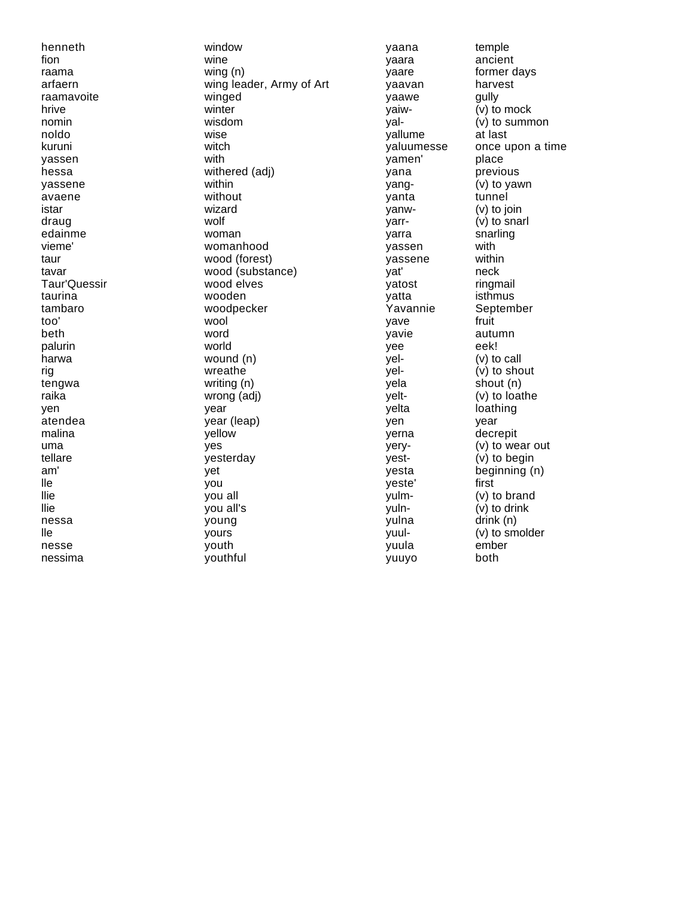| | | | |
|---|---|---|---|
| henneth | window | yaana | temple |
| fion | wine | yaara | ancient |
| raama | wing (n) | yaare | former days |
| arfaern | wing leader, Army of Art | yaavan | harvest |
| raamavoite | winged | yaawe | gully |
| hrive | winter | yaiw- | (v) to mock |
| nomin | wisdom | yal- | (v) to summon |
| noldo | wise | yallume | at last |
| kuruni | witch | yaluumesse | once upon a time |
| yassen | with | yamen' | place |
| hessa | withered (adj) | yana | previous |
| yassene | within | yang- | (v) to yawn |
| avaene | without | yanta | tunnel |
| istar | wizard | yanw- | (v) to join |
| draug | wolf | yarr- | (v) to snarl |
| edainme | woman | yarra | snarling |
| vieme' | womanhood | yassen | with |
| taur | wood (forest) | yassene | within |
| tavar | wood (substance) | yat' | neck |
| Taur'Quessir | wood elves | yatost | ringmail |
| taurina | wooden | yatta | isthmus |
| tambaro | woodpecker | Yavannie | September |
| too' | wool | yave | fruit |
| beth | word | yavie | autumn |
| palurin | world | yee | eek! |
| harwa | wound (n) | yel- | (v) to call |
| rig | wreathe | yel- | (v) to shout |
| tengwa | writing (n) | yela | shout (n) |
| raika | wrong (adj) | yelt- | (v) to loathe |
| yen | year | yelta | loathing |
| atendea | year (leap) | yen | year |
| malina | yellow | yerna | decrepit |
| uma | yes | yery- | (v) to wear out |
| tellare | yesterday | yest- | (v) to begin |
| am' | yet | yesta | beginning (n) |
| lle | you | yeste' | first |
| llie | you all | yulm- | (v) to brand |
| llie | you all's | yuln- | (v) to drink |
| nessa | young | yulna | drink (n) |
| lle | yours | yuul- | (v) to smolder |
| nesse | youth | yuula | ember |
| nessima | youthful | yuuyo | both |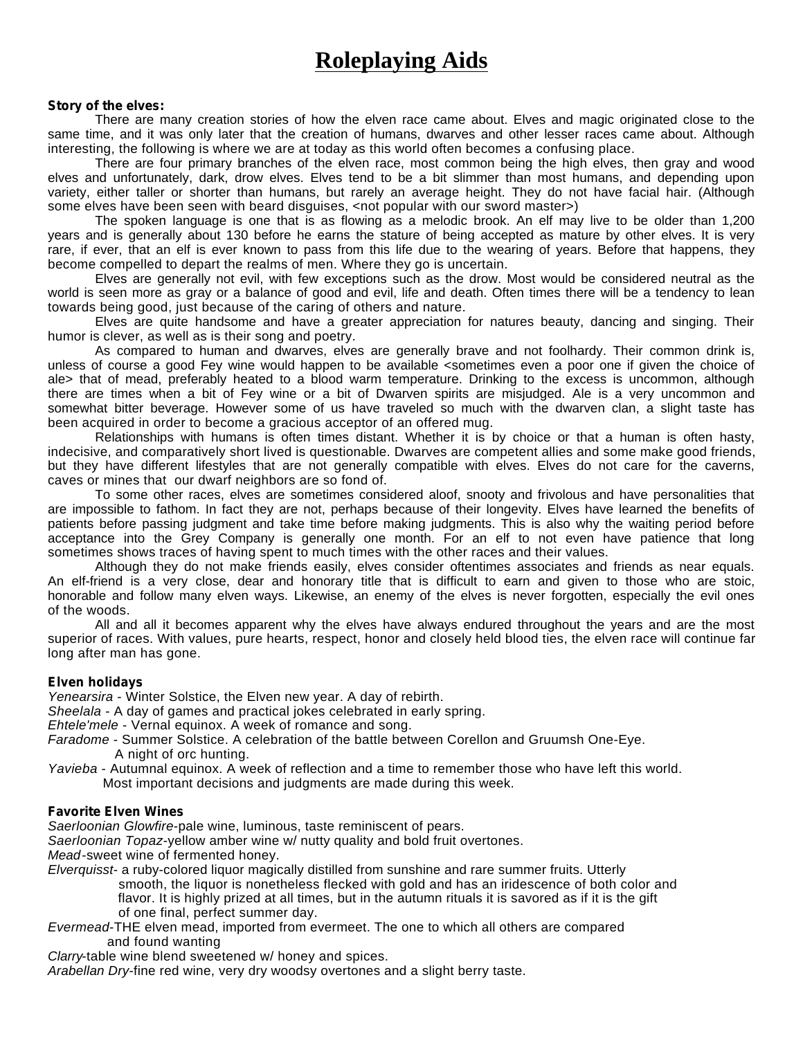# Roleplaying Aids

**Story of the elves:**

There are many creation stories of how the elven race came about. Elves and magic originated close to the same time, and it was only later that the creation of humans, dwarves and other lesser races came about. Although interesting, the following is where we are at today as this world often becomes a confusing place.

There are four primary branches of the elven race, most common being the high elves, then gray and wood elves and unfortunately, dark, drow elves. Elves tend to be a bit slimmer than most humans, and depending upon variety, either taller or shorter than humans, but rarely an average height. They do not have facial hair. (Although some elves have been seen with beard disguises, <not popular with our sword master>)

The spoken language is one that is as flowing as a melodic brook. An elf may live to be older than 1,200 years and is generally about 130 before he earns the stature of being accepted as mature by other elves. It is very rare, if ever, that an elf is ever known to pass from this life due to the wearing of years. Before that happens, they become compelled to depart the realms of men. Where they go is uncertain.

Elves are generally not evil, with few exceptions such as the drow. Most would be considered neutral as the world is seen more as gray or a balance of good and evil, life and death. Often times there will be a tendency to lean towards being good, just because of the caring of others and nature.

Elves are quite handsome and have a greater appreciation for natures beauty, dancing and singing. Their humor is clever, as well as is their song and poetry.

As compared to human and dwarves, elves are generally brave and not foolhardy. Their common drink is, unless of course a good Fey wine would happen to be available <sometimes even a poor one if given the choice of ale> that of mead, preferably heated to a blood warm temperature. Drinking to the excess is uncommon, although there are times when a bit of Fey wine or a bit of Dwarven spirits are misjudged. Ale is a very uncommon and somewhat bitter beverage. However some of us have traveled so much with the dwarven clan, a slight taste has been acquired in order to become a gracious acceptor of an offered mug.

Relationships with humans is often times distant. Whether it is by choice or that a human is often hasty, indecisive, and comparatively short lived is questionable. Dwarves are competent allies and some make good friends, but they have different lifestyles that are not generally compatible with elves. Elves do not care for the caverns, caves or mines that our dwarf neighbors are so fond of.

To some other races, elves are sometimes considered aloof, snooty and frivolous and have personalities that are impossible to fathom. In fact they are not, perhaps because of their longevity. Elves have learned the benefits of patients before passing judgment and take time before making judgments. This is also why the waiting period before acceptance into the Grey Company is generally one month. For an elf to not even have patience that long sometimes shows traces of having spent to much times with the other races and their values.

Although they do not make friends easily, elves consider oftentimes associates and friends as near equals. An elf-friend is a very close, dear and honorary title that is difficult to earn and given to those who are stoic, honorable and follow many elven ways. Likewise, an enemy of the elves is never forgotten, especially the evil ones of the woods.

All and all it becomes apparent why the elves have always endured throughout the years and are the most superior of races. With values, pure hearts, respect, honor and closely held blood ties, the elven race will continue far long after man has gone.

**Elven holidays**

*Yenearsira* - Winter Solstice, the Elven new year. A day of rebirth.
*Sheelala* - A day of games and practical jokes celebrated in early spring.
*Ehtele'mele* - Vernal equinox. A week of romance and song.
*Faradome* - Summer Solstice. A celebration of the battle between Corellon and Gruumsh One-Eye. A night of orc hunting.
*Yavieba* - Autumnal equinox. A week of reflection and a time to remember those who have left this world. Most important decisions and judgments are made during this week.

**Favorite Elven Wines**

*Saerloonian Glowfire*-pale wine, luminous, taste reminiscent of pears.
*Saerloonian Topaz*-yellow amber wine w/ nutty quality and bold fruit overtones.
*Mead*-sweet wine of fermented honey.
*Elverquisst*- a ruby-colored liquor magically distilled from sunshine and rare summer fruits. Utterly smooth, the liquor is nonetheless flecked with gold and has an iridescence of both color and flavor. It is highly prized at all times, but in the autumn rituals it is savored as if it is the gift of one final, perfect summer day.
*Evermead*-THE elven mead, imported from evermeet. The one to which all others are compared and found wanting
*Clarry*-table wine blend sweetened w/ honey and spices.
*Arabellan Dry*-fine red wine, very dry woodsy overtones and a slight berry taste.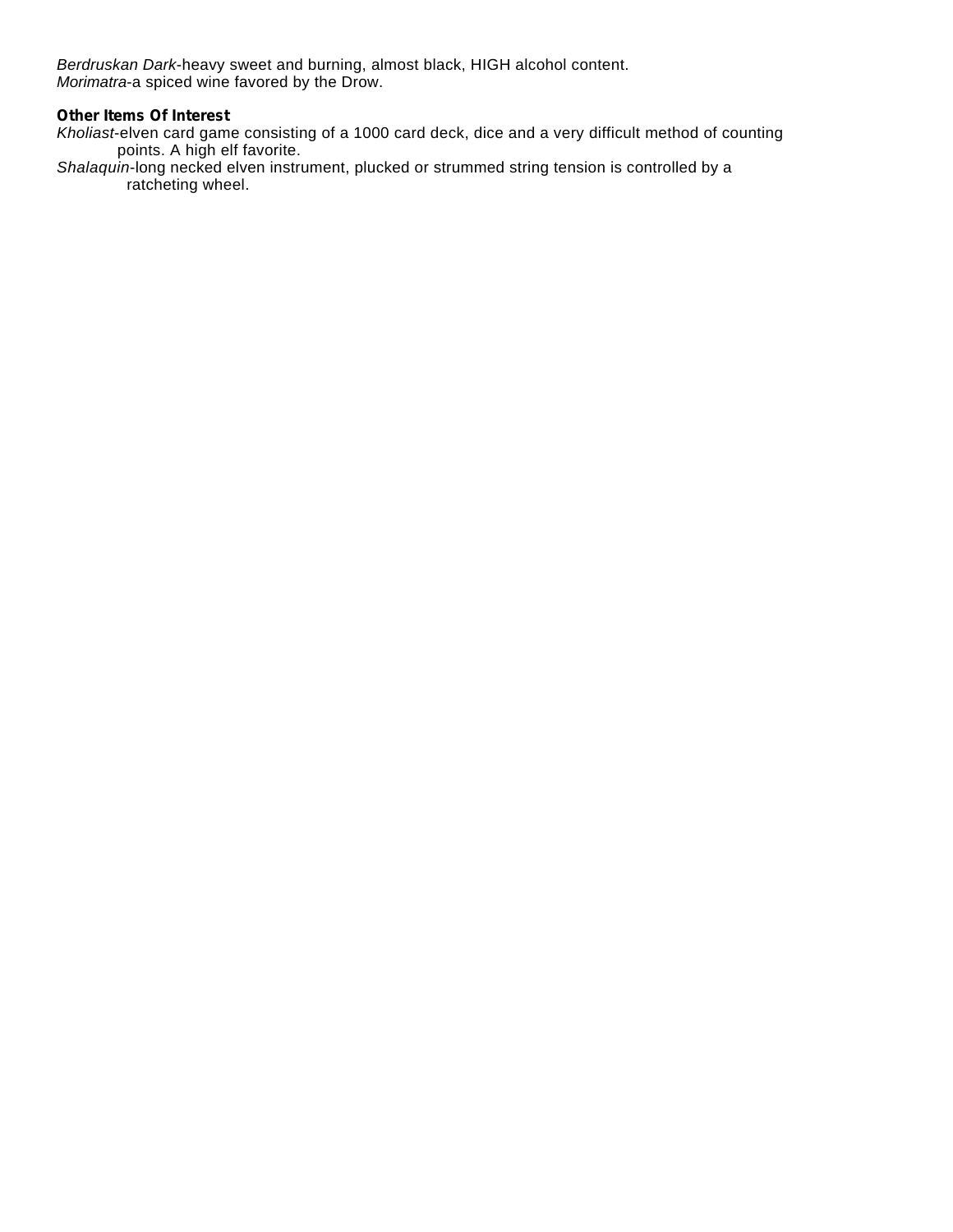*Berdruskan Dark*-heavy sweet and burning, almost black, HIGH alcohol content.
*Morimatra*-a spiced wine favored by the Drow.

**Other Items Of Interest**

*Kholiast*-elven card game consisting of a 1000 card deck, dice and a very difficult method of counting points. A high elf favorite.

*Shalaquin*-long necked elven instrument, plucked or strummed string tension is controlled by a ratcheting wheel.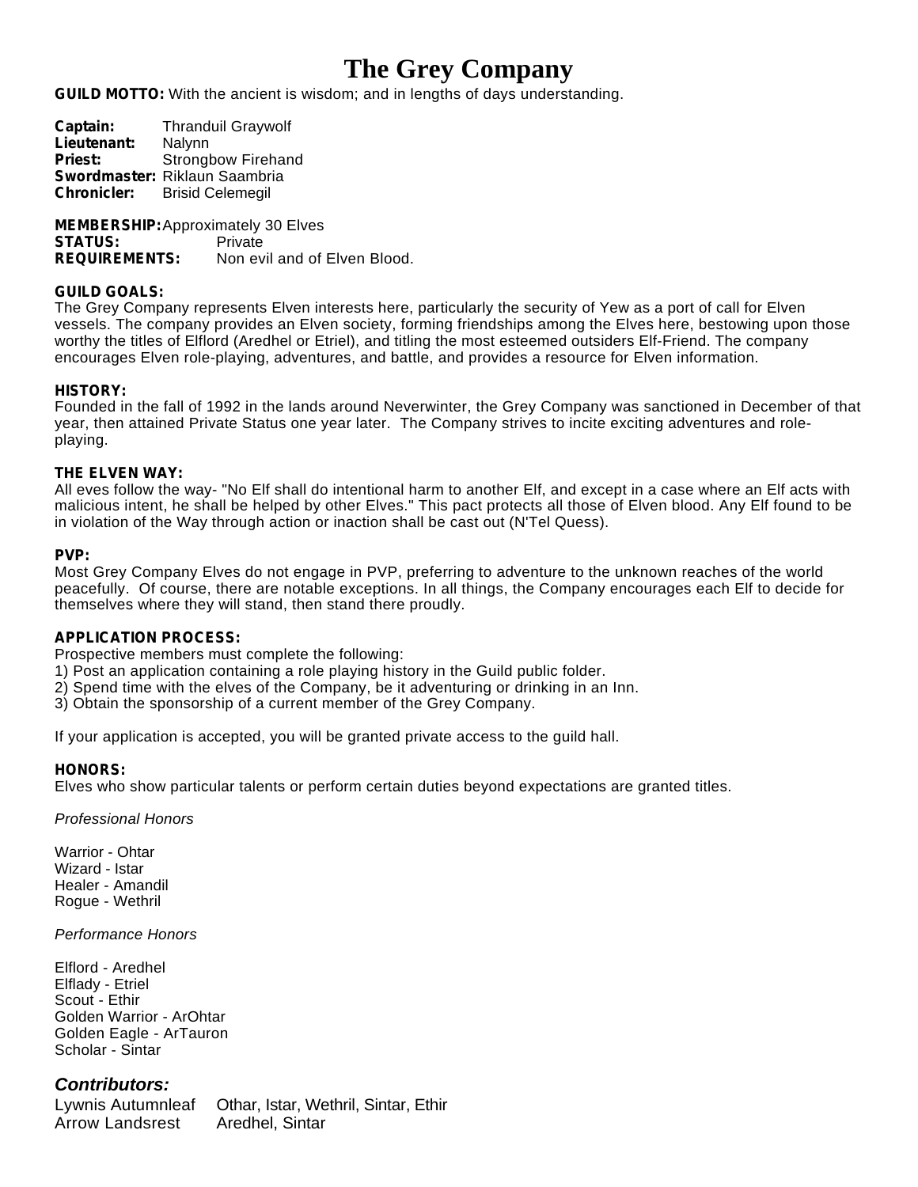# The Grey Company

**GUILD MOTTO:** With the ancient is wisdom; and in lengths of days understanding.

**Captain:** Thranduil Graywolf
**Lieutenant:** Nalynn
**Priest:** Strongbow Firehand
**Swordmaster:** Riklaun Saambria
**Chronicler:** Brisid Celemegil

**MEMBERSHIP:** Approximately 30 Elves
**STATUS:** Private
**REQUIREMENTS:** Non evil and of Elven Blood.

**GUILD GOALS:**
The Grey Company represents Elven interests here, particularly the security of Yew as a port of call for Elven vessels. The company provides an Elven society, forming friendships among the Elves here, bestowing upon those worthy the titles of Elflord (Aredhel or Etriel), and titling the most esteemed outsiders Elf-Friend. The company encourages Elven role-playing, adventures, and battle, and provides a resource for Elven information.

**HISTORY:**
Founded in the fall of 1992 in the lands around Neverwinter, the Grey Company was sanctioned in December of that year, then attained Private Status one year later. The Company strives to incite exciting adventures and role-playing.

**THE ELVEN WAY:**
All eves follow the way- "No Elf shall do intentional harm to another Elf, and except in a case where an Elf acts with malicious intent, he shall be helped by other Elves." This pact protects all those of Elven blood. Any Elf found to be in violation of the Way through action or inaction shall be cast out (N'Tel Quess).

**PVP:**
Most Grey Company Elves do not engage in PVP, preferring to adventure to the unknown reaches of the world peacefully. Of course, there are notable exceptions. In all things, the Company encourages each Elf to decide for themselves where they will stand, then stand there proudly.

**APPLICATION PROCESS:**
Prospective members must complete the following:
1) Post an application containing a role playing history in the Guild public folder.
2) Spend time with the elves of the Company, be it adventuring or drinking in an Inn.
3) Obtain the sponsorship of a current member of the Grey Company.

If your application is accepted, you will be granted private access to the guild hall.

**HONORS:**
Elves who show particular talents or perform certain duties beyond expectations are granted titles.

*Professional Honors*

Warrior - Ohtar
Wizard - Istar
Healer - Amandil
Rogue - Wethril

*Performance Honors*

Elflord - Aredhel
Elflady - Etriel
Scout - Ethir
Golden Warrior - ArOhtar
Golden Eagle - ArTauron
Scholar - Sintar

## *Contributors:*

| | |
|---|---|
| Lywnis Autumnleaf | Othar, Istar, Wethril, Sintar, Ethir |
| Arrow Landsrest | Aredhel, Sintar |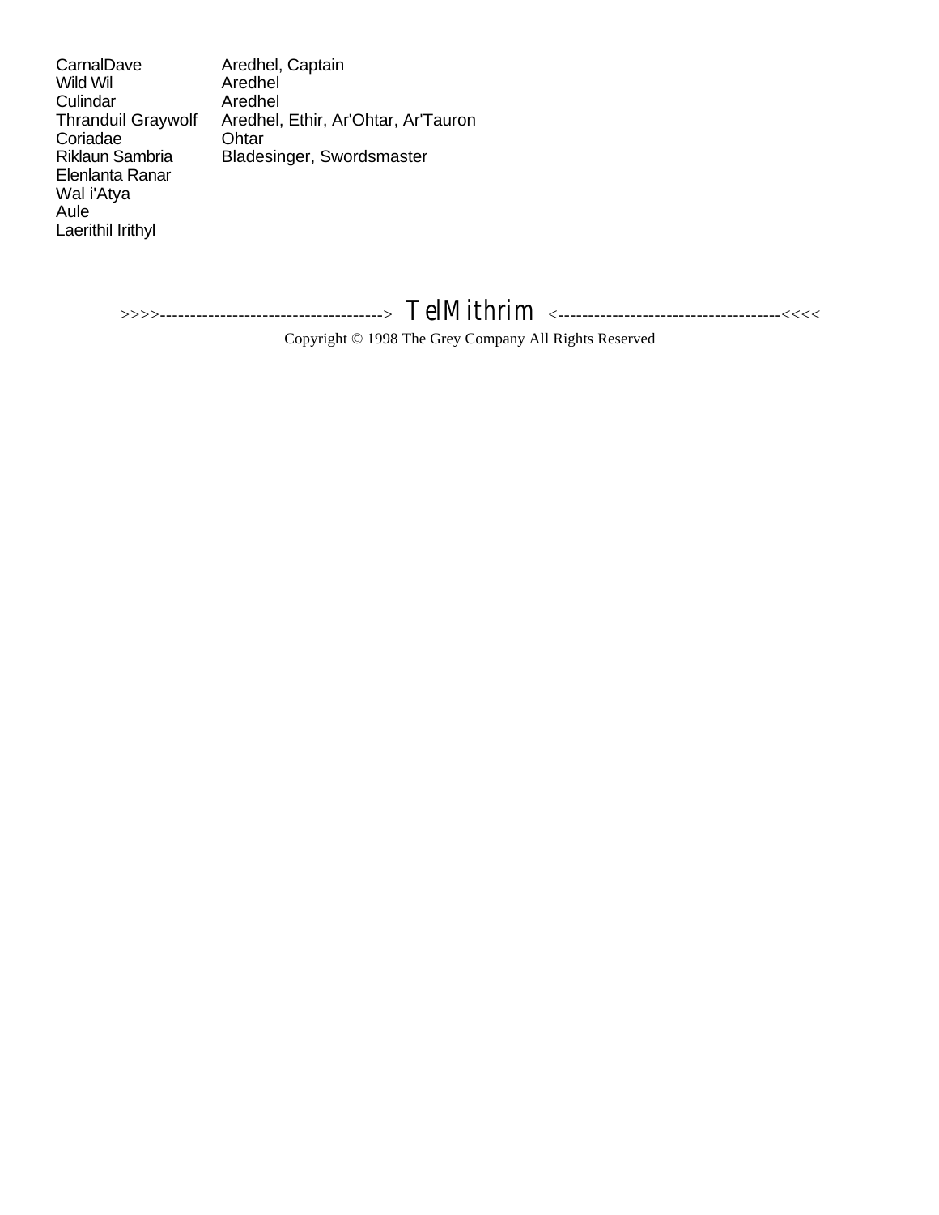| | |
|---|---|
| CarnalDave | Aredhel, Captain |
| Wild Wil | Aredhel |
| Culindar | Aredhel |
| Thranduil Graywolf | Aredhel, Ethir, Ar'Ohtar, Ar'Tauron |
| Coriadae | Ohtar |
| Riklaun Sambria | Bladesinger, Swordsmaster |
| Elenlanta Ranar | |
| Wal i'Atya | |
| Aule | |
| Laerithil Irithyl | |

>>>>-------------------------------------> TelMithrim <-------------------------------------<<<<

Copyright © 1998 The Grey Company All Rights Reserved